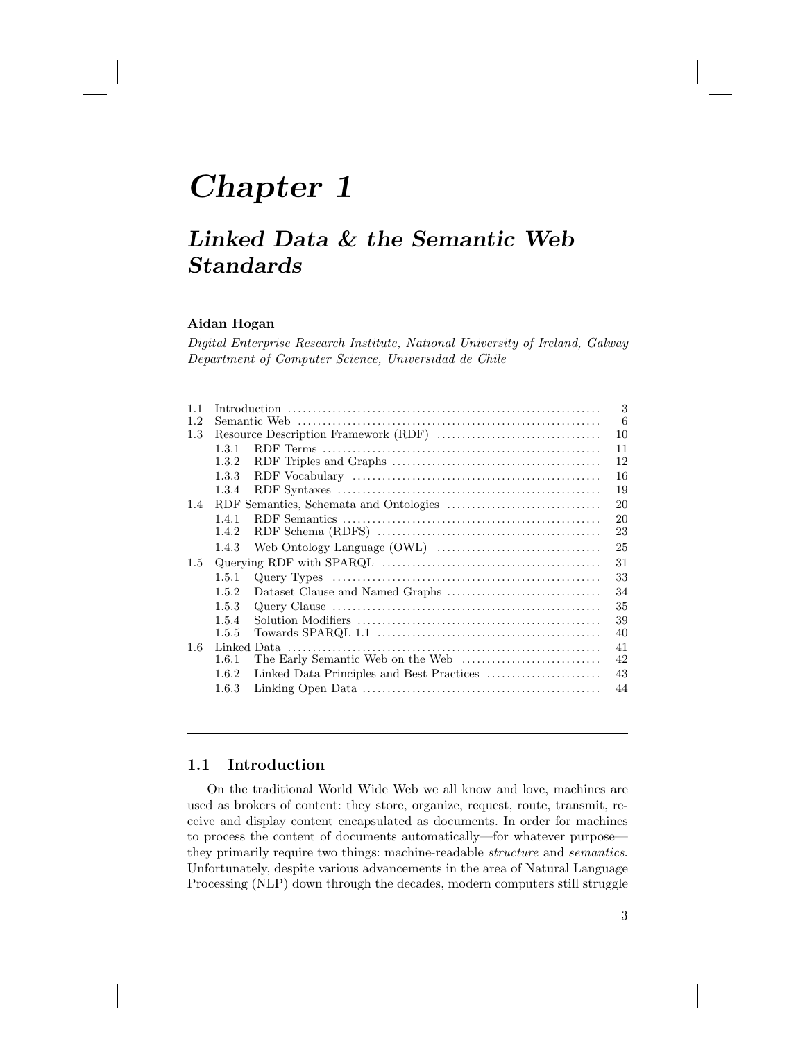# Chapter 1

## *Linked Data & the Semantic Web Standards*

**Aidan Hogan**

*Digital Enterprise Research Institute, National University of Ireland, Galway*
*Department of Computer Science, Universidad de Chile*

| | | |
|---|---|---|
| 1.1 | Introduction | 3 |
| 1.2 | Semantic Web | 6 |
| 1.3 | Resource Description Framework (RDF) | 10 |
| | 1.3.1 RDF Terms | 11 |
| | 1.3.2 RDF Triples and Graphs | 12 |
| | 1.3.3 RDF Vocabulary | 16 |
| | 1.3.4 RDF Syntaxes | 19 |
| 1.4 | RDF Semantics, Schemata and Ontologies | 20 |
| | 1.4.1 RDF Semantics | 20 |
| | 1.4.2 RDF Schema (RDFS) | 23 |
| | 1.4.3 Web Ontology Language (OWL) | 25 |
| 1.5 | Querying RDF with SPARQL | 31 |
| | 1.5.1 Query Types | 33 |
| | 1.5.2 Dataset Clause and Named Graphs | 34 |
| | 1.5.3 Query Clause | 35 |
| | 1.5.4 Solution Modifiers | 39 |
| | 1.5.5 Towards SPARQL 1.1 | 40 |
| 1.6 | Linked Data | 41 |
| | 1.6.1 The Early Semantic Web on the Web | 42 |
| | 1.6.2 Linked Data Principles and Best Practices | 43 |
| | 1.6.3 Linking Open Data | 44 |

### 1.1 Introduction

On the traditional World Wide Web we all know and love, machines are used as brokers of content: they store, organize, request, route, transmit, receive and display content encapsulated as documents. In order for machines to process the content of documents automatically—for whatever purpose—they primarily require two things: machine-readable *structure* and *semantics*. Unfortunately, despite various advancements in the area of Natural Language Processing (NLP) down through the decades, modern computers still struggle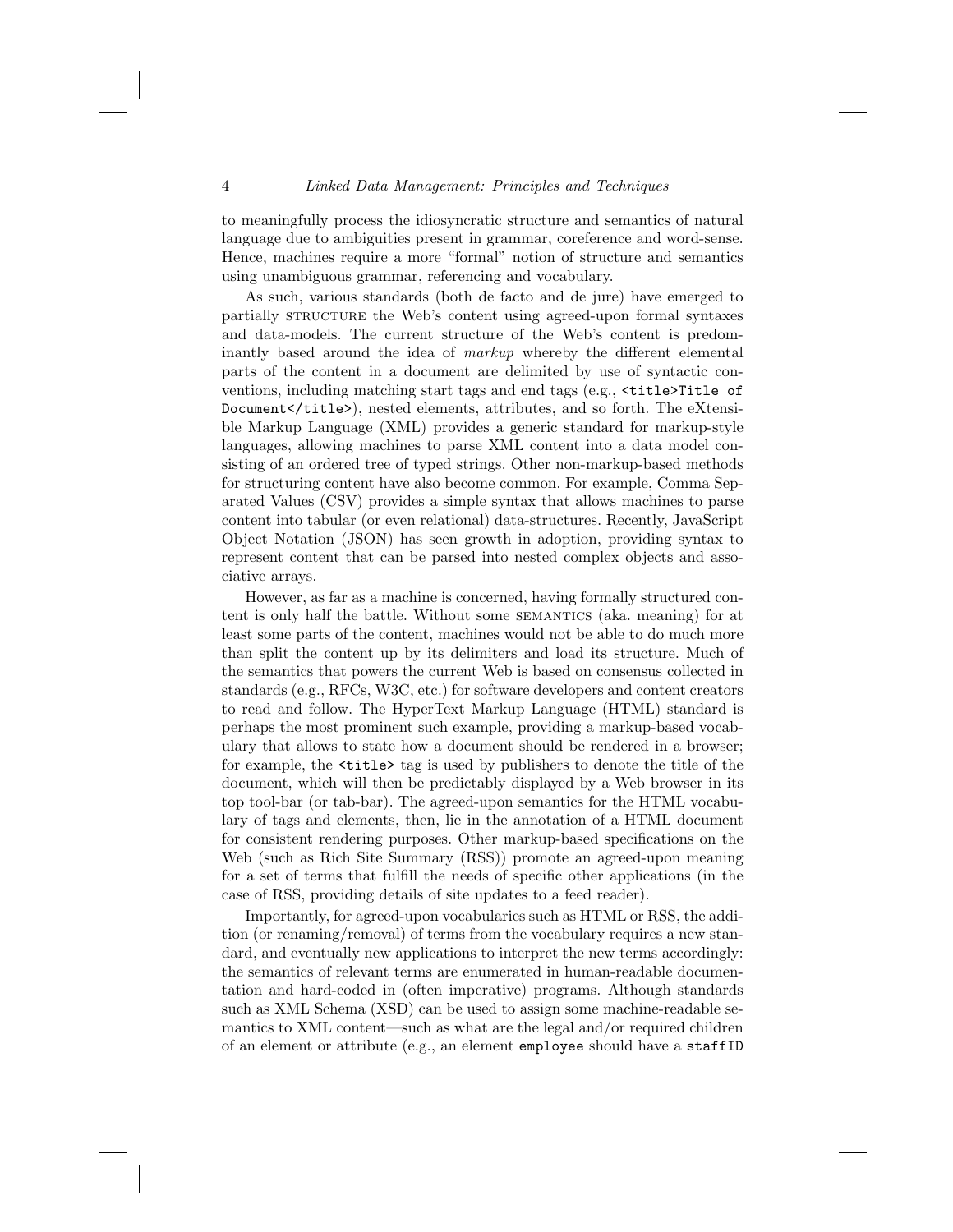to meaningfully process the idiosyncratic structure and semantics of natural language due to ambiguities present in grammar, coreference and word-sense. Hence, machines require a more "formal" notion of structure and semantics using unambiguous grammar, referencing and vocabulary.

As such, various standards (both de facto and de jure) have emerged to partially STRUCTURE the Web's content using agreed-upon formal syntaxes and data-models. The current structure of the Web's content is predominantly based around the idea of *markup* whereby the different elemental parts of the content in a document are delimited by use of syntactic conventions, including matching start tags and end tags (e.g., `<title>Title of Document</title>`), nested elements, attributes, and so forth. The eXtensible Markup Language (XML) provides a generic standard for markup-style languages, allowing machines to parse XML content into a data model consisting of an ordered tree of typed strings. Other non-markup-based methods for structuring content have also become common. For example, Comma Separated Values (CSV) provides a simple syntax that allows machines to parse content into tabular (or even relational) data-structures. Recently, JavaScript Object Notation (JSON) has seen growth in adoption, providing syntax to represent content that can be parsed into nested complex objects and associative arrays.

However, as far as a machine is concerned, having formally structured content is only half the battle. Without some SEMANTICS (aka. meaning) for at least some parts of the content, machines would not be able to do much more than split the content up by its delimiters and load its structure. Much of the semantics that powers the current Web is based on consensus collected in standards (e.g., RFCs, W3C, etc.) for software developers and content creators to read and follow. The HyperText Markup Language (HTML) standard is perhaps the most prominent such example, providing a markup-based vocabulary that allows to state how a document should be rendered in a browser; for example, the `<title>` tag is used by publishers to denote the title of the document, which will then be predictably displayed by a Web browser in its top tool-bar (or tab-bar). The agreed-upon semantics for the HTML vocabulary of tags and elements, then, lie in the annotation of a HTML document for consistent rendering purposes. Other markup-based specifications on the Web (such as Rich Site Summary (RSS)) promote an agreed-upon meaning for a set of terms that fulfill the needs of specific other applications (in the case of RSS, providing details of site updates to a feed reader).

Importantly, for agreed-upon vocabularies such as HTML or RSS, the addition (or renaming/removal) of terms from the vocabulary requires a new standard, and eventually new applications to interpret the new terms accordingly: the semantics of relevant terms are enumerated in human-readable documentation and hard-coded in (often imperative) programs. Although standards such as XML Schema (XSD) can be used to assign some machine-readable semantics to XML content—such as what are the legal and/or required children of an element or attribute (e.g., an element `employee` should have a `staffID`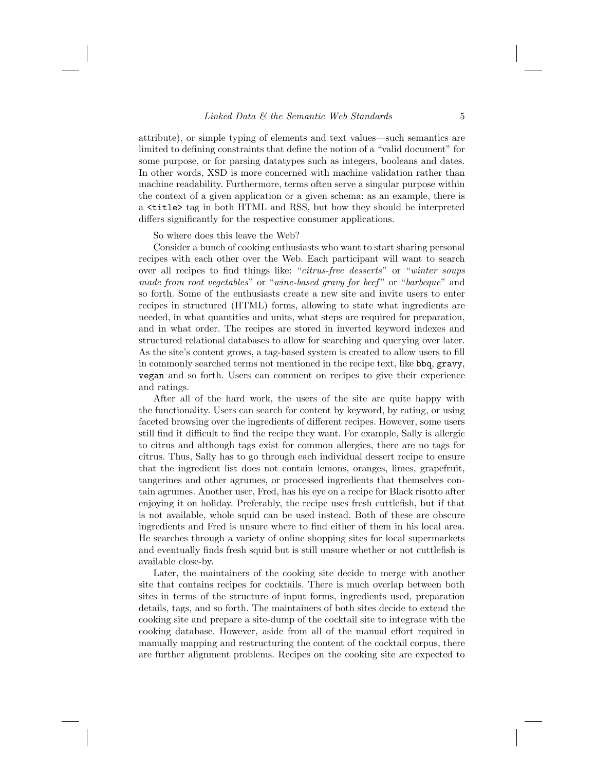attribute), or simple typing of elements and text values—such semantics are limited to defining constraints that define the notion of a "valid document" for some purpose, or for parsing datatypes such as integers, booleans and dates. In other words, XSD is more concerned with machine validation rather than machine readability. Furthermore, terms often serve a singular purpose within the context of a given application or a given schema: as an example, there is a `<title>` tag in both HTML and RSS, but how they should be interpreted differs significantly for the respective consumer applications.

So where does this leave the Web?

Consider a bunch of cooking enthusiasts who want to start sharing personal recipes with each other over the Web. Each participant will want to search over all recipes to find things like: "*citrus-free desserts*" or "*winter soups made from root vegetables*" or "*wine-based gravy for beef*" or "*barbeque*" and so forth. Some of the enthusiasts create a new site and invite users to enter recipes in structured (HTML) forms, allowing to state what ingredients are needed, in what quantities and units, what steps are required for preparation, and in what order. The recipes are stored in inverted keyword indexes and structured relational databases to allow for searching and querying over later. As the site's content grows, a tag-based system is created to allow users to fill in commonly searched terms not mentioned in the recipe text, like `bbq`, `gravy`, `vegan` and so forth. Users can comment on recipes to give their experience and ratings.

After all of the hard work, the users of the site are quite happy with the functionality. Users can search for content by keyword, by rating, or using faceted browsing over the ingredients of different recipes. However, some users still find it difficult to find the recipe they want. For example, Sally is allergic to citrus and although tags exist for common allergies, there are no tags for citrus. Thus, Sally has to go through each individual dessert recipe to ensure that the ingredient list does not contain lemons, oranges, limes, grapefruit, tangerines and other agrumes, or processed ingredients that themselves contain agrumes. Another user, Fred, has his eye on a recipe for Black risotto after enjoying it on holiday. Preferably, the recipe uses fresh cuttlefish, but if that is not available, whole squid can be used instead. Both of these are obscure ingredients and Fred is unsure where to find either of them in his local area. He searches through a variety of online shopping sites for local supermarkets and eventually finds fresh squid but is still unsure whether or not cuttlefish is available close-by.

Later, the maintainers of the cooking site decide to merge with another site that contains recipes for cocktails. There is much overlap between both sites in terms of the structure of input forms, ingredients used, preparation details, tags, and so forth. The maintainers of both sites decide to extend the cooking site and prepare a site-dump of the cocktail site to integrate with the cooking database. However, aside from all of the manual effort required in manually mapping and restructuring the content of the cocktail corpus, there are further alignment problems. Recipes on the cooking site are expected to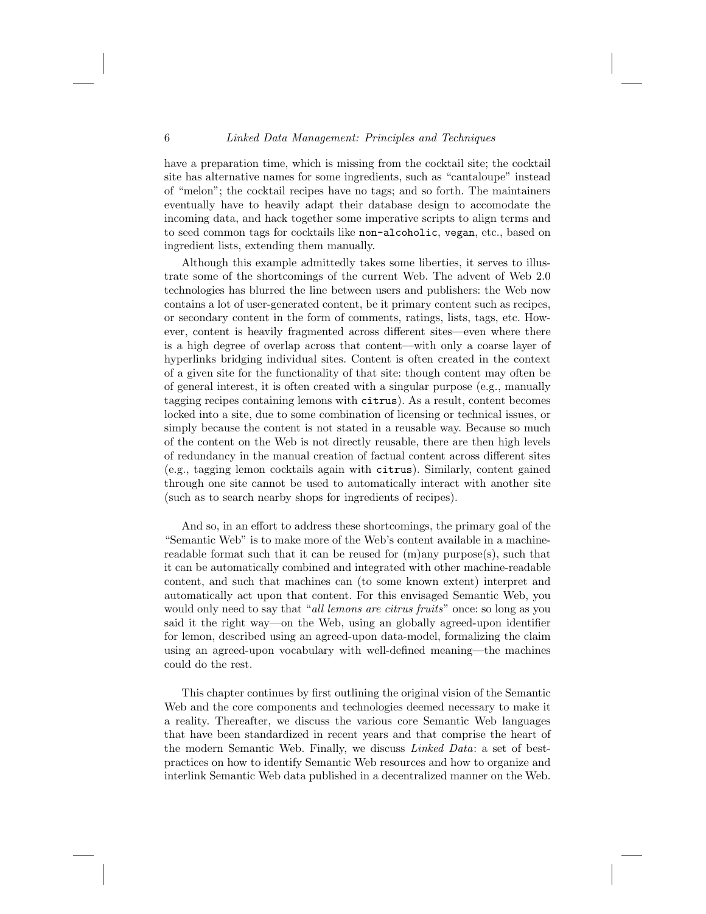have a preparation time, which is missing from the cocktail site; the cocktail site has alternative names for some ingredients, such as "cantaloupe" instead of "melon"; the cocktail recipes have no tags; and so forth. The maintainers eventually have to heavily adapt their database design to accomodate the incoming data, and hack together some imperative scripts to align terms and to seed common tags for cocktails like `non-alcoholic`, `vegan`, etc., based on ingredient lists, extending them manually.

Although this example admittedly takes some liberties, it serves to illustrate some of the shortcomings of the current Web. The advent of Web 2.0 technologies has blurred the line between users and publishers: the Web now contains a lot of user-generated content, be it primary content such as recipes, or secondary content in the form of comments, ratings, lists, tags, etc. However, content is heavily fragmented across different sites—even where there is a high degree of overlap across that content—with only a coarse layer of hyperlinks bridging individual sites. Content is often created in the context of a given site for the functionality of that site: though content may often be of general interest, it is often created with a singular purpose (e.g., manually tagging recipes containing lemons with `citrus`). As a result, content becomes locked into a site, due to some combination of licensing or technical issues, or simply because the content is not stated in a reusable way. Because so much of the content on the Web is not directly reusable, there are then high levels of redundancy in the manual creation of factual content across different sites (e.g., tagging lemon cocktails again with `citrus`). Similarly, content gained through one site cannot be used to automatically interact with another site (such as to search nearby shops for ingredients of recipes).

And so, in an effort to address these shortcomings, the primary goal of the "Semantic Web" is to make more of the Web's content available in a machine-readable format such that it can be reused for (m)any purpose(s), such that it can be automatically combined and integrated with other machine-readable content, and such that machines can (to some known extent) interpret and automatically act upon that content. For this envisaged Semantic Web, you would only need to say that "*all lemons are citrus fruits*" once: so long as you said it the right way—on the Web, using an globally agreed-upon identifier for lemon, described using an agreed-upon data-model, formalizing the claim using an agreed-upon vocabulary with well-defined meaning—the machines could do the rest.

This chapter continues by first outlining the original vision of the Semantic Web and the core components and technologies deemed necessary to make it a reality. Thereafter, we discuss the various core Semantic Web languages that have been standardized in recent years and that comprise the heart of the modern Semantic Web. Finally, we discuss *Linked Data*: a set of best-practices on how to identify Semantic Web resources and how to organize and interlink Semantic Web data published in a decentralized manner on the Web.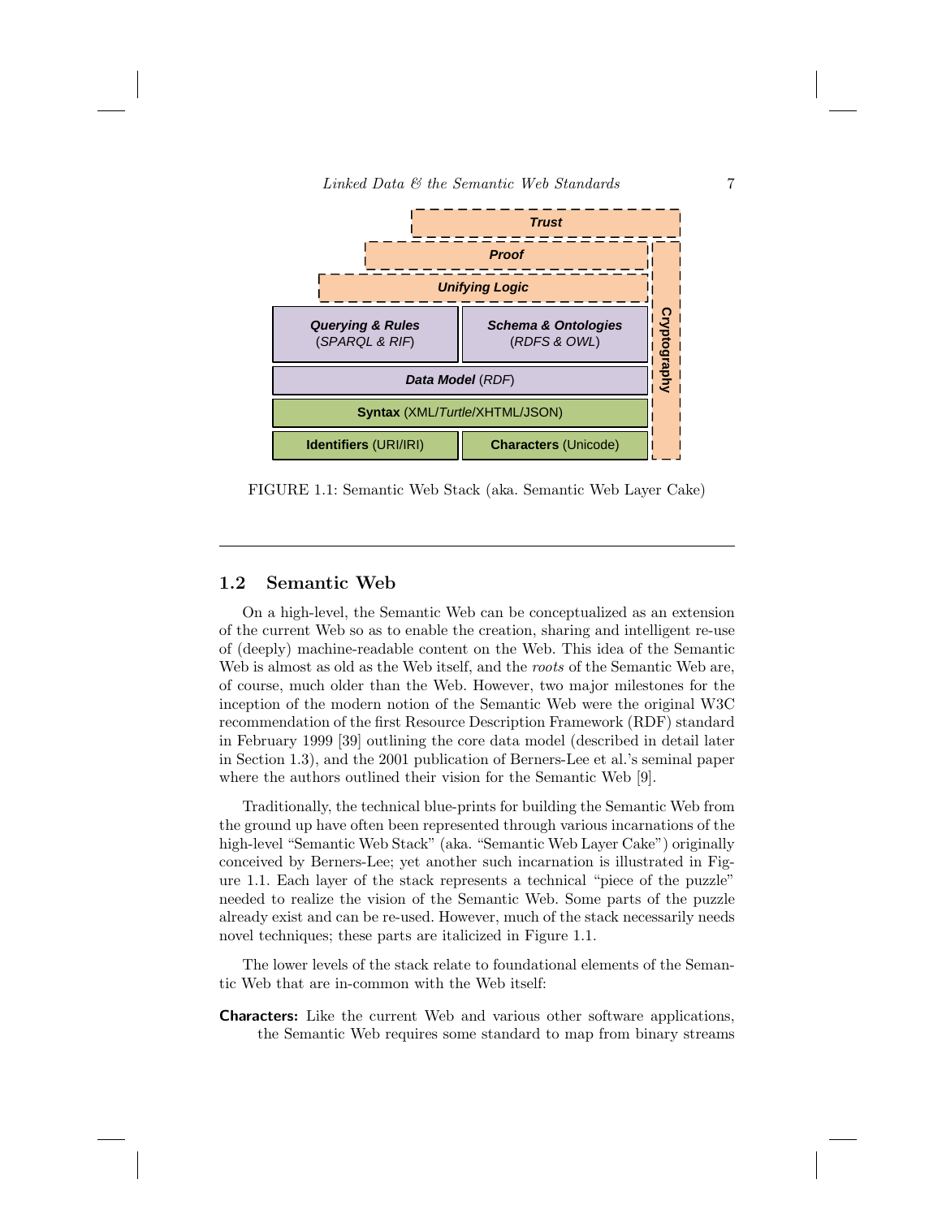FIGURE 1.1: Semantic Web Stack (aka. Semantic Web Layer Cake)

## 1.2 Semantic Web

On a high-level, the Semantic Web can be conceptualized as an extension of the current Web so as to enable the creation, sharing and intelligent re-use of (deeply) machine-readable content on the Web. This idea of the Semantic Web is almost as old as the Web itself, and the *roots* of the Semantic Web are, of course, much older than the Web. However, two major milestones for the inception of the modern notion of the Semantic Web were the original W3C recommendation of the first Resource Description Framework (RDF) standard in February 1999 [39] outlining the core data model (described in detail later in Section 1.3), and the 2001 publication of Berners-Lee et al.'s seminal paper where the authors outlined their vision for the Semantic Web [9].

Traditionally, the technical blue-prints for building the Semantic Web from the ground up have often been represented through various incarnations of the high-level "Semantic Web Stack" (aka. "Semantic Web Layer Cake") originally conceived by Berners-Lee; yet another such incarnation is illustrated in Figure 1.1. Each layer of the stack represents a technical "piece of the puzzle" needed to realize the vision of the Semantic Web. Some parts of the puzzle already exist and can be re-used. However, much of the stack necessarily needs novel techniques; these parts are italicized in Figure 1.1.

The lower levels of the stack relate to foundational elements of the Semantic Web that are in-common with the Web itself:

**Characters:** Like the current Web and various other software applications, the Semantic Web requires some standard to map from binary streams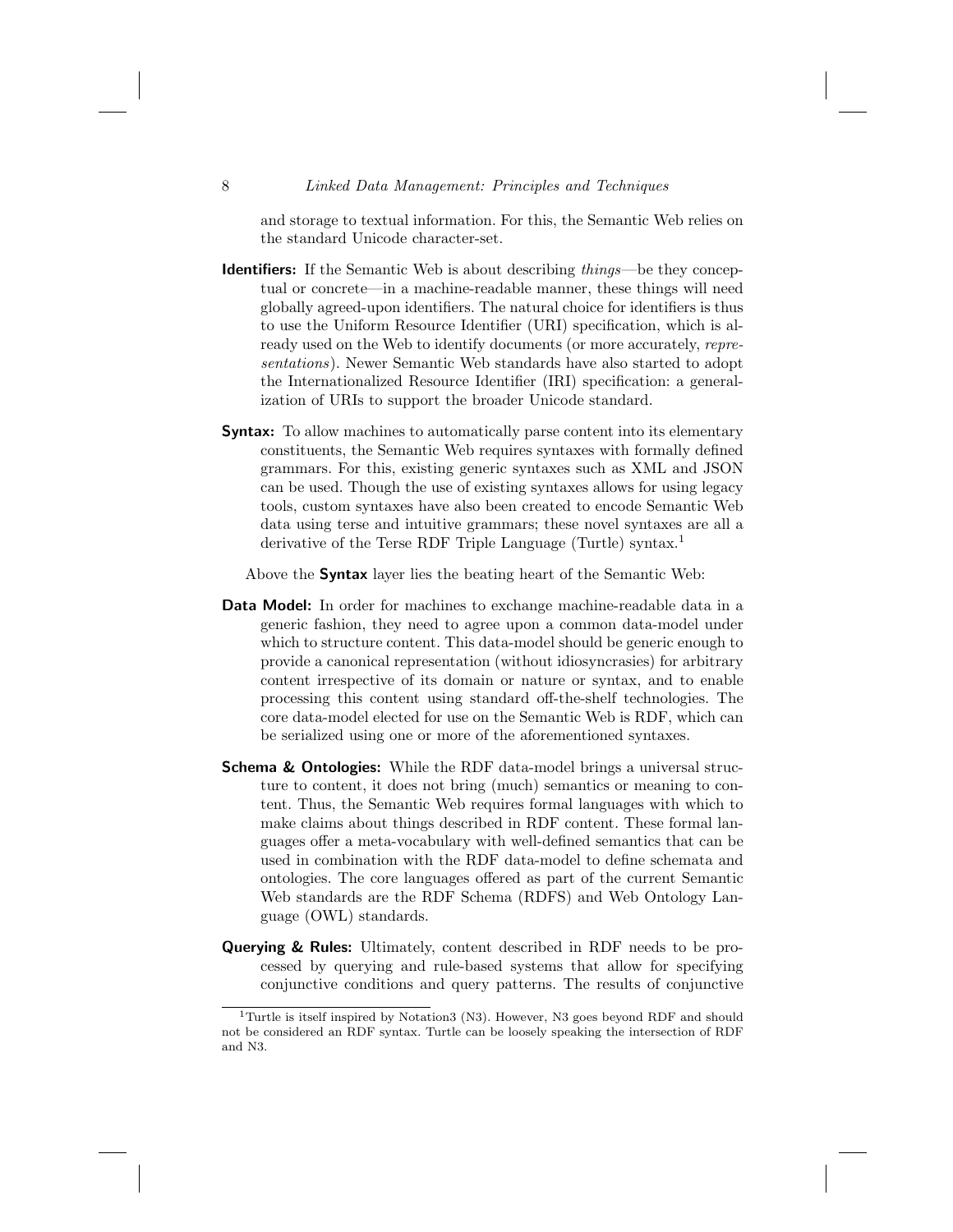and storage to textual information. For this, the Semantic Web relies on the standard Unicode character-set.

**Identifiers:** If the Semantic Web is about describing *things*—be they conceptual or concrete—in a machine-readable manner, these things will need globally agreed-upon identifiers. The natural choice for identifiers is thus to use the Uniform Resource Identifier (URI) specification, which is already used on the Web to identify documents (or more accurately, *representations*). Newer Semantic Web standards have also started to adopt the Internationalized Resource Identifier (IRI) specification: a generalization of URIs to support the broader Unicode standard.

**Syntax:** To allow machines to automatically parse content into its elementary constituents, the Semantic Web requires syntaxes with formally defined grammars. For this, existing generic syntaxes such as XML and JSON can be used. Though the use of existing syntaxes allows for using legacy tools, custom syntaxes have also been created to encode Semantic Web data using terse and intuitive grammars; these novel syntaxes are all a derivative of the Terse RDF Triple Language (Turtle) syntax.[1]

Above the **Syntax** layer lies the beating heart of the Semantic Web:

**Data Model:** In order for machines to exchange machine-readable data in a generic fashion, they need to agree upon a common data-model under which to structure content. This data-model should be generic enough to provide a canonical representation (without idiosyncrasies) for arbitrary content irrespective of its domain or nature or syntax, and to enable processing this content using standard off-the-shelf technologies. The core data-model elected for use on the Semantic Web is RDF, which can be serialized using one or more of the aforementioned syntaxes.

**Schema & Ontologies:** While the RDF data-model brings a universal structure to content, it does not bring (much) semantics or meaning to content. Thus, the Semantic Web requires formal languages with which to make claims about things described in RDF content. These formal languages offer a meta-vocabulary with well-defined semantics that can be used in combination with the RDF data-model to define schemata and ontologies. The core languages offered as part of the current Semantic Web standards are the RDF Schema (RDFS) and Web Ontology Language (OWL) standards.

**Querying & Rules:** Ultimately, content described in RDF needs to be processed by querying and rule-based systems that allow for specifying conjunctive conditions and query patterns. The results of conjunctive

[1] Turtle is itself inspired by Notation3 (N3). However, N3 goes beyond RDF and should not be considered an RDF syntax. Turtle can be loosely speaking the intersection of RDF and N3.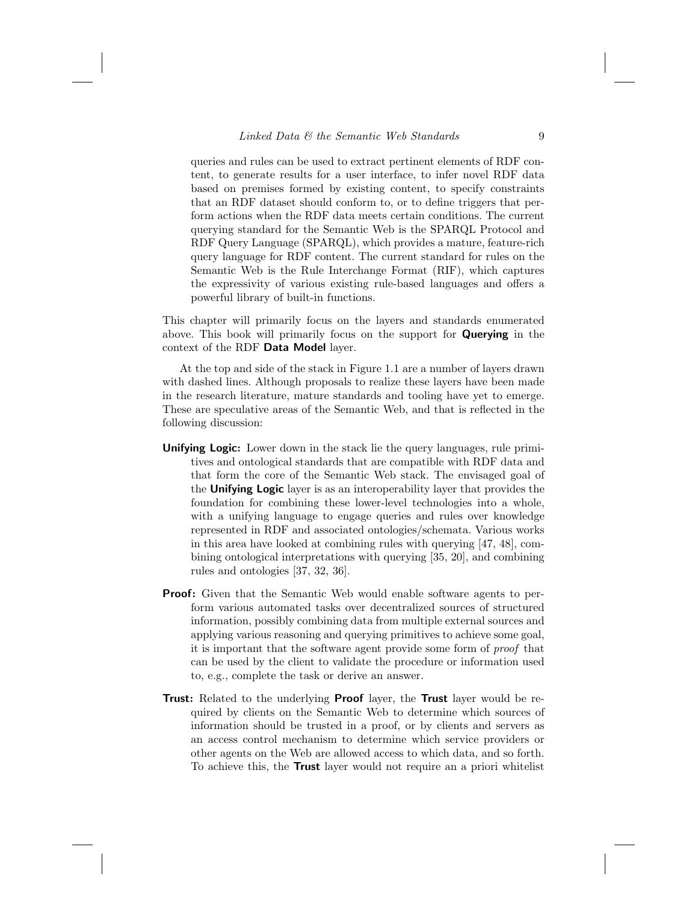queries and rules can be used to extract pertinent elements of RDF content, to generate results for a user interface, to infer novel RDF data based on premises formed by existing content, to specify constraints that an RDF dataset should conform to, or to define triggers that perform actions when the RDF data meets certain conditions. The current querying standard for the Semantic Web is the SPARQL Protocol and RDF Query Language (SPARQL), which provides a mature, feature-rich query language for RDF content. The current standard for rules on the Semantic Web is the Rule Interchange Format (RIF), which captures the expressivity of various existing rule-based languages and offers a powerful library of built-in functions.

This chapter will primarily focus on the layers and standards enumerated above. This book will primarily focus on the support for **Querying** in the context of the RDF **Data Model** layer.

At the top and side of the stack in Figure 1.1 are a number of layers drawn with dashed lines. Although proposals to realize these layers have been made in the research literature, mature standards and tooling have yet to emerge. These are speculative areas of the Semantic Web, and that is reflected in the following discussion:

**Unifying Logic:** Lower down in the stack lie the query languages, rule primitives and ontological standards that are compatible with RDF data and that form the core of the Semantic Web stack. The envisaged goal of the **Unifying Logic** layer is as an interoperability layer that provides the foundation for combining these lower-level technologies into a whole, with a unifying language to engage queries and rules over knowledge represented in RDF and associated ontologies/schemata. Various works in this area have looked at combining rules with querying [47, 48], combining ontological interpretations with querying [35, 20], and combining rules and ontologies [37, 32, 36].

**Proof:** Given that the Semantic Web would enable software agents to perform various automated tasks over decentralized sources of structured information, possibly combining data from multiple external sources and applying various reasoning and querying primitives to achieve some goal, it is important that the software agent provide some form of *proof* that can be used by the client to validate the procedure or information used to, e.g., complete the task or derive an answer.

**Trust:** Related to the underlying **Proof** layer, the **Trust** layer would be required by clients on the Semantic Web to determine which sources of information should be trusted in a proof, or by clients and servers as an access control mechanism to determine which service providers or other agents on the Web are allowed access to which data, and so forth. To achieve this, the **Trust** layer would not require an a priori whitelist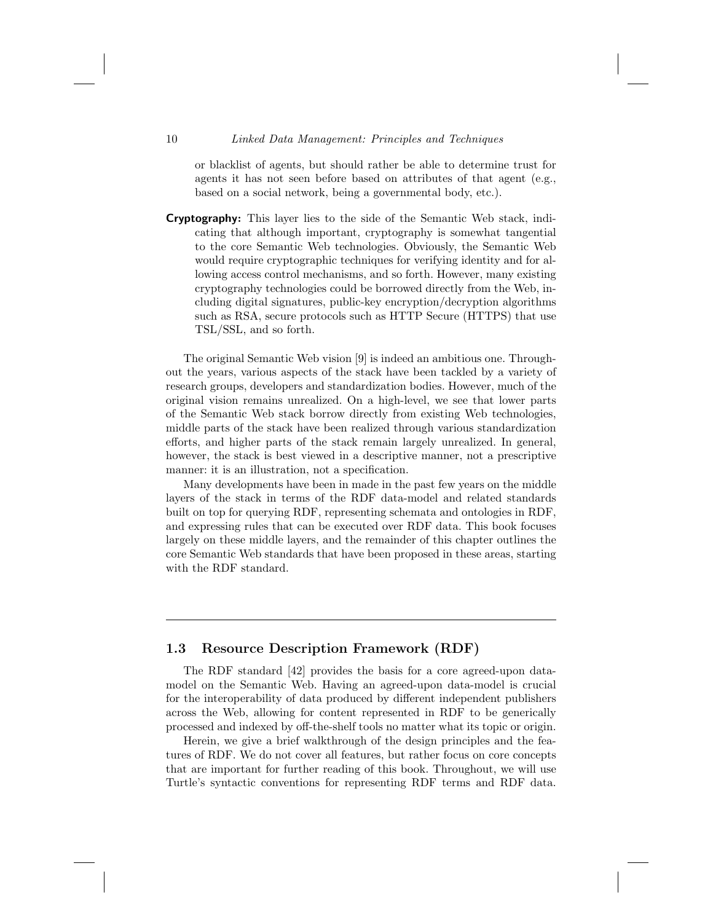or blacklist of agents, but should rather be able to determine trust for agents it has not seen before based on attributes of that agent (e.g., based on a social network, being a governmental body, etc.).

**Cryptography:** This layer lies to the side of the Semantic Web stack, indicating that although important, cryptography is somewhat tangential to the core Semantic Web technologies. Obviously, the Semantic Web would require cryptographic techniques for verifying identity and for allowing access control mechanisms, and so forth. However, many existing cryptography technologies could be borrowed directly from the Web, including digital signatures, public-key encryption/decryption algorithms such as RSA, secure protocols such as HTTP Secure (HTTPS) that use TSL/SSL, and so forth.

The original Semantic Web vision [9] is indeed an ambitious one. Throughout the years, various aspects of the stack have been tackled by a variety of research groups, developers and standardization bodies. However, much of the original vision remains unrealized. On a high-level, we see that lower parts of the Semantic Web stack borrow directly from existing Web technologies, middle parts of the stack have been realized through various standardization efforts, and higher parts of the stack remain largely unrealized. In general, however, the stack is best viewed in a descriptive manner, not a prescriptive manner: it is an illustration, not a specification.

Many developments have been in made in the past few years on the middle layers of the stack in terms of the RDF data-model and related standards built on top for querying RDF, representing schemata and ontologies in RDF, and expressing rules that can be executed over RDF data. This book focuses largely on these middle layers, and the remainder of this chapter outlines the core Semantic Web standards that have been proposed in these areas, starting with the RDF standard.

## 1.3 Resource Description Framework (RDF)

The RDF standard [42] provides the basis for a core agreed-upon data-model on the Semantic Web. Having an agreed-upon data-model is crucial for the interoperability of data produced by different independent publishers across the Web, allowing for content represented in RDF to be generically processed and indexed by off-the-shelf tools no matter what its topic or origin.

Herein, we give a brief walkthrough of the design principles and the features of RDF. We do not cover all features, but rather focus on core concepts that are important for further reading of this book. Throughout, we will use Turtle's syntactic conventions for representing RDF terms and RDF data.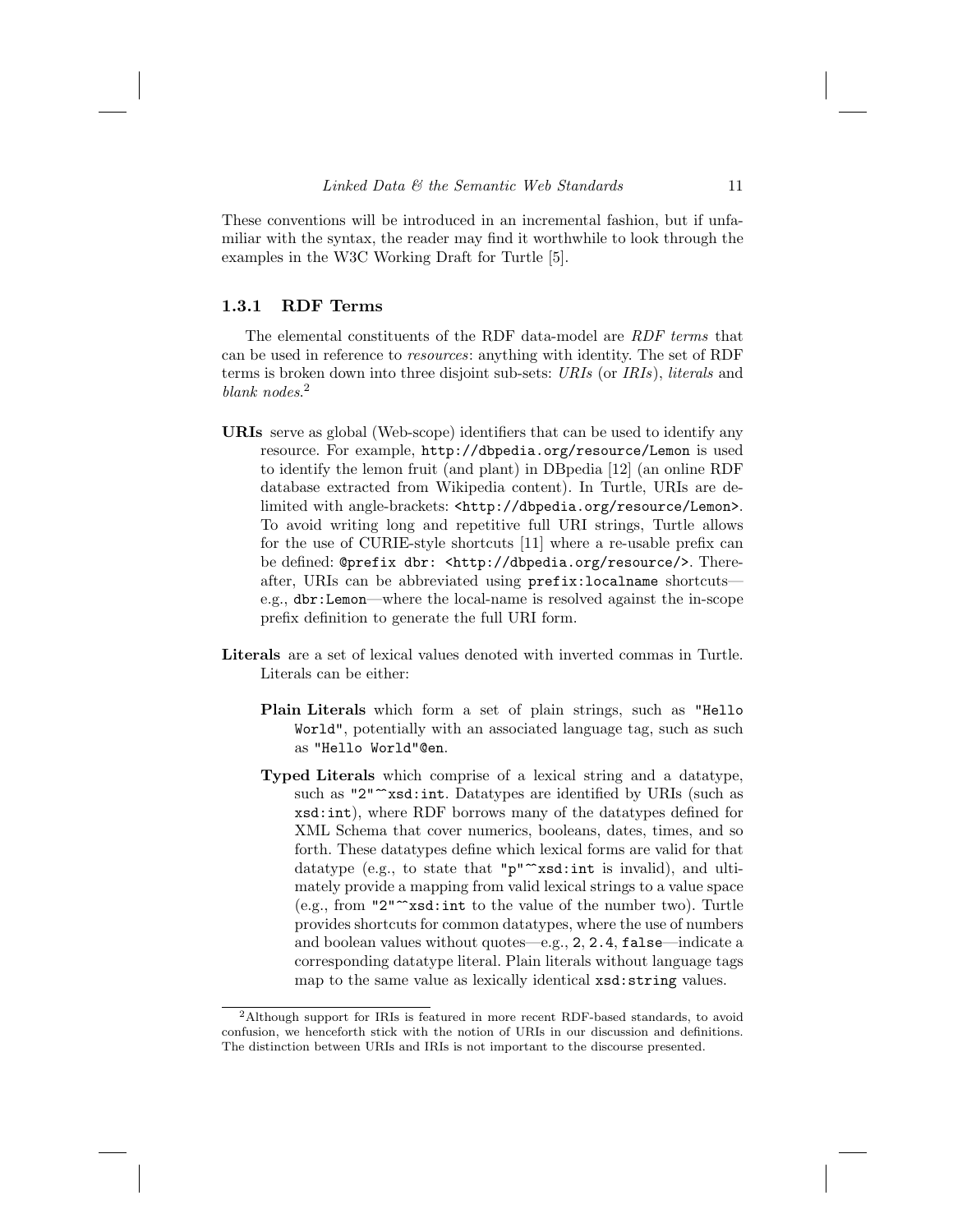These conventions will be introduced in an incremental fashion, but if unfamiliar with the syntax, the reader may find it worthwhile to look through the examples in the W3C Working Draft for Turtle [5].

### 1.3.1 RDF Terms

The elemental constituents of the RDF data-model are *RDF terms* that can be used in reference to *resources*: anything with identity. The set of RDF terms is broken down into three disjoint sub-sets: *URIs* (or *IRIs*), *literals* and *blank nodes*.[2]

**URIs** serve as global (Web-scope) identifiers that can be used to identify any resource. For example, `http://dbpedia.org/resource/Lemon` is used to identify the lemon fruit (and plant) in DBpedia [12] (an online RDF database extracted from Wikipedia content). In Turtle, URIs are delimited with angle-brackets: `<http://dbpedia.org/resource/Lemon>`. To avoid writing long and repetitive full URI strings, Turtle allows for the use of CURIE-style shortcuts [11] where a re-usable prefix can be defined: `@prefix dbr: <http://dbpedia.org/resource/>`. Thereafter, URIs can be abbreviated using `prefix:localname` shortcuts—e.g., `dbr:Lemon`—where the local-name is resolved against the in-scope prefix definition to generate the full URI form.

**Literals** are a set of lexical values denoted with inverted commas in Turtle. Literals can be either:

- **Plain Literals** which form a set of plain strings, such as `"Hello World"`, potentially with an associated language tag, such as such as `"Hello World"@en`.
- **Typed Literals** which comprise of a lexical string and a datatype, such as `"2"^^xsd:int`. Datatypes are identified by URIs (such as `xsd:int`), where RDF borrows many of the datatypes defined for XML Schema that cover numerics, booleans, dates, times, and so forth. These datatypes define which lexical forms are valid for that datatype (e.g., to state that `"p"^^xsd:int` is invalid), and ultimately provide a mapping from valid lexical strings to a value space (e.g., from `"2"^^xsd:int` to the value of the number two). Turtle provides shortcuts for common datatypes, where the use of numbers and boolean values without quotes—e.g., `2`, `2.4`, `false`—indicate a corresponding datatype literal. Plain literals without language tags map to the same value as lexically identical `xsd:string` values.

[2]Although support for IRIs is featured in more recent RDF-based standards, to avoid confusion, we henceforth stick with the notion of URIs in our discussion and definitions. The distinction between URIs and IRIs is not important to the discourse presented.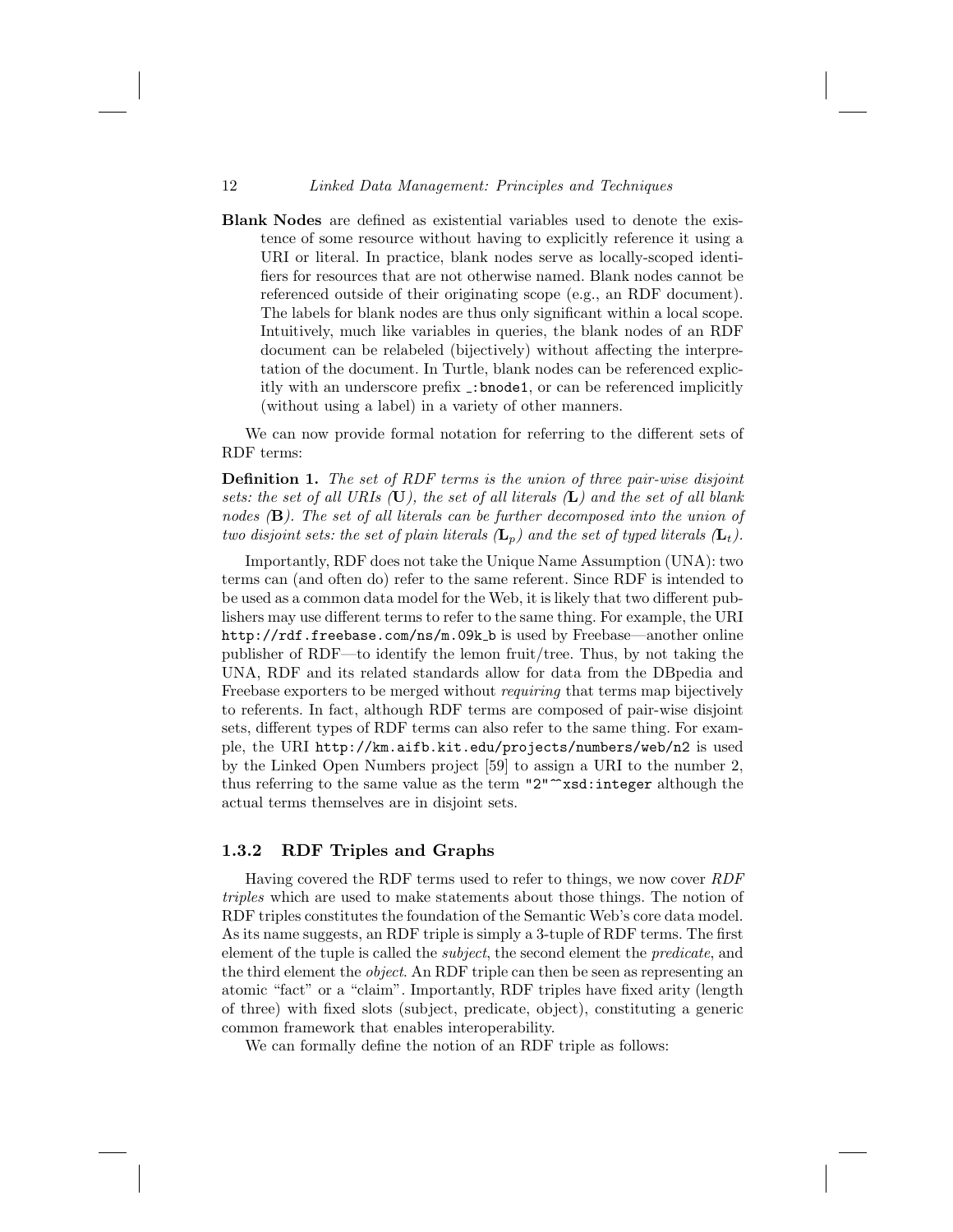**Blank Nodes** are defined as existential variables used to denote the existence of some resource without having to explicitly reference it using a URI or literal. In practice, blank nodes serve as locally-scoped identifiers for resources that are not otherwise named. Blank nodes cannot be referenced outside of their originating scope (e.g., an RDF document). The labels for blank nodes are thus only significant within a local scope. Intuitively, much like variables in queries, the blank nodes of an RDF document can be relabeled (bijectively) without affecting the interpretation of the document. In Turtle, blank nodes can be referenced explicitly with an underscore prefix `_:bnode1`, or can be referenced implicitly (without using a label) in a variety of other manners.

We can now provide formal notation for referring to the different sets of RDF terms:

**Definition 1.** *The set of RDF terms is the union of three pair-wise disjoint sets: the set of all URIs ($\mathbf{U}$), the set of all literals ($\mathbf{L}$) and the set of all blank nodes ($\mathbf{B}$). The set of all literals can be further decomposed into the union of two disjoint sets: the set of plain literals ($\mathbf{L}_p$) and the set of typed literals ($\mathbf{L}_t$).*

Importantly, RDF does not take the Unique Name Assumption (UNA): two terms can (and often do) refer to the same referent. Since RDF is intended to be used as a common data model for the Web, it is likely that two different publishers may use different terms to refer to the same thing. For example, the URI `http://rdf.freebase.com/ns/m.09k_b` is used by Freebase—another online publisher of RDF—to identify the lemon fruit/tree. Thus, by not taking the UNA, RDF and its related standards allow for data from the DBpedia and Freebase exporters to be merged without *requiring* that terms map bijectively to referents. In fact, although RDF terms are composed of pair-wise disjoint sets, different types of RDF terms can also refer to the same thing. For example, the URI `http://km.aifb.kit.edu/projects/numbers/web/n2` is used by the Linked Open Numbers project [59] to assign a URI to the number 2, thus referring to the same value as the term `"2"^^xsd:integer` although the actual terms themselves are in disjoint sets.

### 1.3.2 RDF Triples and Graphs

Having covered the RDF terms used to refer to things, we now cover *RDF triples* which are used to make statements about those things. The notion of RDF triples constitutes the foundation of the Semantic Web's core data model. As its name suggests, an RDF triple is simply a 3-tuple of RDF terms. The first element of the tuple is called the *subject*, the second element the *predicate*, and the third element the *object*. An RDF triple can then be seen as representing an atomic "fact" or a "claim". Importantly, RDF triples have fixed arity (length of three) with fixed slots (subject, predicate, object), constituting a generic common framework that enables interoperability.

We can formally define the notion of an RDF triple as follows: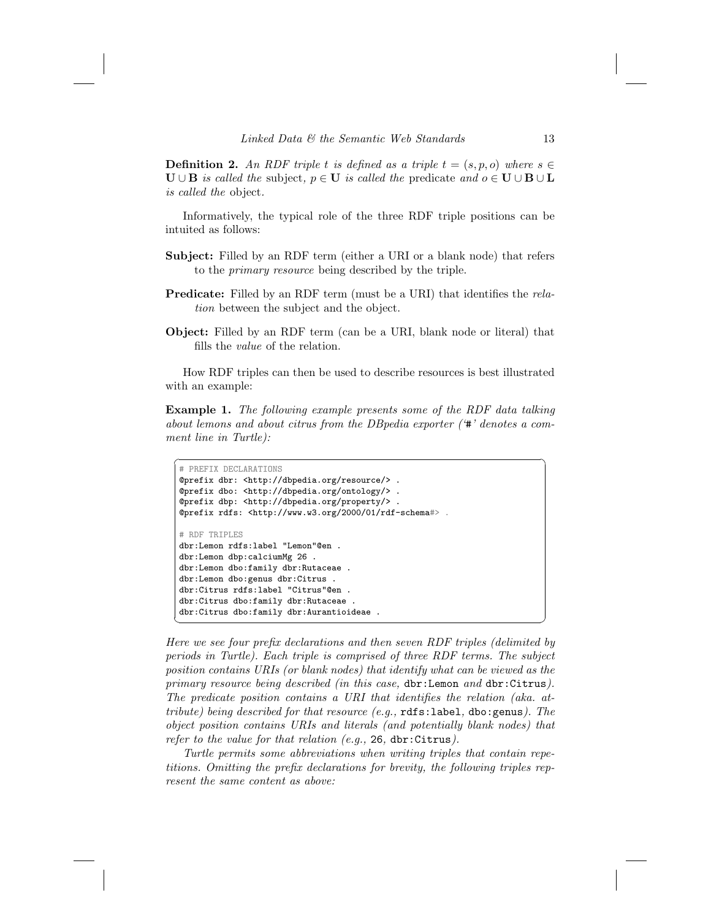**Definition 2.** *An RDF triple $t$ is defined as a triple $t = (s, p, o)$ where $s \in \mathbf{U} \cup \mathbf{B}$ is called the* subject*, $p \in \mathbf{U}$ is called the* predicate *and $o \in \mathbf{U} \cup \mathbf{B} \cup \mathbf{L}$ is called the* object.

Informatively, the typical role of the three RDF triple positions can be intuited as follows:

**Subject:** Filled by an RDF term (either a URI or a blank node) that refers to the *primary resource* being described by the triple.

**Predicate:** Filled by an RDF term (must be a URI) that identifies the *relation* between the subject and the object.

**Object:** Filled by an RDF term (can be a URI, blank node or literal) that fills the *value* of the relation.

How RDF triples can then be used to describe resources is best illustrated with an example:

**Example 1.** *The following example presents some of the RDF data talking about lemons and about citrus from the DBpedia exporter ('`#`' denotes a comment line in Turtle):*

```
# PREFIX DECLARATIONS
@prefix dbr: <http://dbpedia.org/resource/> .
@prefix dbo: <http://dbpedia.org/ontology/> .
@prefix dbp: <http://dbpedia.org/property/> .
@prefix rdfs: <http://www.w3.org/2000/01/rdf-schema#> .

# RDF TRIPLES
dbr:Lemon rdfs:label "Lemon"@en .
dbr:Lemon dbp:calciumMg 26 .
dbr:Lemon dbo:family dbr:Rutaceae .
dbr:Lemon dbo:genus dbr:Citrus .
dbr:Citrus rdfs:label "Citrus"@en .
dbr:Citrus dbo:family dbr:Rutaceae .
dbr:Citrus dbo:family dbr:Aurantioideae .
```

*Here we see four prefix declarations and then seven RDF triples (delimited by periods in Turtle). Each triple is comprised of three RDF terms. The subject position contains URIs (or blank nodes) that identify what can be viewed as the primary resource being described (in this case,* `dbr:Lemon` *and* `dbr:Citrus`*). The predicate position contains a URI that identifies the relation (aka. attribute) being described for that resource (e.g.,* `rdfs:label`*,* `dbo:genus`*). The object position contains URIs and literals (and potentially blank nodes) that refer to the value for that relation (e.g.,* `26`*,* `dbr:Citrus`*).*

*Turtle permits some abbreviations when writing triples that contain repetitions. Omitting the prefix declarations for brevity, the following triples represent the same content as above:*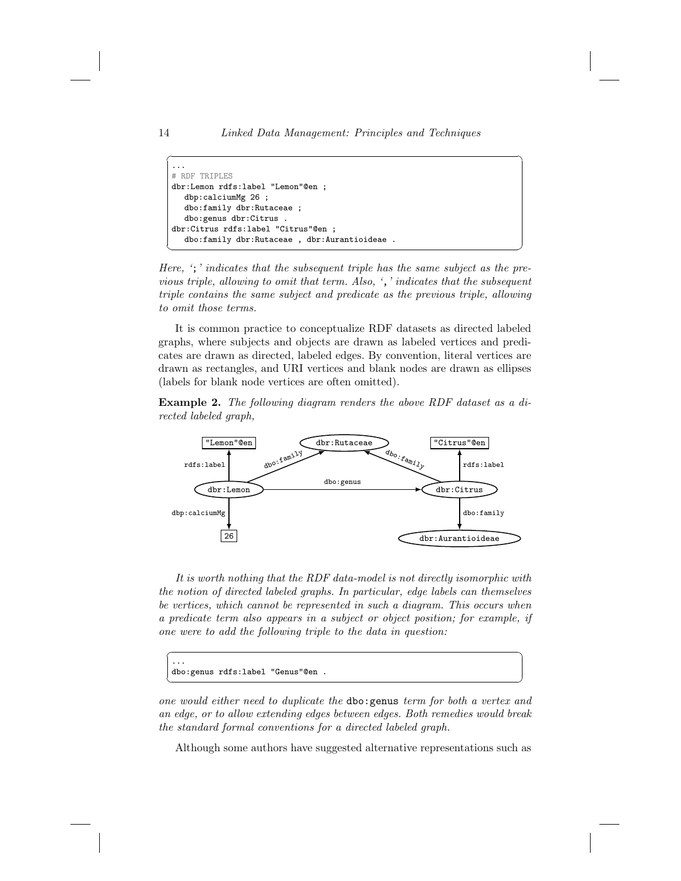```
...
# RDF TRIPLES
dbr:Lemon rdfs:label "Lemon"@en ;
   dbp:calciumMg 26 ;
   dbo:family dbr:Rutaceae ;
   dbo:genus dbr:Citrus .
dbr:Citrus rdfs:label "Citrus"@en ;
   dbo:family dbr:Rutaceae , dbr:Aurantioideae .
```

*Here, '`;`' indicates that the subsequent triple has the same subject as the previous triple, allowing to omit that term. Also, '`,`' indicates that the subsequent triple contains the same subject and predicate as the previous triple, allowing to omit those terms.*

It is common practice to conceptualize RDF datasets as directed labeled graphs, where subjects and objects are drawn as labeled vertices and predicates are drawn as directed, labeled edges. By convention, literal vertices are drawn as rectangles, and URI vertices and blank nodes are drawn as ellipses (labels for blank node vertices are often omitted).

**Example 2.** *The following diagram renders the above RDF dataset as a directed labeled graph,*

*It is worth nothing that the RDF data-model is not directly isomorphic with the notion of directed labeled graphs. In particular, edge labels can themselves be vertices, which cannot be represented in such a diagram. This occurs when a predicate term also appears in a subject or object position; for example, if one were to add the following triple to the data in question:*

```
...
dbo:genus rdfs:label "Genus"@en .
```

*one would either need to duplicate the* `dbo:genus` *term for both a vertex and an edge, or to allow extending edges between edges. Both remedies would break the standard formal conventions for a directed labeled graph.*

Although some authors have suggested alternative representations such as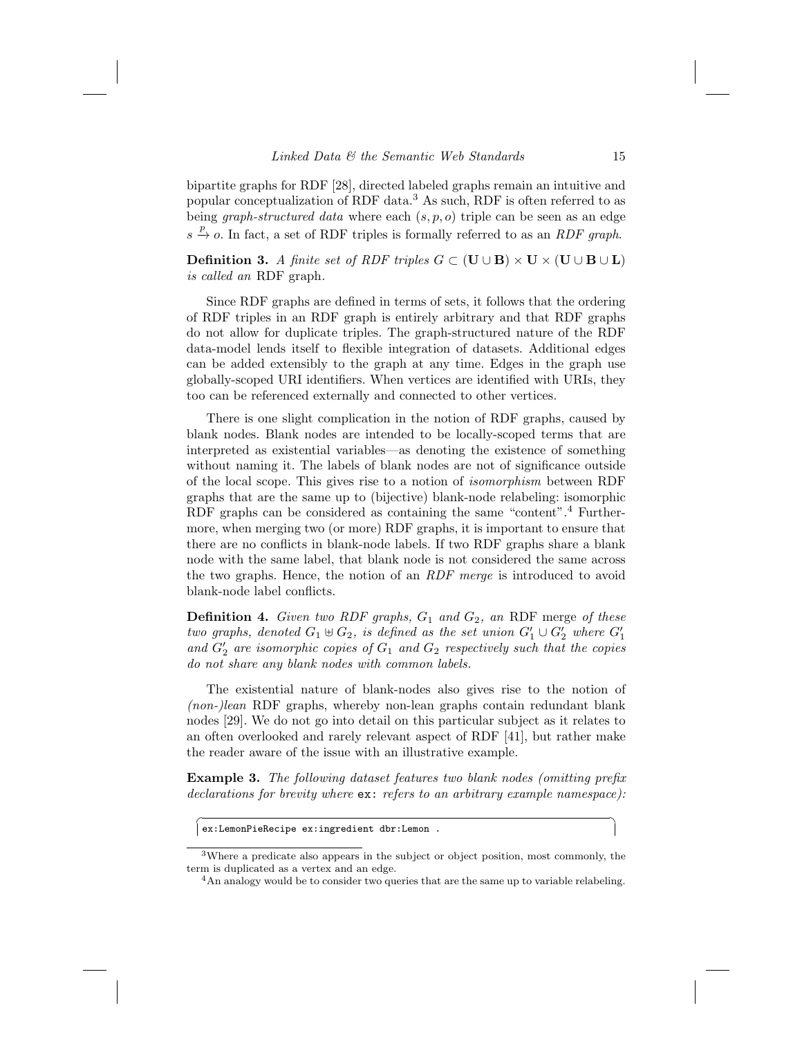bipartite graphs for RDF [28], directed labeled graphs remain an intuitive and popular conceptualization of RDF data.[3] As such, RDF is often referred to as being *graph-structured data* where each $(s, p, o)$ triple can be seen as an edge $s \xrightarrow{p} o$. In fact, a set of RDF triples is formally referred to as an *RDF graph*.

**Definition 3.** *A finite set of RDF triples* $G \subset (\mathbf{U} \cup \mathbf{B}) \times \mathbf{U} \times (\mathbf{U} \cup \mathbf{B} \cup \mathbf{L})$ *is called an* RDF graph.

Since RDF graphs are defined in terms of sets, it follows that the ordering of RDF triples in an RDF graph is entirely arbitrary and that RDF graphs do not allow for duplicate triples. The graph-structured nature of the RDF data-model lends itself to flexible integration of datasets. Additional edges can be added extensibly to the graph at any time. Edges in the graph use globally-scoped URI identifiers. When vertices are identified with URIs, they too can be referenced externally and connected to other vertices.

There is one slight complication in the notion of RDF graphs, caused by blank nodes. Blank nodes are intended to be locally-scoped terms that are interpreted as existential variables—as denoting the existence of something without naming it. The labels of blank nodes are not of significance outside of the local scope. This gives rise to a notion of *isomorphism* between RDF graphs that are the same up to (bijective) blank-node relabeling: isomorphic RDF graphs can be considered as containing the same "content".[4] Furthermore, when merging two (or more) RDF graphs, it is important to ensure that there are no conflicts in blank-node labels. If two RDF graphs share a blank node with the same label, that blank node is not considered the same across the two graphs. Hence, the notion of an *RDF merge* is introduced to avoid blank-node label conflicts.

**Definition 4.** *Given two RDF graphs, $G_1$ and $G_2$, an* RDF merge *of these two graphs, denoted $G_1 \uplus G_2$, is defined as the set union $G'_1 \cup G'_2$ where $G'_1$ and $G'_2$ are isomorphic copies of $G_1$ and $G_2$ respectively such that the copies do not share any blank nodes with common labels.*

The existential nature of blank-nodes also gives rise to the notion of *(non-)lean* RDF graphs, whereby non-lean graphs contain redundant blank nodes [29]. We do not go into detail on this particular subject as it relates to an often overlooked and rarely relevant aspect of RDF [41], but rather make the reader aware of the issue with an illustrative example.

**Example 3.** *The following dataset features two blank nodes (omitting prefix declarations for brevity where* `ex:` *refers to an arbitrary example namespace):*

```
ex:LemonPieRecipe ex:ingredient dbr:Lemon .
```

[3] Where a predicate also appears in the subject or object position, most commonly, the term is duplicated as a vertex and an edge.

[4] An analogy would be to consider two queries that are the same up to variable relabeling.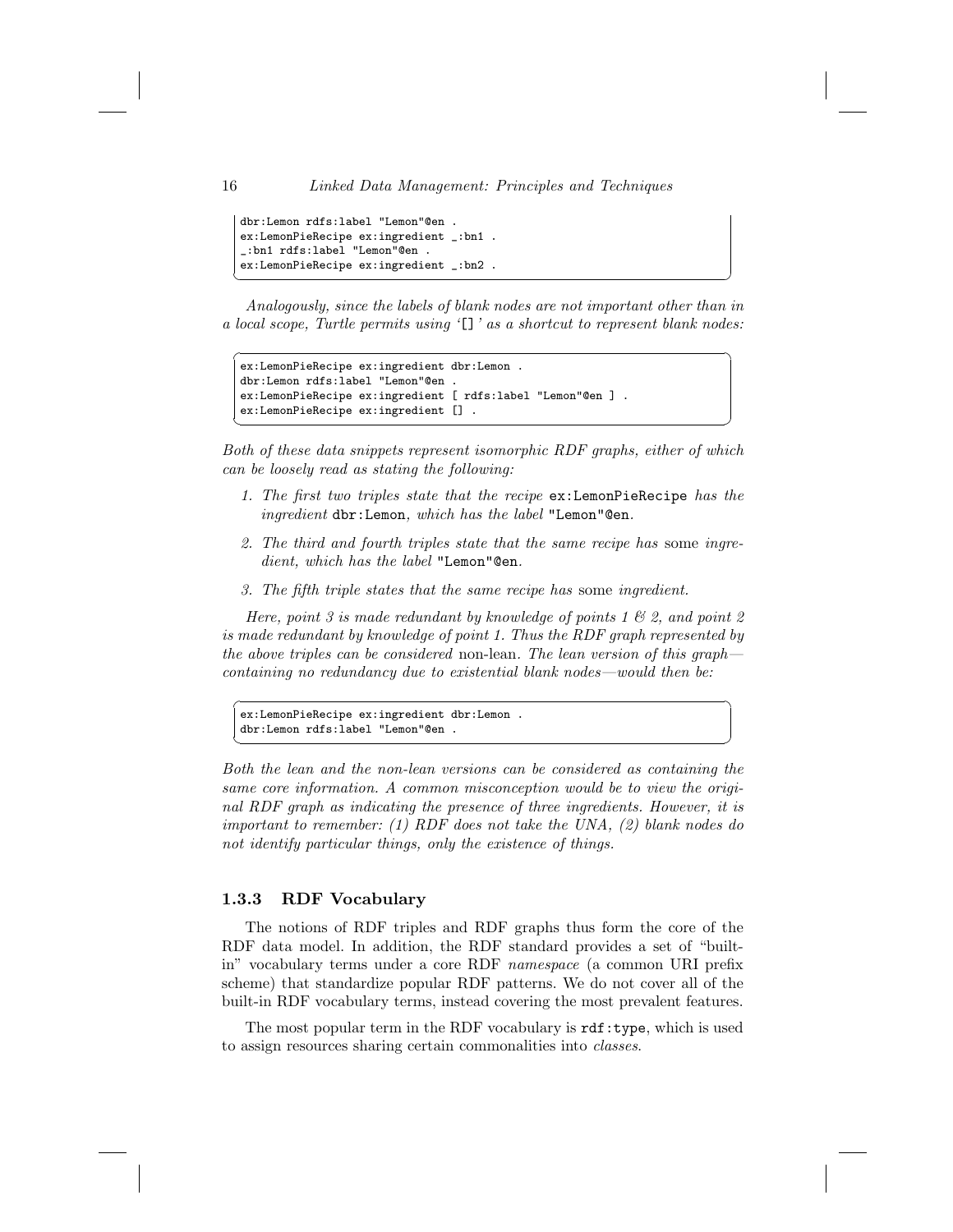```
dbr:Lemon rdfs:label "Lemon"@en .
ex:LemonPieRecipe ex:ingredient _:bn1 .
_:bn1 rdfs:label "Lemon"@en .
ex:LemonPieRecipe ex:ingredient _:bn2 .
```

*Analogously, since the labels of blank nodes are not important other than in a local scope, Turtle permits using '`[]`' as a shortcut to represent blank nodes:*

```
ex:LemonPieRecipe ex:ingredient dbr:Lemon .
dbr:Lemon rdfs:label "Lemon"@en .
ex:LemonPieRecipe ex:ingredient [ rdfs:label "Lemon"@en ] .
ex:LemonPieRecipe ex:ingredient [] .
```

*Both of these data snippets represent isomorphic RDF graphs, either of which can be loosely read as stating the following:*

1. *The first two triples state that the recipe* `ex:LemonPieRecipe` *has the ingredient* `dbr:Lemon`*, which has the label* `"Lemon"@en`*.*
2. *The third and fourth triples state that the same recipe has* some *ingredient, which has the label* `"Lemon"@en`*.*
3. *The fifth triple states that the same recipe has* some *ingredient.*

*Here, point 3 is made redundant by knowledge of points 1 & 2, and point 2 is made redundant by knowledge of point 1. Thus the RDF graph represented by the above triples can be considered* non-lean*. The lean version of this graph—containing no redundancy due to existential blank nodes—would then be:*

```
ex:LemonPieRecipe ex:ingredient dbr:Lemon .
dbr:Lemon rdfs:label "Lemon"@en .
```

*Both the lean and the non-lean versions can be considered as containing the same core information. A common misconception would be to view the original RDF graph as indicating the presence of three ingredients. However, it is important to remember: (1) RDF does not take the UNA, (2) blank nodes do not identify particular things, only the existence of things.*

### 1.3.3 RDF Vocabulary

The notions of RDF triples and RDF graphs thus form the core of the RDF data model. In addition, the RDF standard provides a set of "built-in" vocabulary terms under a core RDF *namespace* (a common URI prefix scheme) that standardize popular RDF patterns. We do not cover all of the built-in RDF vocabulary terms, instead covering the most prevalent features.

The most popular term in the RDF vocabulary is `rdf:type`, which is used to assign resources sharing certain commonalities into *classes*.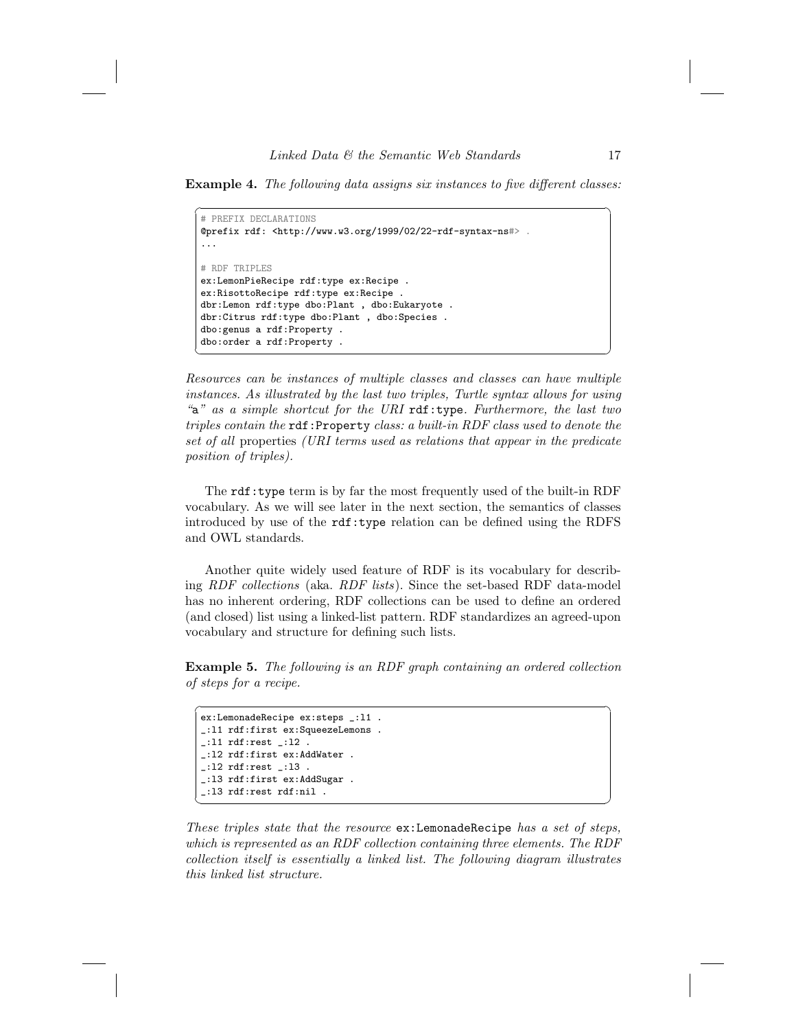**Example 4.** *The following data assigns six instances to five different classes:*

```
# PREFIX DECLARATIONS
@prefix rdf: <http://www.w3.org/1999/02/22-rdf-syntax-ns#> .
...

# RDF TRIPLES
ex:LemonPieRecipe rdf:type ex:Recipe .
ex:RisottoRecipe rdf:type ex:Recipe .
dbr:Lemon rdf:type dbo:Plant , dbo:Eukaryote .
dbr:Citrus rdf:type dbo:Plant , dbo:Species .
dbo:genus a rdf:Property .
dbo:order a rdf:Property .
```

*Resources can be instances of multiple classes and classes can have multiple instances. As illustrated by the last two triples, Turtle syntax allows for using "*`a`*" as a simple shortcut for the URI* `rdf:type`*. Furthermore, the last two triples contain the* `rdf:Property` *class: a built-in RDF class used to denote the set of all* properties *(URI terms used as relations that appear in the predicate position of triples).*

The `rdf:type` term is by far the most frequently used of the built-in RDF vocabulary. As we will see later in the next section, the semantics of classes introduced by use of the `rdf:type` relation can be defined using the RDFS and OWL standards.

Another quite widely used feature of RDF is its vocabulary for describing *RDF collections* (aka. *RDF lists*). Since the set-based RDF data-model has no inherent ordering, RDF collections can be used to define an ordered (and closed) list using a linked-list pattern. RDF standardizes an agreed-upon vocabulary and structure for defining such lists.

**Example 5.** *The following is an RDF graph containing an ordered collection of steps for a recipe.*

```
ex:LemonadeRecipe ex:steps _:l1 .
_:l1 rdf:first ex:SqueezeLemons .
_:l1 rdf:rest _:l2 .
_:l2 rdf:first ex:AddWater .
_:l2 rdf:rest _:l3 .
_:l3 rdf:first ex:AddSugar .
_:l3 rdf:rest rdf:nil .
```

*These triples state that the resource* `ex:LemonadeRecipe` *has a set of steps, which is represented as an RDF collection containing three elements. The RDF collection itself is essentially a linked list. The following diagram illustrates this linked list structure.*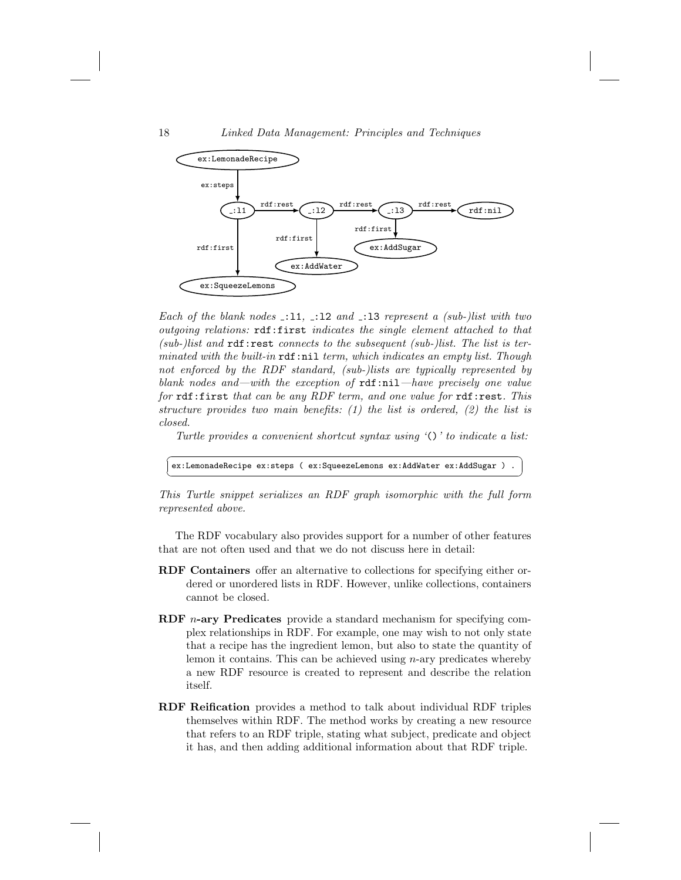ex:LemonadeRecipe
ex:steps
_:l1
rdf:rest
_:l2
rdf:rest
_:l3
rdf:rest
rdf:nil
rdf:first
rdf:first
rdf:first
ex:AddSugar
ex:AddWater
ex:SqueezeLemons

*Each of the blank nodes* `_:l1`*,* `_:l2` *and* `_:l3` *represent a (sub-)list with two outgoing relations:* `rdf:first` *indicates the single element attached to that (sub-)list and* `rdf:rest` *connects to the subsequent (sub-)list. The list is terminated with the built-in* `rdf:nil` *term, which indicates an empty list. Though not enforced by the RDF standard, (sub-)lists are typically represented by blank nodes and—with the exception of* `rdf:nil`*—have precisely one value for* `rdf:first` *that can be any RDF term, and one value for* `rdf:rest`*. This structure provides two main benefits: (1) the list is ordered, (2) the list is closed.*

*Turtle provides a convenient shortcut syntax using '*`()`*' to indicate a list:*

```
ex:LemonadeRecipe ex:steps ( ex:SqueezeLemons ex:AddWater ex:AddSugar ) .
```

*This Turtle snippet serializes an RDF graph isomorphic with the full form represented above.*

The RDF vocabulary also provides support for a number of other features that are not often used and that we do not discuss here in detail:

**RDF Containers** offer an alternative to collections for specifying either ordered or unordered lists in RDF. However, unlike collections, containers cannot be closed.

**RDF *n*-ary Predicates** provide a standard mechanism for specifying complex relationships in RDF. For example, one may wish to not only state that a recipe has the ingredient lemon, but also to state the quantity of lemon it contains. This can be achieved using *n*-ary predicates whereby a new RDF resource is created to represent and describe the relation itself.

**RDF Reification** provides a method to talk about individual RDF triples themselves within RDF. The method works by creating a new resource that refers to an RDF triple, stating what subject, predicate and object it has, and then adding additional information about that RDF triple.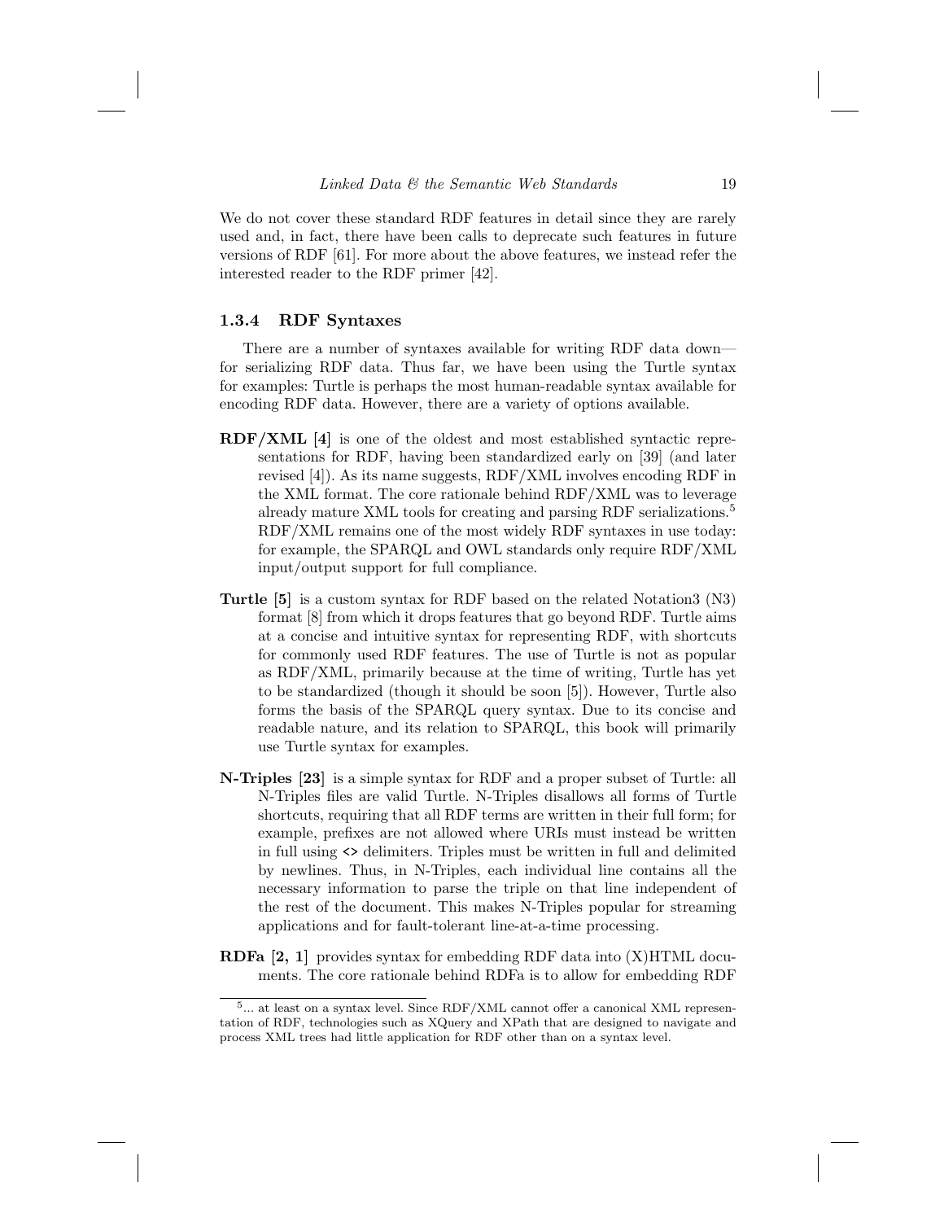We do not cover these standard RDF features in detail since they are rarely used and, in fact, there have been calls to deprecate such features in future versions of RDF [61]. For more about the above features, we instead refer the interested reader to the RDF primer [42].

### 1.3.4 RDF Syntaxes

There are a number of syntaxes available for writing RDF data down—for serializing RDF data. Thus far, we have been using the Turtle syntax for examples: Turtle is perhaps the most human-readable syntax available for encoding RDF data. However, there are a variety of options available.

**RDF/XML [4]** is one of the oldest and most established syntactic representations for RDF, having been standardized early on [39] (and later revised [4]). As its name suggests, RDF/XML involves encoding RDF in the XML format. The core rationale behind RDF/XML was to leverage already mature XML tools for creating and parsing RDF serializations.[5] RDF/XML remains one of the most widely RDF syntaxes in use today: for example, the SPARQL and OWL standards only require RDF/XML input/output support for full compliance.

**Turtle [5]** is a custom syntax for RDF based on the related Notation3 (N3) format [8] from which it drops features that go beyond RDF. Turtle aims at a concise and intuitive syntax for representing RDF, with shortcuts for commonly used RDF features. The use of Turtle is not as popular as RDF/XML, primarily because at the time of writing, Turtle has yet to be standardized (though it should be soon [5]). However, Turtle also forms the basis of the SPARQL query syntax. Due to its concise and readable nature, and its relation to SPARQL, this book will primarily use Turtle syntax for examples.

**N-Triples [23]** is a simple syntax for RDF and a proper subset of Turtle: all N-Triples files are valid Turtle. N-Triples disallows all forms of Turtle shortcuts, requiring that all RDF terms are written in their full form; for example, prefixes are not allowed where URIs must instead be written in full using `<>` delimiters. Triples must be written in full and delimited by newlines. Thus, in N-Triples, each individual line contains all the necessary information to parse the triple on that line independent of the rest of the document. This makes N-Triples popular for streaming applications and for fault-tolerant line-at-a-time processing.

**RDFa [2, 1]** provides syntax for embedding RDF data into (X)HTML documents. The core rationale behind RDFa is to allow for embedding RDF

[5]... at least on a syntax level. Since RDF/XML cannot offer a canonical XML representation of RDF, technologies such as XQuery and XPath that are designed to navigate and process XML trees had little application for RDF other than on a syntax level.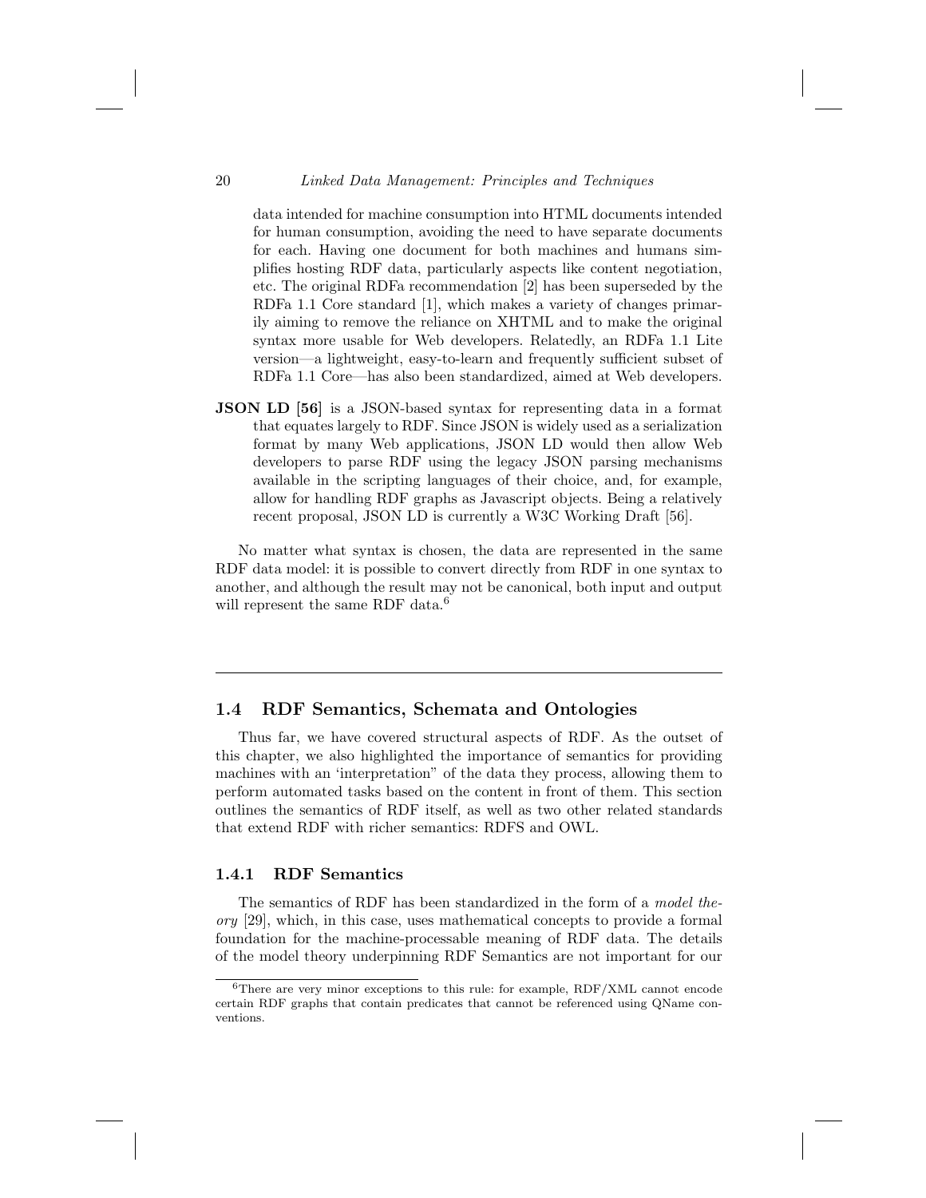data intended for machine consumption into HTML documents intended for human consumption, avoiding the need to have separate documents for each. Having one document for both machines and humans simplifies hosting RDF data, particularly aspects like content negotiation, etc. The original RDFa recommendation [2] has been superseded by the RDFa 1.1 Core standard [1], which makes a variety of changes primarily aiming to remove the reliance on XHTML and to make the original syntax more usable for Web developers. Relatedly, an RDFa 1.1 Lite version—a lightweight, easy-to-learn and frequently sufficient subset of RDFa 1.1 Core—has also been standardized, aimed at Web developers.

**JSON LD [56]** is a JSON-based syntax for representing data in a format that equates largely to RDF. Since JSON is widely used as a serialization format by many Web applications, JSON LD would then allow Web developers to parse RDF using the legacy JSON parsing mechanisms available in the scripting languages of their choice, and, for example, allow for handling RDF graphs as Javascript objects. Being a relatively recent proposal, JSON LD is currently a W3C Working Draft [56].

No matter what syntax is chosen, the data are represented in the same RDF data model: it is possible to convert directly from RDF in one syntax to another, and although the result may not be canonical, both input and output will represent the same RDF data.[6]

## 1.4 RDF Semantics, Schemata and Ontologies

Thus far, we have covered structural aspects of RDF. As the outset of this chapter, we also highlighted the importance of semantics for providing machines with an 'interpretation" of the data they process, allowing them to perform automated tasks based on the content in front of them. This section outlines the semantics of RDF itself, as well as two other related standards that extend RDF with richer semantics: RDFS and OWL.

### 1.4.1 RDF Semantics

The semantics of RDF has been standardized in the form of a *model theory* [29], which, in this case, uses mathematical concepts to provide a formal foundation for the machine-processable meaning of RDF data. The details of the model theory underpinning RDF Semantics are not important for our

[6] There are very minor exceptions to this rule: for example, RDF/XML cannot encode certain RDF graphs that contain predicates that cannot be referenced using QName conventions.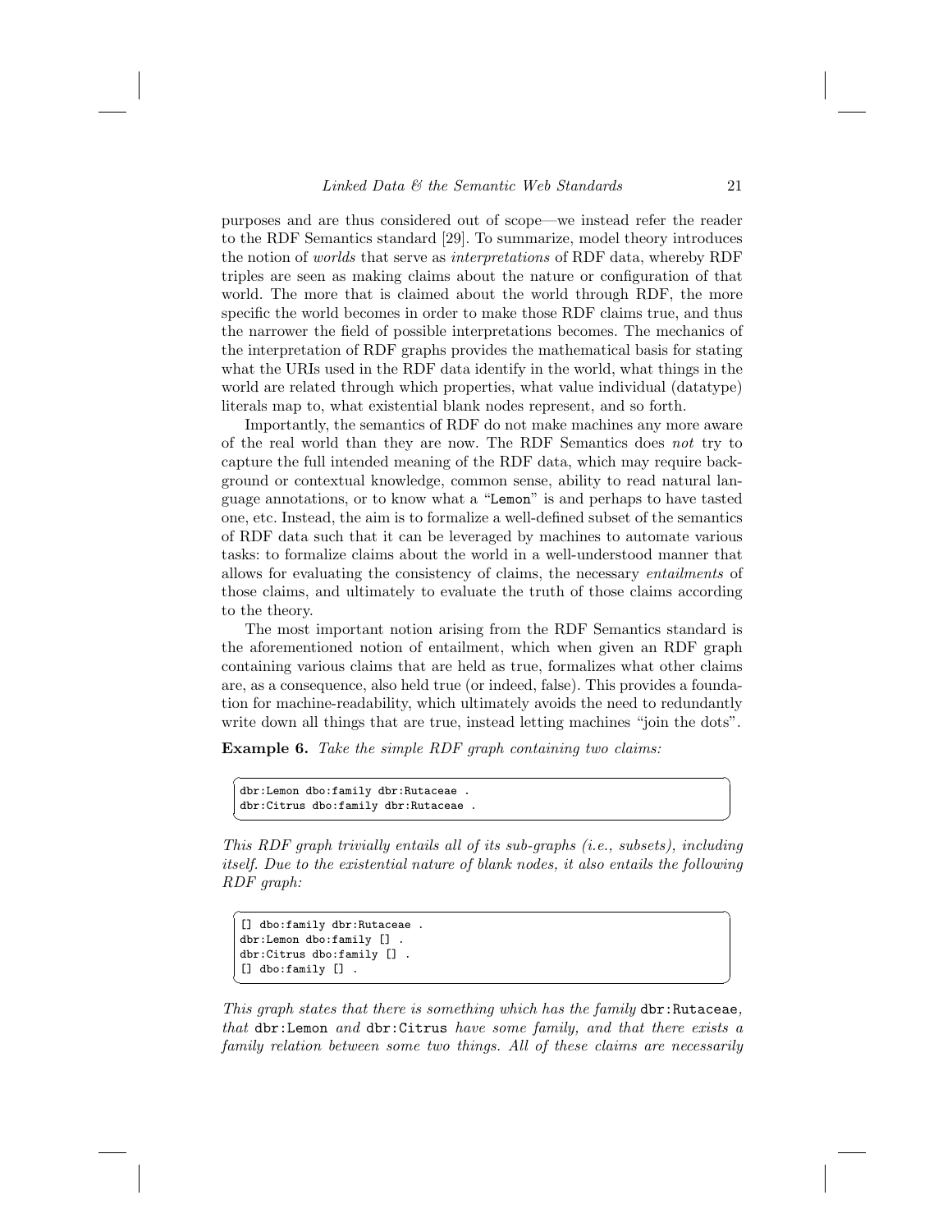purposes and are thus considered out of scope—we instead refer the reader to the RDF Semantics standard [29]. To summarize, model theory introduces the notion of *worlds* that serve as *interpretations* of RDF data, whereby RDF triples are seen as making claims about the nature or configuration of that world. The more that is claimed about the world through RDF, the more specific the world becomes in order to make those RDF claims true, and thus the narrower the field of possible interpretations becomes. The mechanics of the interpretation of RDF graphs provides the mathematical basis for stating what the URIs used in the RDF data identify in the world, what things in the world are related through which properties, what value individual (datatype) literals map to, what existential blank nodes represent, and so forth.

Importantly, the semantics of RDF do not make machines any more aware of the real world than they are now. The RDF Semantics does *not* try to capture the full intended meaning of the RDF data, which may require background or contextual knowledge, common sense, ability to read natural language annotations, or to know what a "`Lemon`" is and perhaps to have tasted one, etc. Instead, the aim is to formalize a well-defined subset of the semantics of RDF data such that it can be leveraged by machines to automate various tasks: to formalize claims about the world in a well-understood manner that allows for evaluating the consistency of claims, the necessary *entailments* of those claims, and ultimately to evaluate the truth of those claims according to the theory.

The most important notion arising from the RDF Semantics standard is the aforementioned notion of entailment, which when given an RDF graph containing various claims that are held as true, formalizes what other claims are, as a consequence, also held true (or indeed, false). This provides a foundation for machine-readability, which ultimately avoids the need to redundantly write down all things that are true, instead letting machines "join the dots".

**Example 6.** *Take the simple RDF graph containing two claims:*

```
dbr:Lemon dbo:family dbr:Rutaceae .
dbr:Citrus dbo:family dbr:Rutaceae .
```

*This RDF graph trivially entails all of its sub-graphs (i.e., subsets), including itself. Due to the existential nature of blank nodes, it also entails the following RDF graph:*

```
[] dbo:family dbr:Rutaceae .
dbr:Lemon dbo:family [] .
dbr:Citrus dbo:family [] .
[] dbo:family [] .
```

*This graph states that there is something which has the family* `dbr:Rutaceae`*, that* `dbr:Lemon` *and* `dbr:Citrus` *have some family, and that there exists a family relation between some two things. All of these claims are necessarily*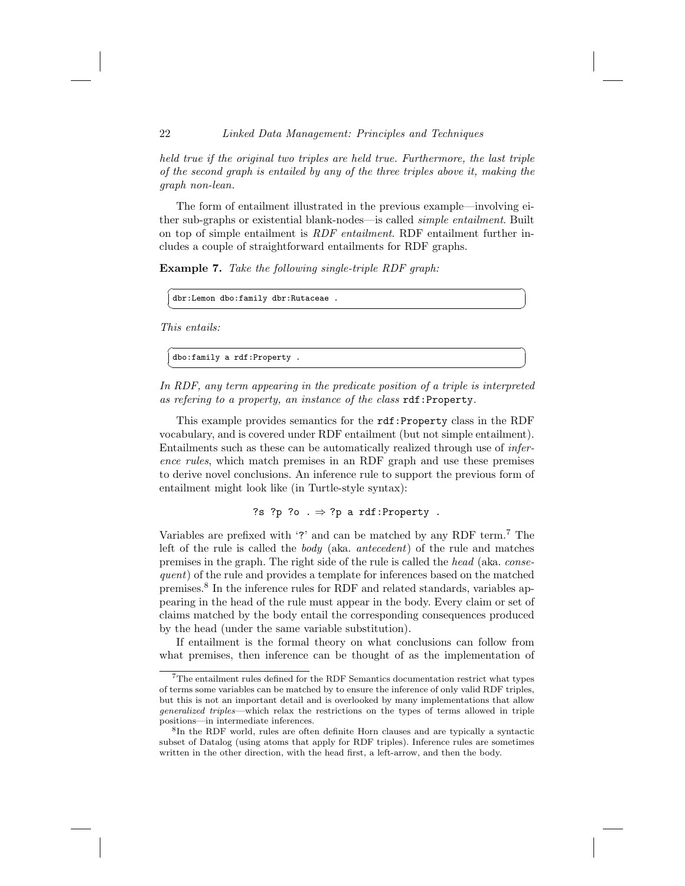*held true if the original two triples are held true. Furthermore, the last triple of the second graph is entailed by any of the three triples above it, making the graph non-lean.*

The form of entailment illustrated in the previous example—involving either sub-graphs or existential blank-nodes—is called *simple entailment*. Built on top of simple entailment is *RDF entailment*. RDF entailment further includes a couple of straightforward entailments for RDF graphs.

**Example 7.** *Take the following single-triple RDF graph:*

```
dbr:Lemon dbo:family dbr:Rutaceae .
```

*This entails:*

```
dbo:family a rdf:Property .
```

*In RDF, any term appearing in the predicate position of a triple is interpreted as refering to a property, an instance of the class* `rdf:Property`*.*

This example provides semantics for the `rdf:Property` class in the RDF vocabulary, and is covered under RDF entailment (but not simple entailment). Entailments such as these can be automatically realized through use of *inference rules*, which match premises in an RDF graph and use these premises to derive novel conclusions. An inference rule to support the previous form of entailment might look like (in Turtle-style syntax):

`?s ?p ?o .` $\Rightarrow$ `?p a rdf:Property .`

Variables are prefixed with '`?`' and can be matched by any RDF term.[7] The left of the rule is called the *body* (aka. *antecedent*) of the rule and matches premises in the graph. The right side of the rule is called the *head* (aka. *consequent*) of the rule and provides a template for inferences based on the matched premises.[8] In the inference rules for RDF and related standards, variables appearing in the head of the rule must appear in the body. Every claim or set of claims matched by the body entail the corresponding consequences produced by the head (under the same variable substitution).

If entailment is the formal theory on what conclusions can follow from what premises, then inference can be thought of as the implementation of

[7] The entailment rules defined for the RDF Semantics documentation restrict what types of terms some variables can be matched by to ensure the inference of only valid RDF triples, but this is not an important detail and is overlooked by many implementations that allow *generalized triples*—which relax the restrictions on the types of terms allowed in triple positions—in intermediate inferences.

[8] In the RDF world, rules are often definite Horn clauses and are typically a syntactic subset of Datalog (using atoms that apply for RDF triples). Inference rules are sometimes written in the other direction, with the head first, a left-arrow, and then the body.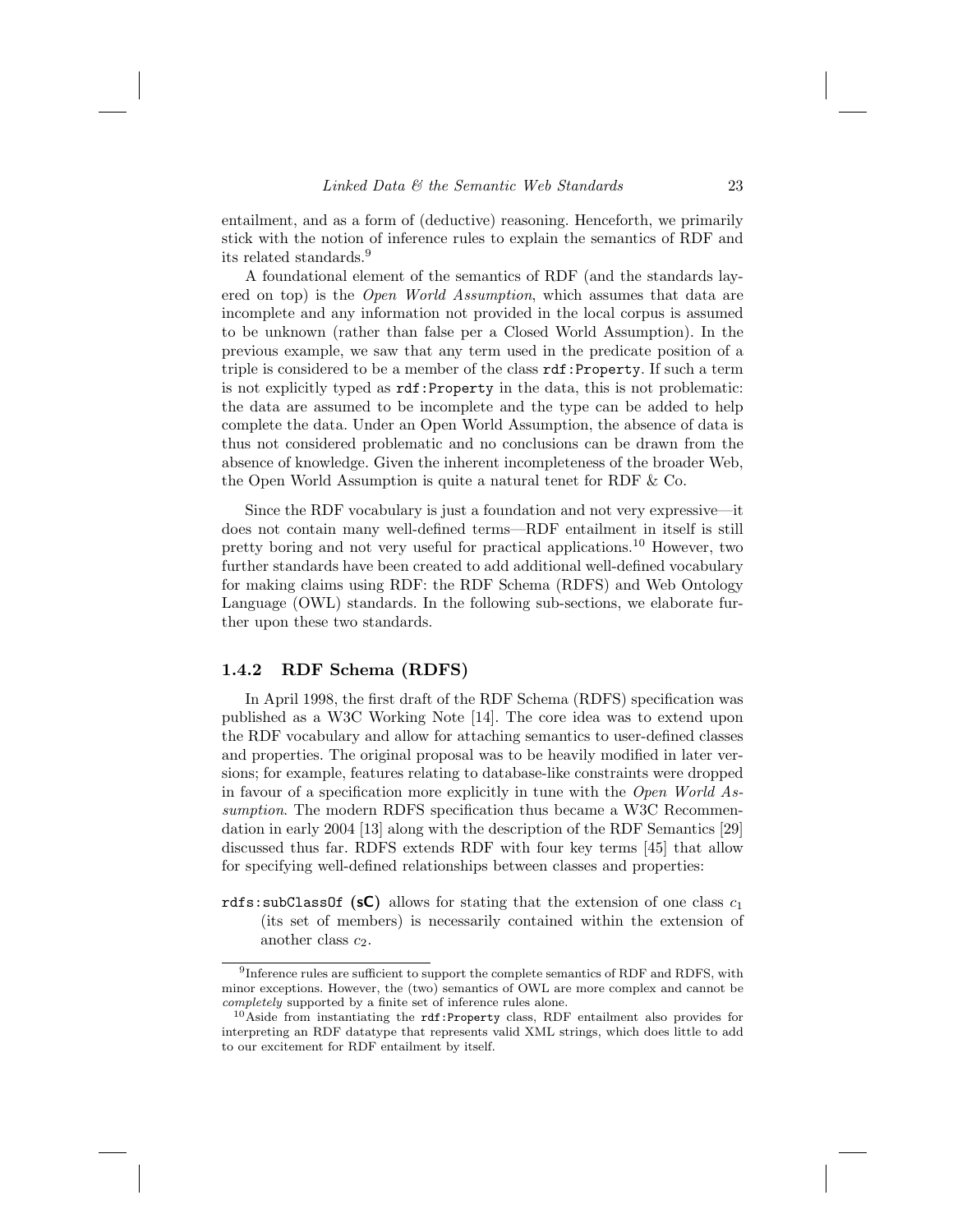entailment, and as a form of (deductive) reasoning. Henceforth, we primarily stick with the notion of inference rules to explain the semantics of RDF and its related standards.[9]

A foundational element of the semantics of RDF (and the standards layered on top) is the *Open World Assumption*, which assumes that data are incomplete and any information not provided in the local corpus is assumed to be unknown (rather than false per a Closed World Assumption). In the previous example, we saw that any term used in the predicate position of a triple is considered to be a member of the class `rdf:Property`. If such a term is not explicitly typed as `rdf:Property` in the data, this is not problematic: the data are assumed to be incomplete and the type can be added to help complete the data. Under an Open World Assumption, the absence of data is thus not considered problematic and no conclusions can be drawn from the absence of knowledge. Given the inherent incompleteness of the broader Web, the Open World Assumption is quite a natural tenet for RDF & Co.

Since the RDF vocabulary is just a foundation and not very expressive—it does not contain many well-defined terms—RDF entailment in itself is still pretty boring and not very useful for practical applications.[10] However, two further standards have been created to add additional well-defined vocabulary for making claims using RDF: the RDF Schema (RDFS) and Web Ontology Language (OWL) standards. In the following sub-sections, we elaborate further upon these two standards.

### 1.4.2 RDF Schema (RDFS)

In April 1998, the first draft of the RDF Schema (RDFS) specification was published as a W3C Working Note [14]. The core idea was to extend upon the RDF vocabulary and allow for attaching semantics to user-defined classes and properties. The original proposal was to be heavily modified in later versions; for example, features relating to database-like constraints were dropped in favour of a specification more explicitly in tune with the *Open World Assumption*. The modern RDFS specification thus became a W3C Recommendation in early 2004 [13] along with the description of the RDF Semantics [29] discussed thus far. RDFS extends RDF with four key terms [45] that allow for specifying well-defined relationships between classes and properties:

**`rdfs:subClassOf` (sC)** allows for stating that the extension of one class $c_1$ (its set of members) is necessarily contained within the extension of another class $c_2$.

---

[9] Inference rules are sufficient to support the complete semantics of RDF and RDFS, with minor exceptions. However, the (two) semantics of OWL are more complex and cannot be *completely* supported by a finite set of inference rules alone.

[10] Aside from instantiating the `rdf:Property` class, RDF entailment also provides for interpreting an RDF datatype that represents valid XML strings, which does little to add to our excitement for RDF entailment by itself.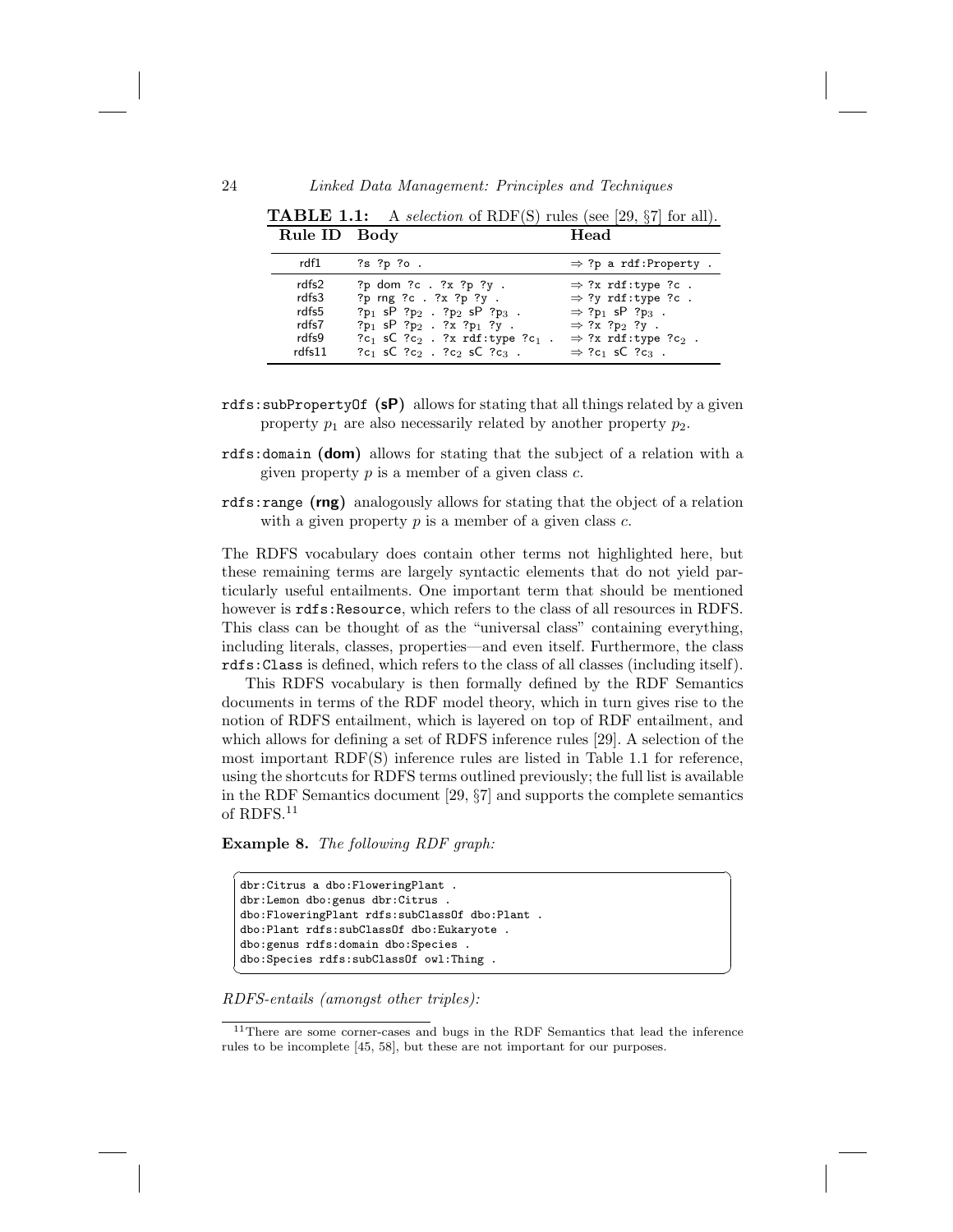**TABLE 1.1:** A *selection* of RDF(S) rules (see [29, §7] for all).

| Rule ID | Body | Head |
|---|---|---|
| rdf1 | `?s ?p ?o .` | ⇒ `?p a rdf:Property .` |
| rdfs2 | `?p dom ?c . ?x ?p ?y .` | ⇒ `?x rdf:type ?c .` |
| rdfs3 | `?p rng ?c . ?x ?p ?y .` | ⇒ `?y rdf:type ?c .` |
| rdfs5 | `?p1 sP ?p2 . ?p2 sP ?p3 .` | ⇒ `?p1 sP ?p3 .` |
| rdfs7 | `?p1 sP ?p2 . ?x ?p1 ?y .` | ⇒ `?x ?p2 ?y .` |
| rdfs9 | `?c1 sC ?c2 . ?x rdf:type ?c1 .` | ⇒ `?x rdf:type ?c2 .` |
| rdfs11 | `?c1 sC ?c2 . ?c2 sC ?c3 .` | ⇒ `?c1 sC ?c3 .` |

**rdfs:subPropertyOf (sP)** allows for stating that all things related by a given property $p_1$ are also necessarily related by another property $p_2$.

**rdfs:domain (dom)** allows for stating that the subject of a relation with a given property $p$ is a member of a given class $c$.

**rdfs:range (rng)** analogously allows for stating that the object of a relation with a given property $p$ is a member of a given class $c$.

The RDFS vocabulary does contain other terms not highlighted here, but these remaining terms are largely syntactic elements that do not yield particularly useful entailments. One important term that should be mentioned however is rdfs:Resource, which refers to the class of all resources in RDFS. This class can be thought of as the "universal class" containing everything, including literals, classes, properties—and even itself. Furthermore, the class rdfs:Class is defined, which refers to the class of all classes (including itself).

This RDFS vocabulary is then formally defined by the RDF Semantics documents in terms of the RDF model theory, which in turn gives rise to the notion of RDFS entailment, which is layered on top of RDF entailment, and which allows for defining a set of RDFS inference rules [29]. A selection of the most important RDF(S) inference rules are listed in Table 1.1 for reference, using the shortcuts for RDFS terms outlined previously; the full list is available in the RDF Semantics document [29, §7] and supports the complete semantics of RDFS.[11]

**Example 8.** *The following RDF graph:*

```
dbr:Citrus a dbo:FloweringPlant .
dbr:Lemon dbo:genus dbr:Citrus .
dbo:FloweringPlant rdfs:subClassOf dbo:Plant .
dbo:Plant rdfs:subClassOf dbo:Eukaryote .
dbo:genus rdfs:domain dbo:Species .
dbo:Species rdfs:subClassOf owl:Thing .
```

*RDFS-entails (amongst other triples):*

[11] There are some corner-cases and bugs in the RDF Semantics that lead the inference rules to be incomplete [45, 58], but these are not important for our purposes.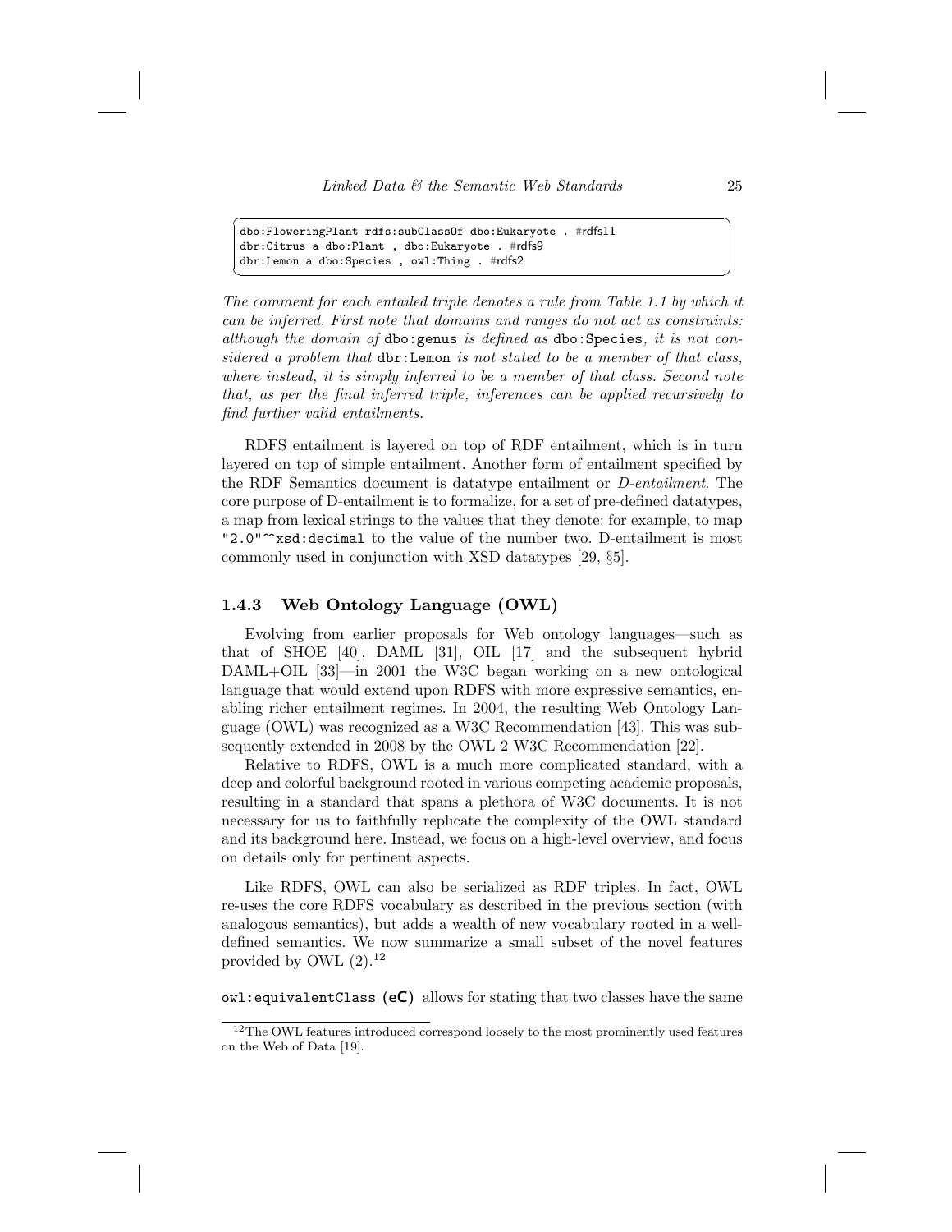```
dbo:FloweringPlant rdfs:subClassOf dbo:Eukaryote . #rdfs11
dbr:Citrus a dbo:Plant , dbo:Eukaryote . #rdfs9
dbr:Lemon a dbo:Species , owl:Thing . #rdfs2
```

*The comment for each entailed triple denotes a rule from Table 1.1 by which it can be inferred. First note that domains and ranges do not act as constraints: although the domain of* `dbo:genus` *is defined as* `dbo:Species`*, it is not considered a problem that* `dbr:Lemon` *is not stated to be a member of that class, where instead, it is simply inferred to be a member of that class. Second note that, as per the final inferred triple, inferences can be applied recursively to find further valid entailments.*

RDFS entailment is layered on top of RDF entailment, which is in turn layered on top of simple entailment. Another form of entailment specified by the RDF Semantics document is datatype entailment or *D-entailment*. The core purpose of D-entailment is to formalize, for a set of pre-defined datatypes, a map from lexical strings to the values that they denote: for example, to map `"2.0"^^xsd:decimal` to the value of the number two. D-entailment is most commonly used in conjunction with XSD datatypes [29, §5].

### 1.4.3 Web Ontology Language (OWL)

Evolving from earlier proposals for Web ontology languages—such as that of SHOE [40], DAML [31], OIL [17] and the subsequent hybrid DAML+OIL [33]—in 2001 the W3C began working on a new ontological language that would extend upon RDFS with more expressive semantics, enabling richer entailment regimes. In 2004, the resulting Web Ontology Language (OWL) was recognized as a W3C Recommendation [43]. This was subsequently extended in 2008 by the OWL 2 W3C Recommendation [22].

Relative to RDFS, OWL is a much more complicated standard, with a deep and colorful background rooted in various competing academic proposals, resulting in a standard that spans a plethora of W3C documents. It is not necessary for us to faithfully replicate the complexity of the OWL standard and its background here. Instead, we focus on a high-level overview, and focus on details only for pertinent aspects.

Like RDFS, OWL can also be serialized as RDF triples. In fact, OWL re-uses the core RDFS vocabulary as described in the previous section (with analogous semantics), but adds a wealth of new vocabulary rooted in a well-defined semantics. We now summarize a small subset of the novel features provided by OWL (2).[12]

`owl:equivalentClass` **(eC)** allows for stating that two classes have the same

[12] The OWL features introduced correspond loosely to the most prominently used features on the Web of Data [19].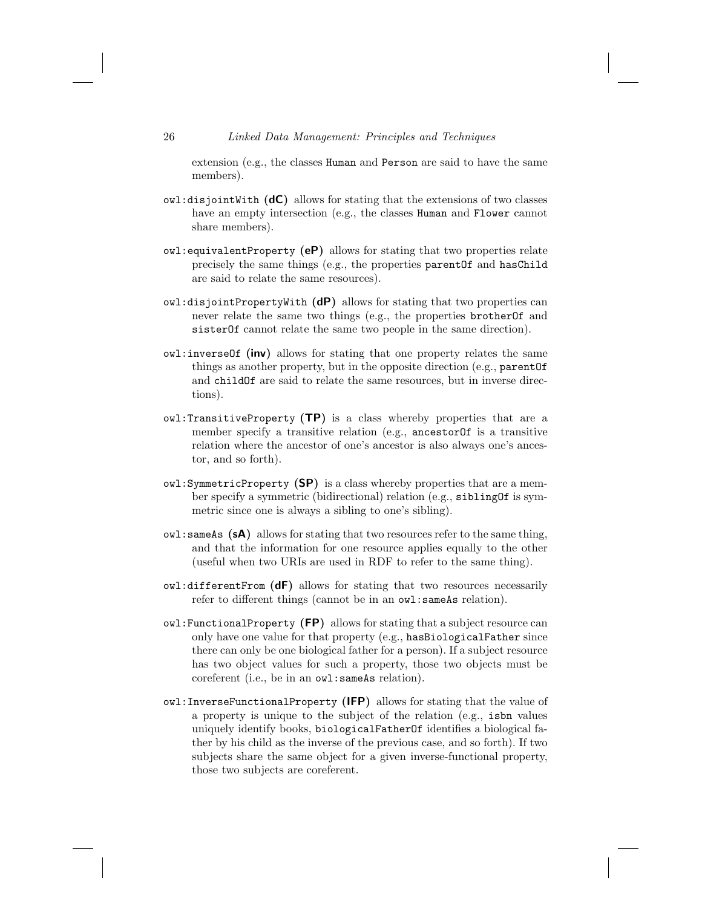extension (e.g., the classes `Human` and `Person` are said to have the same members).

`owl:disjointWith` **(dC)** allows for stating that the extensions of two classes have an empty intersection (e.g., the classes `Human` and `Flower` cannot share members).

`owl:equivalentProperty` **(eP)** allows for stating that two properties relate precisely the same things (e.g., the properties `parentOf` and `hasChild` are said to relate the same resources).

`owl:disjointPropertyWith` **(dP)** allows for stating that two properties can never relate the same two things (e.g., the properties `brotherOf` and `sisterOf` cannot relate the same two people in the same direction).

`owl:inverseOf` **(inv)** allows for stating that one property relates the same things as another property, but in the opposite direction (e.g., `parentOf` and `childOf` are said to relate the same resources, but in inverse directions).

`owl:TransitiveProperty` **(TP)** is a class whereby properties that are a member specify a transitive relation (e.g., `ancestorOf` is a transitive relation where the ancestor of one's ancestor is also always one's ancestor, and so forth).

`owl:SymmetricProperty` **(SP)** is a class whereby properties that are a member specify a symmetric (bidirectional) relation (e.g., `siblingOf` is symmetric since one is always a sibling to one's sibling).

`owl:sameAs` **(sA)** allows for stating that two resources refer to the same thing, and that the information for one resource applies equally to the other (useful when two URIs are used in RDF to refer to the same thing).

`owl:differentFrom` **(dF)** allows for stating that two resources necessarily refer to different things (cannot be in an `owl:sameAs` relation).

`owl:FunctionalProperty` **(FP)** allows for stating that a subject resource can only have one value for that property (e.g., `hasBiologicalFather` since there can only be one biological father for a person). If a subject resource has two object values for such a property, those two objects must be coreferent (i.e., be in an `owl:sameAs` relation).

`owl:InverseFunctionalProperty` **(IFP)** allows for stating that the value of a property is unique to the subject of the relation (e.g., `isbn` values uniquely identify books, `biologicalFatherOf` identifies a biological father by his child as the inverse of the previous case, and so forth). If two subjects share the same object for a given inverse-functional property, those two subjects are coreferent.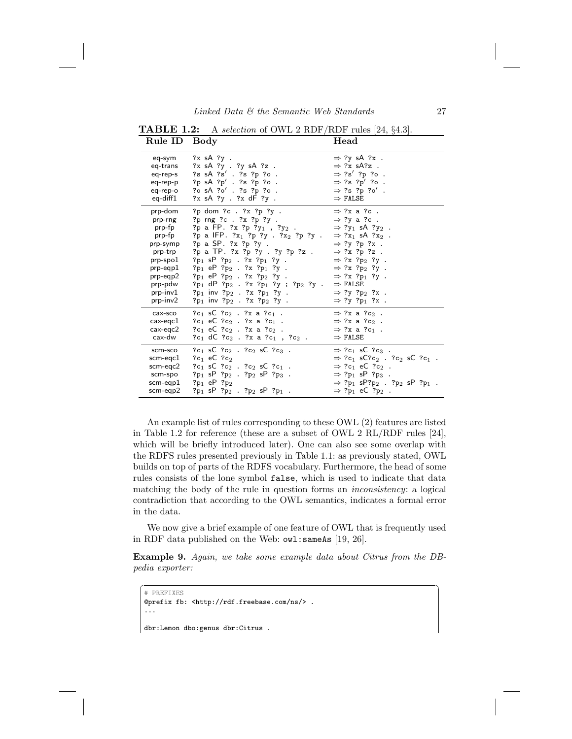**TABLE 1.2:** A *selection* of OWL 2 RDF/RDF rules [24, §4.3].

| Rule ID | Body | Head |
|---|---|---|
| eq-sym | ?x sA ?y . | ⇒ ?y sA ?x . |
| eq-trans | ?x sA ?y . ?y sA ?z . | ⇒ ?x sA?z . |
| eq-rep-s | ?s sA ?s′ . ?s ?p ?o . | ⇒ ?s′ ?p ?o . |
| eq-rep-p | ?p sA ?p′ . ?s ?p ?o . | ⇒ ?s ?p′ ?o . |
| eq-rep-o | ?o sA ?o′ . ?s ?p ?o . | ⇒ ?s ?p ?o′ . |
| eq-diff1 | ?x sA ?y . ?x dF ?y . | ⇒ FALSE |
| prp-dom | ?p dom ?c . ?x ?p ?y . | ⇒ ?x a ?c . |
| prp-rng | ?p rng ?c . ?x ?p ?y . | ⇒ ?y a ?c . |
| prp-fp | ?p a FP. ?x ?p $?y_1$ , $?y_2$ . | ⇒ $?y_1$ sA $?y_2$ . |
| prp-fp | ?p a IFP. $?x_1$ ?p ?y . $?x_2$ ?p ?y . | ⇒ $?x_1$ sA $?x_2$ . |
| prp-symp | ?p a SP. ?x ?p ?y . | ⇒ ?y ?p ?x . |
| prp-trp | ?p a TP. ?x ?p ?y . ?y ?p ?z . | ⇒ ?x ?p ?z . |
| prp-spo1 | $?p_1$ sP $?p_2$ . ?x $?p_1$ ?y . | ⇒ ?x $?p_2$ ?y . |
| prp-eqp1 | $?p_1$ eP $?p_2$ . ?x $?p_1$ ?y . | ⇒ ?x $?p_2$ ?y . |
| prp-eqp2 | $?p_1$ eP $?p_2$ . ?x $?p_2$ ?y . | ⇒ ?x $?p_1$ ?y . |
| prp-pdw | $?p_1$ dP $?p_2$ . ?x $?p_1$ ?y ; $?p_2$ ?y . | ⇒ FALSE |
| prp-inv1 | $?p_1$ inv $?p_2$ . ?x $?p_1$ ?y . | ⇒ ?y $?p_2$ ?x . |
| prp-inv2 | $?p_1$ inv $?p_2$ . ?x $?p_2$ ?y . | ⇒ ?y $?p_1$ ?x . |
| cax-sco | $?c_1$ sC $?c_2$ . ?x a $?c_1$ . | ⇒ ?x a $?c_2$ . |
| cax-eqc1 | $?c_1$ eC $?c_2$ . ?x a $?c_1$ . | ⇒ ?x a $?c_2$ . |
| cax-eqc2 | $?c_1$ eC $?c_2$ . ?x a $?c_2$ . | ⇒ ?x a $?c_1$ . |
| cax-dw | $?c_1$ dC $?c_2$ . ?x a $?c_1$ , $?c_2$ . | ⇒ FALSE |
| scm-sco | $?c_1$ sC $?c_2$ . $?c_2$ sC $?c_3$ . | ⇒ $?c_1$ sC $?c_3$ . |
| scm-eqc1 | $?c_1$ eC $?c_2$ | ⇒ $?c_1$ sC$?c_2$ . $?c_2$ sC $?c_1$ . |
| scm-eqc2 | $?c_1$ sC $?c_2$ . $?c_2$ sC $?c_1$ . | ⇒ $?c_1$ eC $?c_2$ . |
| scm-spo | $?p_1$ sP $?p_2$ . $?p_2$ sP $?p_3$ . | ⇒ $?p_1$ sP $?p_3$ . |
| scm-eqp1 | $?p_1$ eP $?p_2$ | ⇒ $?p_1$ sP$?p_2$ . $?p_2$ sP $?p_1$ . |
| scm-eqp2 | $?p_1$ sP $?p_2$ . $?p_2$ sP $?p_1$ . | ⇒ $?p_1$ eC $?p_2$ . |

An example list of rules corresponding to these OWL (2) features are listed in Table 1.2 for reference (these are a subset of OWL 2 RL/RDF rules [24], which will be briefly introduced later). One can also see some overlap with the RDFS rules presented previously in Table 1.1: as previously stated, OWL builds on top of parts of the RDFS vocabulary. Furthermore, the head of some rules consists of the lone symbol `false`, which is used to indicate that data matching the body of the rule in question forms an *inconsistency*: a logical contradiction that according to the OWL semantics, indicates a formal error in the data.

We now give a brief example of one feature of OWL that is frequently used in RDF data published on the Web: `owl:sameAs` [19, 26].

**Example 9.** *Again, we take some example data about Citrus from the DBpedia exporter:*

```
# PREFIXES
@prefix fb: <http://rdf.freebase.com/ns/> .
...

dbr:Lemon dbo:genus dbr:Citrus .
```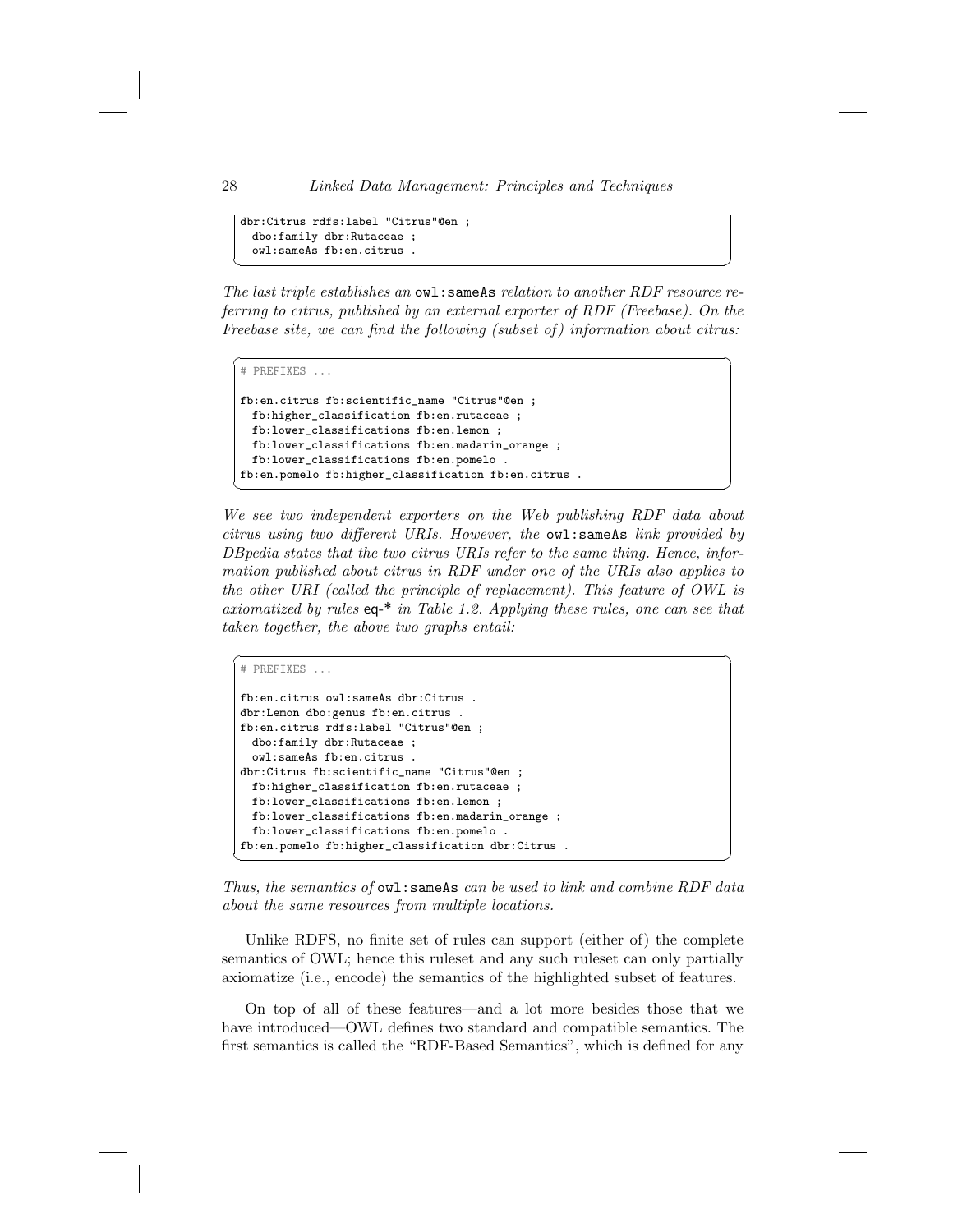```
dbr:Citrus rdfs:label "Citrus"@en ;
  dbo:family dbr:Rutaceae ;
  owl:sameAs fb:en.citrus .
```

*The last triple establishes an* `owl:sameAs` *relation to another RDF resource referring to citrus, published by an external exporter of RDF (Freebase). On the Freebase site, we can find the following (subset of) information about citrus:*

```
# PREFIXES ...

fb:en.citrus fb:scientific_name "Citrus"@en ;
  fb:higher_classification fb:en.rutaceae ;
  fb:lower_classifications fb:en.lemon ;
  fb:lower_classifications fb:en.madarin_orange ;
  fb:lower_classifications fb:en.pomelo .
fb:en.pomelo fb:higher_classification fb:en.citrus .
```

*We see two independent exporters on the Web publishing RDF data about citrus using two different URIs. However, the* `owl:sameAs` *link provided by DBpedia states that the two citrus URIs refer to the same thing. Hence, information published about citrus in RDF under one of the URIs also applies to the other URI (called the principle of replacement). This feature of OWL is axiomatized by rules* `eq-*` *in Table 1.2. Applying these rules, one can see that taken together, the above two graphs entail:*

```
# PREFIXES ...

fb:en.citrus owl:sameAs dbr:Citrus .
dbr:Lemon dbo:genus fb:en.citrus .
fb:en.citrus rdfs:label "Citrus"@en ;
  dbo:family dbr:Rutaceae ;
  owl:sameAs fb:en.citrus .
dbr:Citrus fb:scientific_name "Citrus"@en ;
  fb:higher_classification fb:en.rutaceae ;
  fb:lower_classifications fb:en.lemon ;
  fb:lower_classifications fb:en.madarin_orange ;
  fb:lower_classifications fb:en.pomelo .
fb:en.pomelo fb:higher_classification dbr:Citrus .
```

*Thus, the semantics of* `owl:sameAs` *can be used to link and combine RDF data about the same resources from multiple locations.*

Unlike RDFS, no finite set of rules can support (either of) the complete semantics of OWL; hence this ruleset and any such ruleset can only partially axiomatize (i.e., encode) the semantics of the highlighted subset of features.

On top of all of these features—and a lot more besides those that we have introduced—OWL defines two standard and compatible semantics. The first semantics is called the "RDF-Based Semantics", which is defined for any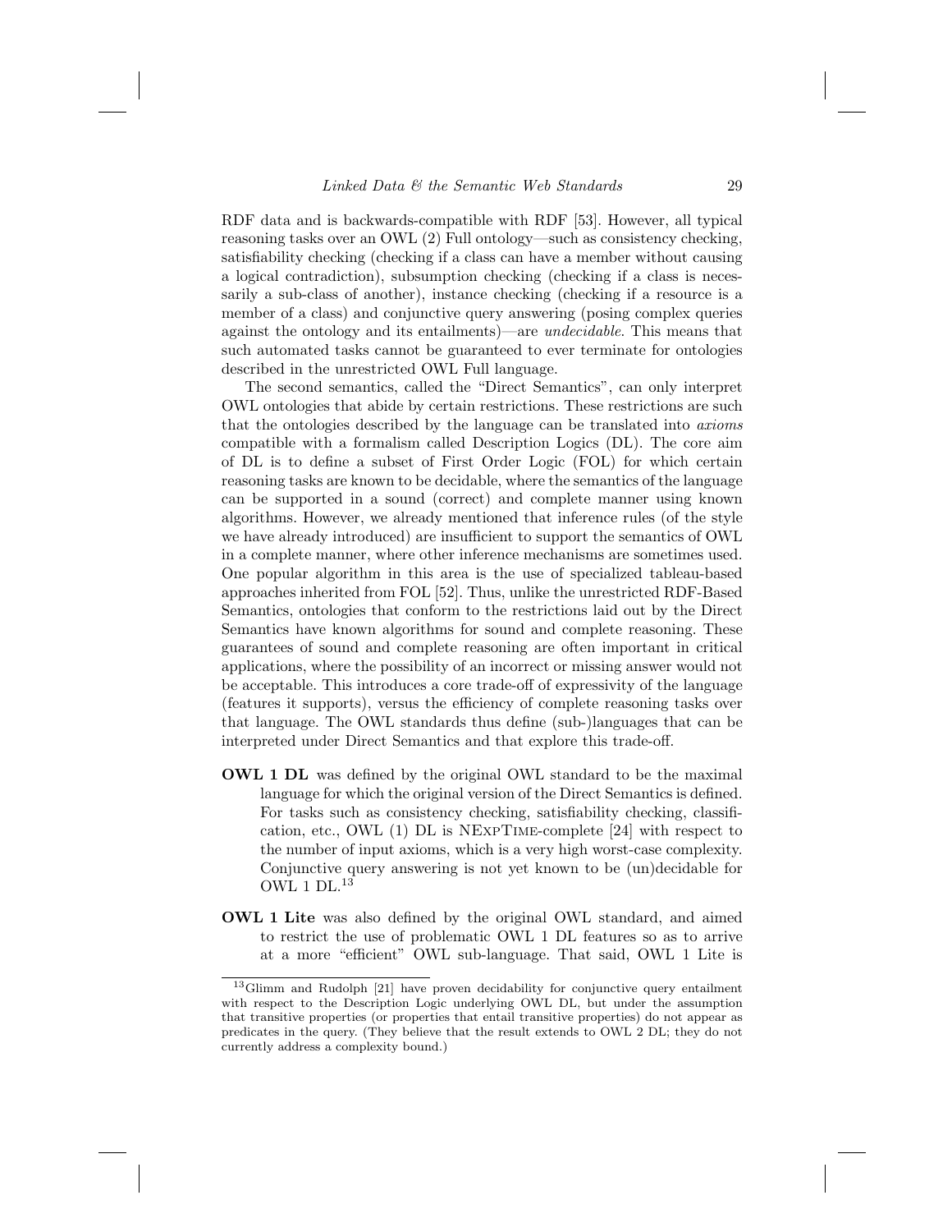RDF data and is backwards-compatible with RDF [53]. However, all typical reasoning tasks over an OWL (2) Full ontology—such as consistency checking, satisfiability checking (checking if a class can have a member without causing a logical contradiction), subsumption checking (checking if a class is necessarily a sub-class of another), instance checking (checking if a resource is a member of a class) and conjunctive query answering (posing complex queries against the ontology and its entailments)—are *undecidable*. This means that such automated tasks cannot be guaranteed to ever terminate for ontologies described in the unrestricted OWL Full language.

The second semantics, called the "Direct Semantics", can only interpret OWL ontologies that abide by certain restrictions. These restrictions are such that the ontologies described by the language can be translated into *axioms* compatible with a formalism called Description Logics (DL). The core aim of DL is to define a subset of First Order Logic (FOL) for which certain reasoning tasks are known to be decidable, where the semantics of the language can be supported in a sound (correct) and complete manner using known algorithms. However, we already mentioned that inference rules (of the style we have already introduced) are insufficient to support the semantics of OWL in a complete manner, where other inference mechanisms are sometimes used. One popular algorithm in this area is the use of specialized tableau-based approaches inherited from FOL [52]. Thus, unlike the unrestricted RDF-Based Semantics, ontologies that conform to the restrictions laid out by the Direct Semantics have known algorithms for sound and complete reasoning. These guarantees of sound and complete reasoning are often important in critical applications, where the possibility of an incorrect or missing answer would not be acceptable. This introduces a core trade-off of expressivity of the language (features it supports), versus the efficiency of complete reasoning tasks over that language. The OWL standards thus define (sub-)languages that can be interpreted under Direct Semantics and that explore this trade-off.

**OWL 1 DL** was defined by the original OWL standard to be the maximal language for which the original version of the Direct Semantics is defined. For tasks such as consistency checking, satisfiability checking, classification, etc., OWL (1) DL is NExpTime-complete [24] with respect to the number of input axioms, which is a very high worst-case complexity. Conjunctive query answering is not yet known to be (un)decidable for OWL 1 DL.[13]

**OWL 1 Lite** was also defined by the original OWL standard, and aimed to restrict the use of problematic OWL 1 DL features so as to arrive at a more "efficient" OWL sub-language. That said, OWL 1 Lite is

[13] Glimm and Rudolph [21] have proven decidability for conjunctive query entailment with respect to the Description Logic underlying OWL DL, but under the assumption that transitive properties (or properties that entail transitive properties) do not appear as predicates in the query. (They believe that the result extends to OWL 2 DL; they do not currently address a complexity bound.)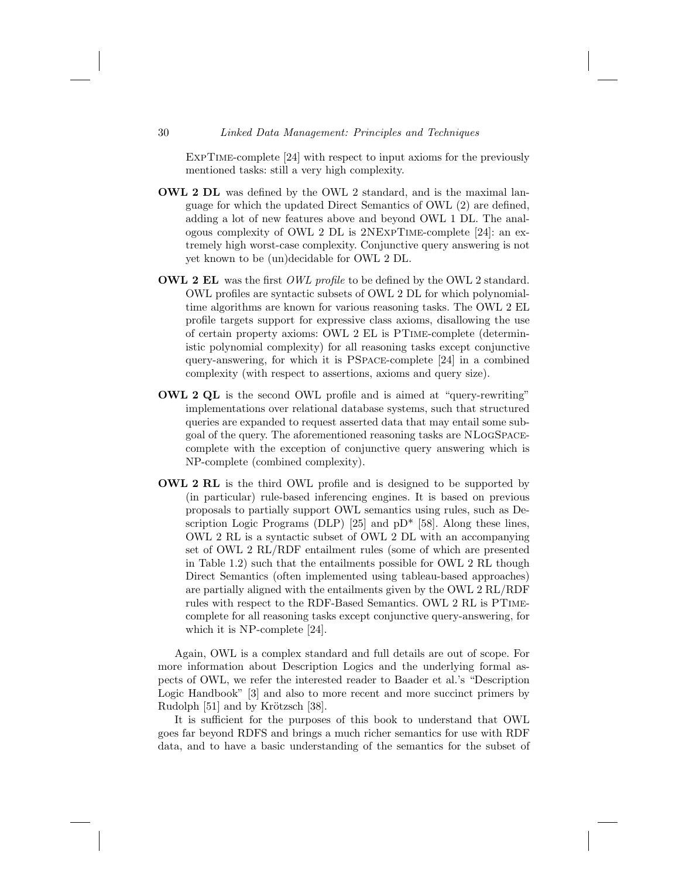ExpTime-complete [24] with respect to input axioms for the previously mentioned tasks: still a very high complexity.

- **OWL 2 DL** was defined by the OWL 2 standard, and is the maximal language for which the updated Direct Semantics of OWL (2) are defined, adding a lot of new features above and beyond OWL 1 DL. The analogous complexity of OWL 2 DL is 2NExpTime-complete [24]: an extremely high worst-case complexity. Conjunctive query answering is not yet known to be (un)decidable for OWL 2 DL.

- **OWL 2 EL** was the first *OWL profile* to be defined by the OWL 2 standard. OWL profiles are syntactic subsets of OWL 2 DL for which polynomial-time algorithms are known for various reasoning tasks. The OWL 2 EL profile targets support for expressive class axioms, disallowing the use of certain property axioms: OWL 2 EL is PTime-complete (deterministic polynomial complexity) for all reasoning tasks except conjunctive query-answering, for which it is PSpace-complete [24] in a combined complexity (with respect to assertions, axioms and query size).

- **OWL 2 QL** is the second OWL profile and is aimed at "query-rewriting" implementations over relational database systems, such that structured queries are expanded to request asserted data that may entail some subgoal of the query. The aforementioned reasoning tasks are NLogSpace-complete with the exception of conjunctive query answering which is NP-complete (combined complexity).

- **OWL 2 RL** is the third OWL profile and is designed to be supported by (in particular) rule-based inferencing engines. It is based on previous proposals to partially support OWL semantics using rules, such as Description Logic Programs (DLP) [25] and pD* [58]. Along these lines, OWL 2 RL is a syntactic subset of OWL 2 DL with an accompanying set of OWL 2 RL/RDF entailment rules (some of which are presented in Table 1.2) such that the entailments possible for OWL 2 RL though Direct Semantics (often implemented using tableau-based approaches) are partially aligned with the entailments given by the OWL 2 RL/RDF rules with respect to the RDF-Based Semantics. OWL 2 RL is PTime-complete for all reasoning tasks except conjunctive query-answering, for which it is NP-complete [24].

Again, OWL is a complex standard and full details are out of scope. For more information about Description Logics and the underlying formal aspects of OWL, we refer the interested reader to Baader et al.'s "Description Logic Handbook" [3] and also to more recent and more succinct primers by Rudolph [51] and by Krötzsch [38].

It is sufficient for the purposes of this book to understand that OWL goes far beyond RDFS and brings a much richer semantics for use with RDF data, and to have a basic understanding of the semantics for the subset of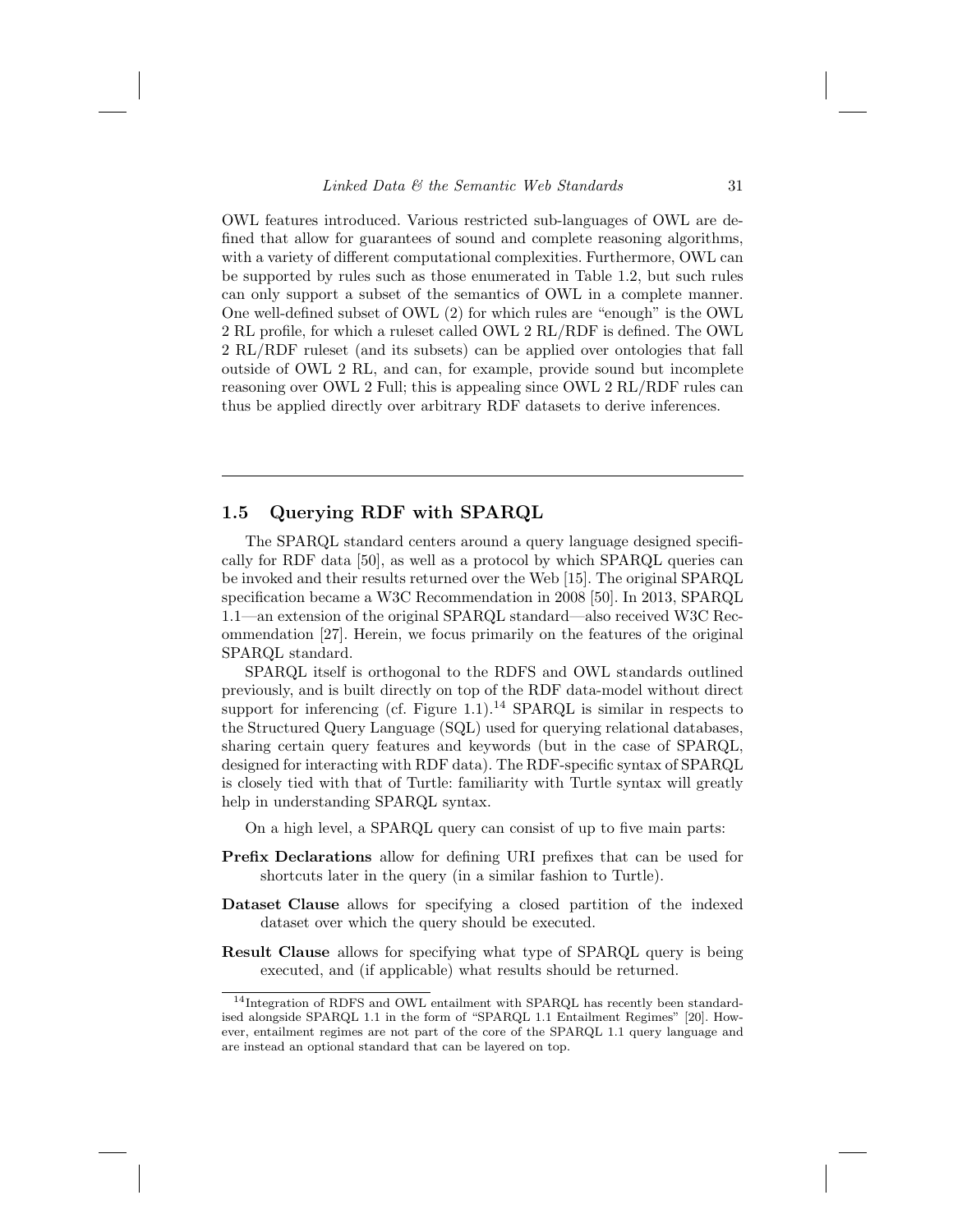OWL features introduced. Various restricted sub-languages of OWL are defined that allow for guarantees of sound and complete reasoning algorithms, with a variety of different computational complexities. Furthermore, OWL can be supported by rules such as those enumerated in Table 1.2, but such rules can only support a subset of the semantics of OWL in a complete manner. One well-defined subset of OWL (2) for which rules are "enough" is the OWL 2 RL profile, for which a ruleset called OWL 2 RL/RDF is defined. The OWL 2 RL/RDF ruleset (and its subsets) can be applied over ontologies that fall outside of OWL 2 RL, and can, for example, provide sound but incomplete reasoning over OWL 2 Full; this is appealing since OWL 2 RL/RDF rules can thus be applied directly over arbitrary RDF datasets to derive inferences.

## 1.5 Querying RDF with SPARQL

The SPARQL standard centers around a query language designed specifically for RDF data [50], as well as a protocol by which SPARQL queries can be invoked and their results returned over the Web [15]. The original SPARQL specification became a W3C Recommendation in 2008 [50]. In 2013, SPARQL 1.1—an extension of the original SPARQL standard—also received W3C Recommendation [27]. Herein, we focus primarily on the features of the original SPARQL standard.

SPARQL itself is orthogonal to the RDFS and OWL standards outlined previously, and is built directly on top of the RDF data-model without direct support for inferencing (cf. Figure 1.1).[14] SPARQL is similar in respects to the Structured Query Language (SQL) used for querying relational databases, sharing certain query features and keywords (but in the case of SPARQL, designed for interacting with RDF data). The RDF-specific syntax of SPARQL is closely tied with that of Turtle: familiarity with Turtle syntax will greatly help in understanding SPARQL syntax.

On a high level, a SPARQL query can consist of up to five main parts:

**Prefix Declarations** allow for defining URI prefixes that can be used for shortcuts later in the query (in a similar fashion to Turtle).

**Dataset Clause** allows for specifying a closed partition of the indexed dataset over which the query should be executed.

**Result Clause** allows for specifying what type of SPARQL query is being executed, and (if applicable) what results should be returned.

[14] Integration of RDFS and OWL entailment with SPARQL has recently been standardised alongside SPARQL 1.1 in the form of "SPARQL 1.1 Entailment Regimes" [20]. However, entailment regimes are not part of the core of the SPARQL 1.1 query language and are instead an optional standard that can be layered on top.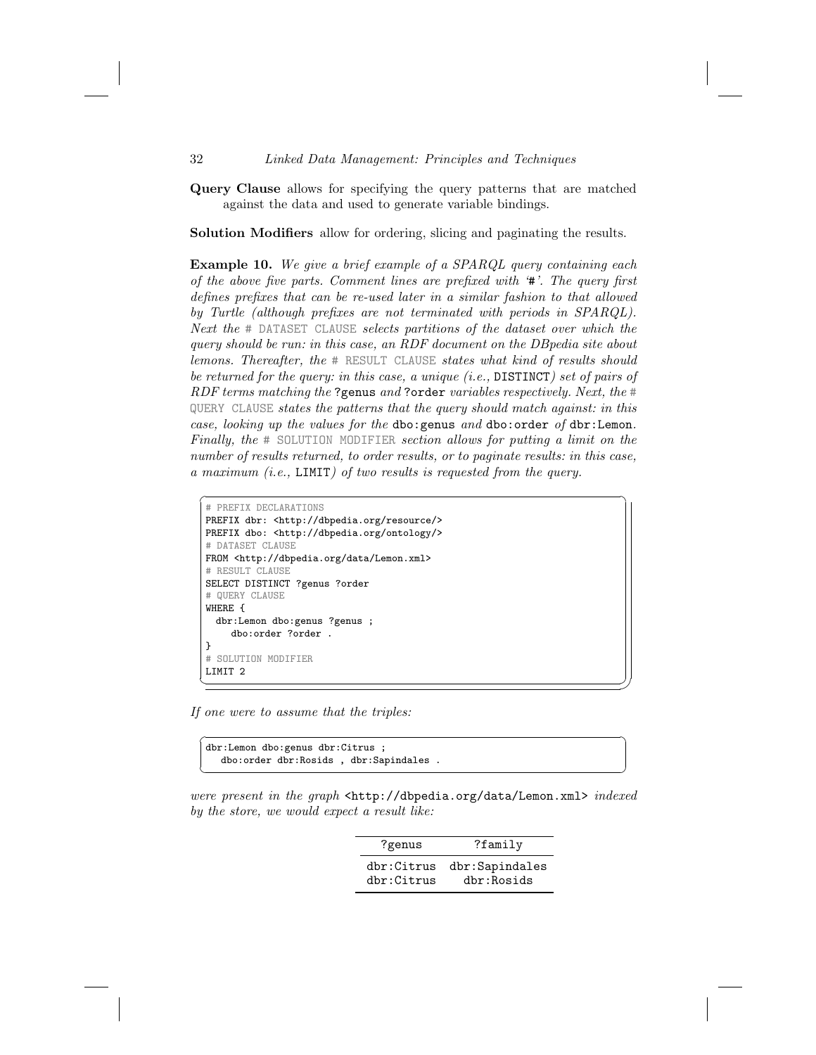**Query Clause** allows for specifying the query patterns that are matched against the data and used to generate variable bindings.

**Solution Modifiers** allow for ordering, slicing and paginating the results.

**Example 10.** *We give a brief example of a SPARQL query containing each of the above five parts. Comment lines are prefixed with '*`#`*'. The query first defines prefixes that can be re-used later in a similar fashion to that allowed by Turtle (although prefixes are not terminated with periods in SPARQL). Next the* `# DATASET CLAUSE` *selects partitions of the dataset over which the query should be run: in this case, an RDF document on the DBpedia site about lemons. Thereafter, the* `# RESULT CLAUSE` *states what kind of results should be returned for the query: in this case, a unique (i.e.,* `DISTINCT`*) set of pairs of RDF terms matching the* `?genus` *and* `?order` *variables respectively. Next, the* `# QUERY CLAUSE` *states the patterns that the query should match against: in this case, looking up the values for the* `dbo:genus` *and* `dbo:order` *of* `dbr:Lemon`*. Finally, the* `# SOLUTION MODIFIER` *section allows for putting a limit on the number of results returned, to order results, or to paginate results: in this case, a maximum (i.e.,* `LIMIT`*) of two results is requested from the query.*

```
# PREFIX DECLARATIONS
PREFIX dbr: <http://dbpedia.org/resource/>
PREFIX dbo: <http://dbpedia.org/ontology/>
# DATASET CLAUSE
FROM <http://dbpedia.org/data/Lemon.xml>
# RESULT CLAUSE
SELECT DISTINCT ?genus ?order
# QUERY CLAUSE
WHERE {
  dbr:Lemon dbo:genus ?genus ;
     dbo:order ?order .
}
# SOLUTION MODIFIER
LIMIT 2
```

*If one were to assume that the triples:*

```
dbr:Lemon dbo:genus dbr:Citrus ;
   dbo:order dbr:Rosids , dbr:Sapindales .
```

*were present in the graph* `<http://dbpedia.org/data/Lemon.xml>` *indexed by the store, we would expect a result like:*

| ?genus | ?family |
|---|---|
| dbr:Citrus | dbr:Sapindales |
| dbr:Citrus | dbr:Rosids |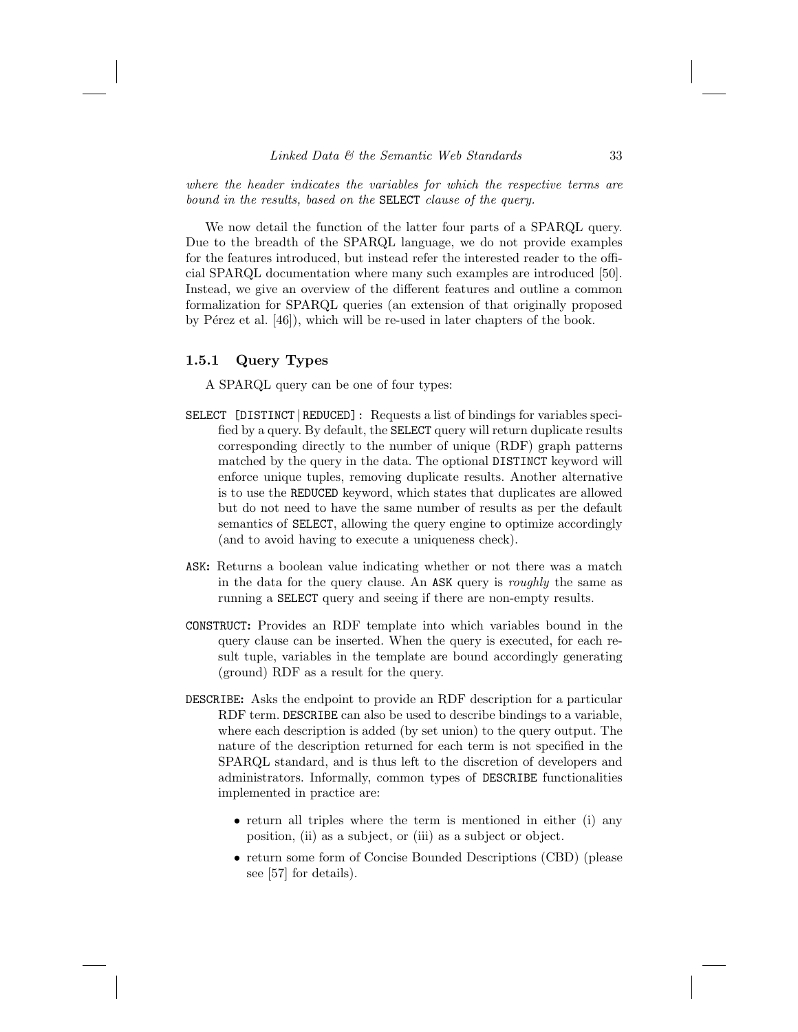*where the header indicates the variables for which the respective terms are bound in the results, based on the* `SELECT` *clause of the query.*

We now detail the function of the latter four parts of a SPARQL query. Due to the breadth of the SPARQL language, we do not provide examples for the features introduced, but instead refer the interested reader to the official SPARQL documentation where many such examples are introduced [50]. Instead, we give an overview of the different features and outline a common formalization for SPARQL queries (an extension of that originally proposed by Pérez et al. [46]), which will be re-used in later chapters of the book.

### 1.5.1 Query Types

A SPARQL query can be one of four types:

`SELECT [DISTINCT|REDUCED]`: Requests a list of bindings for variables specified by a query. By default, the `SELECT` query will return duplicate results corresponding directly to the number of unique (RDF) graph patterns matched by the query in the data. The optional `DISTINCT` keyword will enforce unique tuples, removing duplicate results. Another alternative is to use the `REDUCED` keyword, which states that duplicates are allowed but do not need to have the same number of results as per the default semantics of `SELECT`, allowing the query engine to optimize accordingly (and to avoid having to execute a uniqueness check).

`ASK`: Returns a boolean value indicating whether or not there was a match in the data for the query clause. An `ASK` query is *roughly* the same as running a `SELECT` query and seeing if there are non-empty results.

`CONSTRUCT`: Provides an RDF template into which variables bound in the query clause can be inserted. When the query is executed, for each result tuple, variables in the template are bound accordingly generating (ground) RDF as a result for the query.

`DESCRIBE`: Asks the endpoint to provide an RDF description for a particular RDF term. `DESCRIBE` can also be used to describe bindings to a variable, where each description is added (by set union) to the query output. The nature of the description returned for each term is not specified in the SPARQL standard, and is thus left to the discretion of developers and administrators. Informally, common types of `DESCRIBE` functionalities implemented in practice are:

- return all triples where the term is mentioned in either (i) any position, (ii) as a subject, or (iii) as a subject or object.
- return some form of Concise Bounded Descriptions (CBD) (please see [57] for details).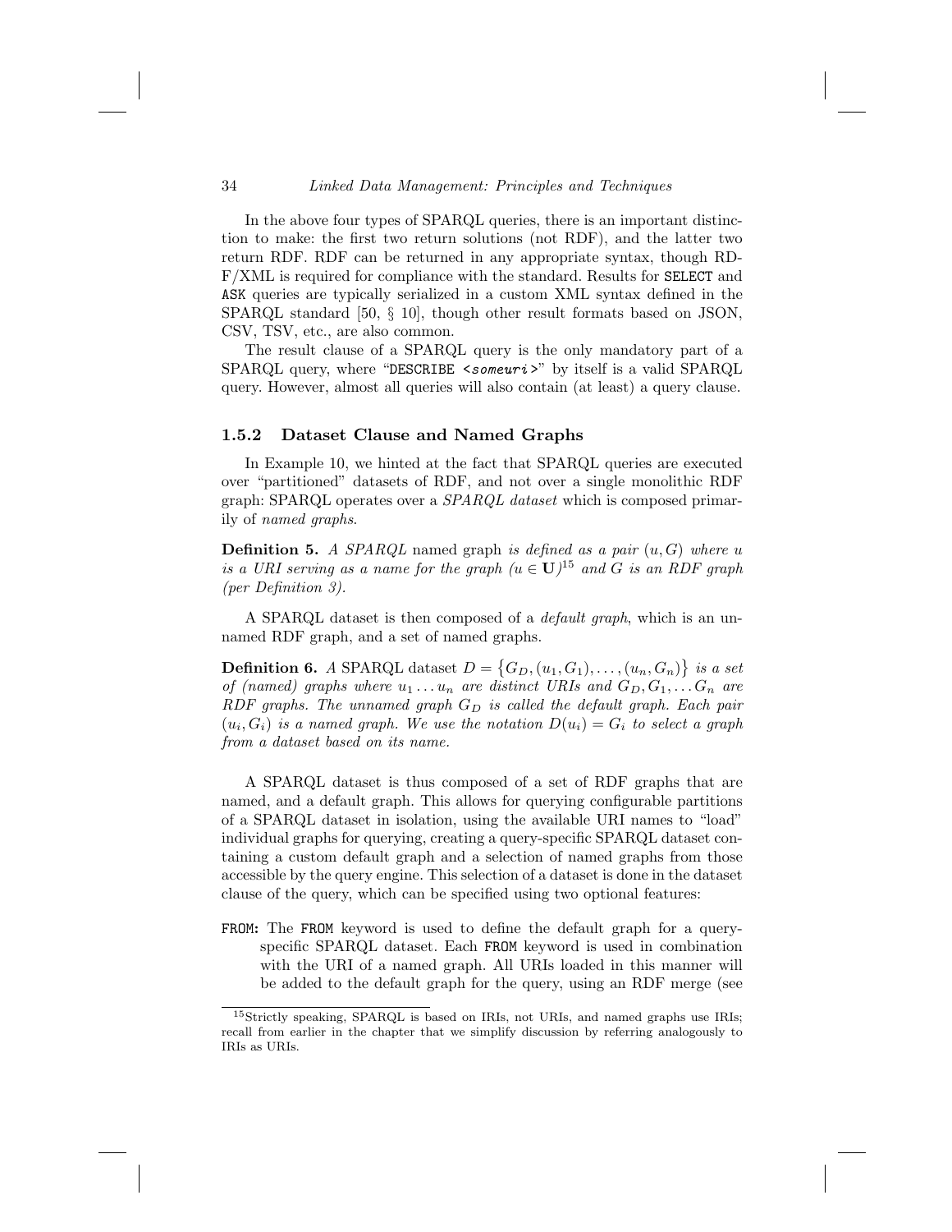In the above four types of SPARQL queries, there is an important distinction to make: the first two return solutions (not RDF), and the latter two return RDF. RDF can be returned in any appropriate syntax, though RDF/XML is required for compliance with the standard. Results for `SELECT` and `ASK` queries are typically serialized in a custom XML syntax defined in the SPARQL standard [50, § 10], though other result formats based on JSON, CSV, TSV, etc., are also common.

The result clause of a SPARQL query is the only mandatory part of a SPARQL query, where "`DESCRIBE <someuri>`" by itself is a valid SPARQL query. However, almost all queries will also contain (at least) a query clause.

### 1.5.2 Dataset Clause and Named Graphs

In Example 10, we hinted at the fact that SPARQL queries are executed over "partitioned" datasets of RDF, and not over a single monolithic RDF graph: SPARQL operates over a *SPARQL dataset* which is composed primarily of *named graphs*.

**Definition 5.** *A SPARQL* named graph *is defined as a pair $(u, G)$ where $u$ is a URI serving as a name for the graph ($u \in \mathbf{U}$)*[15] *and $G$ is an RDF graph (per Definition 3).*

A SPARQL dataset is then composed of a *default graph*, which is an unnamed RDF graph, and a set of named graphs.

**Definition 6.** *A* SPARQL dataset *$D = \{G_D, (u_1, G_1), \ldots, (u_n, G_n)\}$ is a set of (named) graphs where $u_1 \ldots u_n$ are distinct URIs and $G_D, G_1, \ldots G_n$ are RDF graphs. The unnamed graph $G_D$ is called the default graph. Each pair $(u_i, G_i)$ is a named graph. We use the notation $D(u_i) = G_i$ to select a graph from a dataset based on its name.*

A SPARQL dataset is thus composed of a set of RDF graphs that are named, and a default graph. This allows for querying configurable partitions of a SPARQL dataset in isolation, using the available URI names to "load" individual graphs for querying, creating a query-specific SPARQL dataset containing a custom default graph and a selection of named graphs from those accessible by the query engine. This selection of a dataset is done in the dataset clause of the query, which can be specified using two optional features:

**`FROM`:** The `FROM` keyword is used to define the default graph for a query-specific SPARQL dataset. Each `FROM` keyword is used in combination with the URI of a named graph. All URIs loaded in this manner will be added to the default graph for the query, using an RDF merge (see

[15] Strictly speaking, SPARQL is based on IRIs, not URIs, and named graphs use IRIs; recall from earlier in the chapter that we simplify discussion by referring analogously to IRIs as URIs.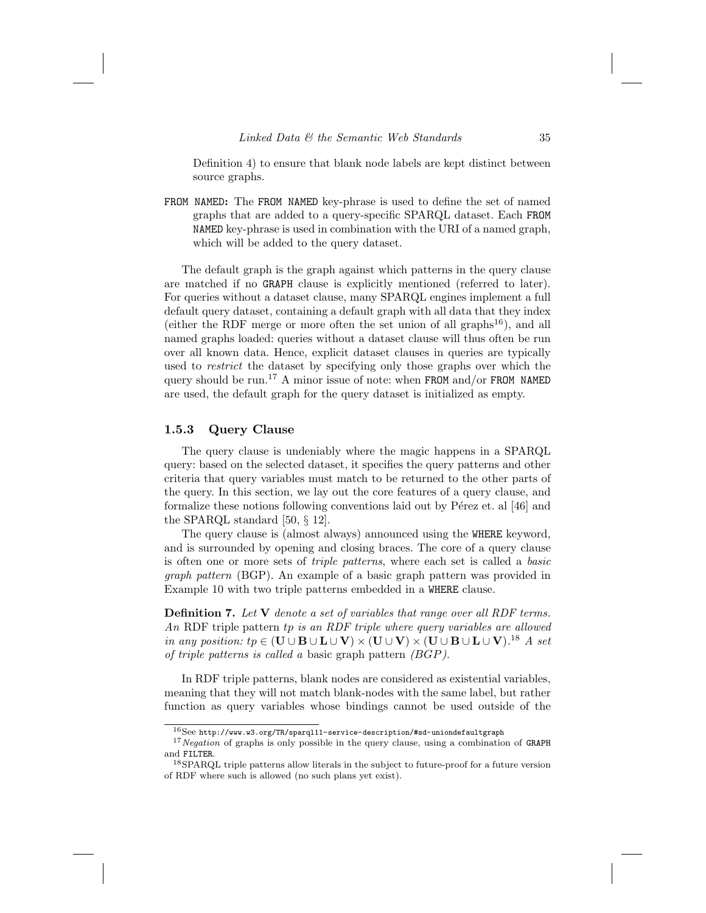Definition 4) to ensure that blank node labels are kept distinct between source graphs.

**FROM NAMED:** The `FROM NAMED` key-phrase is used to define the set of named graphs that are added to a query-specific SPARQL dataset. Each `FROM NAMED` key-phrase is used in combination with the URI of a named graph, which will be added to the query dataset.

The default graph is the graph against which patterns in the query clause are matched if no `GRAPH` clause is explicitly mentioned (referred to later). For queries without a dataset clause, many SPARQL engines implement a full default query dataset, containing a default graph with all data that they index (either the RDF merge or more often the set union of all graphs[16]), and all named graphs loaded: queries without a dataset clause will thus often be run over all known data. Hence, explicit dataset clauses in queries are typically used to *restrict* the dataset by specifying only those graphs over which the query should be run.[17] A minor issue of note: when `FROM` and/or `FROM NAMED` are used, the default graph for the query dataset is initialized as empty.

### 1.5.3 Query Clause

The query clause is undeniably where the magic happens in a SPARQL query: based on the selected dataset, it specifies the query patterns and other criteria that query variables must match to be returned to the other parts of the query. In this section, we lay out the core features of a query clause, and formalize these notions following conventions laid out by Pérez et. al [46] and the SPARQL standard [50, § 12].

The query clause is (almost always) announced using the `WHERE` keyword, and is surrounded by opening and closing braces. The core of a query clause is often one or more sets of *triple patterns*, where each set is called a *basic graph pattern* (BGP). An example of a basic graph pattern was provided in Example 10 with two triple patterns embedded in a `WHERE` clause.

**Definition 7.** *Let* $\mathbf{V}$ *denote a set of variables that range over all RDF terms. An* RDF triple pattern *tp is an RDF triple where query variables are allowed in any position:* $tp \in (\mathbf{U} \cup \mathbf{B} \cup \mathbf{L} \cup \mathbf{V}) \times (\mathbf{U} \cup \mathbf{V}) \times (\mathbf{U} \cup \mathbf{B} \cup \mathbf{L} \cup \mathbf{V})$.[18] *A set of triple patterns is called a* basic graph pattern *(BGP).*

In RDF triple patterns, blank nodes are considered as existential variables, meaning that they will not match blank-nodes with the same label, but rather function as query variables whose bindings cannot be used outside of the

---

[16] See `http://www.w3.org/TR/sparql11-service-description/#sd-uniondefaultgraph`

[17] *Negation* of graphs is only possible in the query clause, using a combination of `GRAPH` and `FILTER`.

[18] SPARQL triple patterns allow literals in the subject to future-proof for a future version of RDF where such is allowed (no such plans yet exist).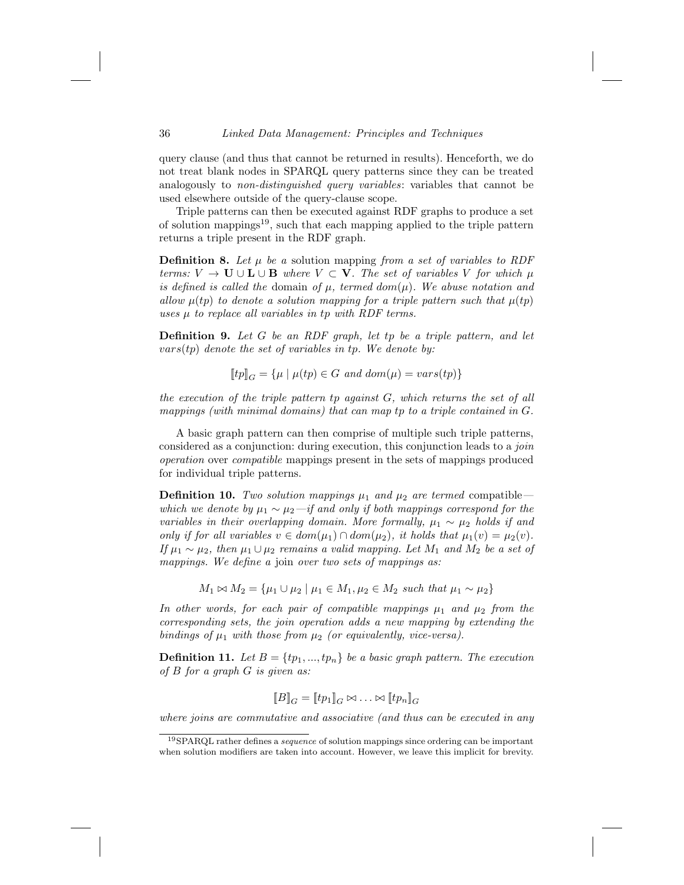query clause (and thus that cannot be returned in results). Henceforth, we do not treat blank nodes in SPARQL query patterns since they can be treated analogously to *non-distinguished query variables*: variables that cannot be used elsewhere outside of the query-clause scope.

Triple patterns can then be executed against RDF graphs to produce a set of solution mappings[19], such that each mapping applied to the triple pattern returns a triple present in the RDF graph.

**Definition 8.** *Let $\mu$ be a* solution mapping *from a set of variables to RDF terms: $V \to \mathbf{U} \cup \mathbf{L} \cup \mathbf{B}$ where $V \subset \mathbf{V}$. The set of variables $V$ for which $\mu$ is defined is called the* domain *of $\mu$, termed $dom(\mu)$. We abuse notation and allow $\mu(tp)$ to denote a solution mapping for a triple pattern such that $\mu(tp)$ uses $\mu$ to replace all variables in $tp$ with RDF terms.*

**Definition 9.** *Let $G$ be an RDF graph, let $tp$ be a triple pattern, and let $vars(tp)$ denote the set of variables in $tp$. We denote by:*

$$[\![tp]\!]_G = \{\mu \mid \mu(tp) \in G \text{ and } dom(\mu) = vars(tp)\}$$

*the execution of the triple pattern $tp$ against $G$, which returns the set of all mappings (with minimal domains) that can map $tp$ to a triple contained in $G$.*

A basic graph pattern can then comprise of multiple such triple patterns, considered as a conjunction: during execution, this conjunction leads to a *join operation* over *compatible* mappings present in the sets of mappings produced for individual triple patterns.

**Definition 10.** *Two solution mappings $\mu_1$ and $\mu_2$ are termed* compatible*—which we denote by $\mu_1 \sim \mu_2$—if and only if both mappings correspond for the variables in their overlapping domain. More formally, $\mu_1 \sim \mu_2$ holds if and only if for all variables $v \in dom(\mu_1) \cap dom(\mu_2)$, it holds that $\mu_1(v) = \mu_2(v)$. If $\mu_1 \sim \mu_2$, then $\mu_1 \cup \mu_2$ remains a valid mapping. Let $M_1$ and $M_2$ be a set of mappings. We define a* join *over two sets of mappings as:*

$$M_1 \bowtie M_2 = \{\mu_1 \cup \mu_2 \mid \mu_1 \in M_1, \mu_2 \in M_2 \text{ such that } \mu_1 \sim \mu_2\}$$

*In other words, for each pair of compatible mappings $\mu_1$ and $\mu_2$ from the corresponding sets, the join operation adds a new mapping by extending the bindings of $\mu_1$ with those from $\mu_2$ (or equivalently, vice-versa).*

**Definition 11.** *Let $B = \{tp_1, ..., tp_n\}$ be a basic graph pattern. The execution of $B$ for a graph $G$ is given as:*

$$[\![B]\!]_G = [\![tp_1]\!]_G \bowtie \ldots \bowtie [\![tp_n]\!]_G$$

*where joins are commutative and associative (and thus can be executed in any*

---

[19] SPARQL rather defines a *sequence* of solution mappings since ordering can be important when solution modifiers are taken into account. However, we leave this implicit for brevity.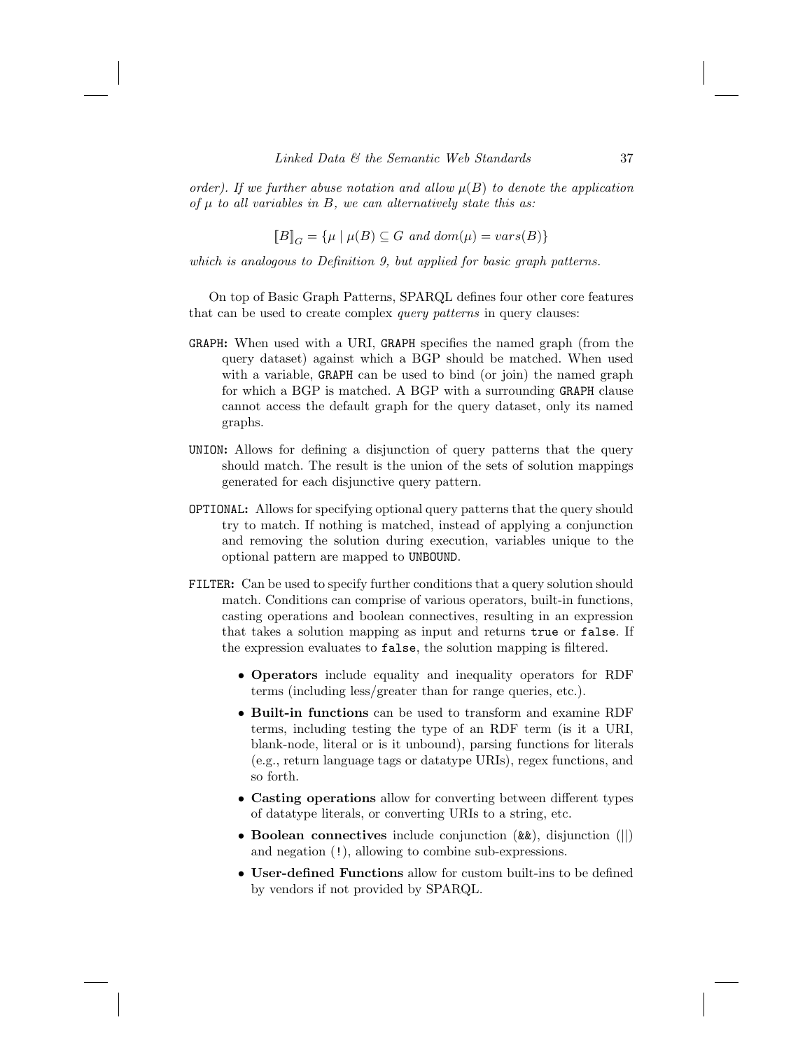*order). If we further abuse notation and allow $\mu(B)$ to denote the application of $\mu$ to all variables in $B$, we can alternatively state this as:*

$$[\![B]\!]_G = \{\mu \mid \mu(B) \subseteq G \text{ and } dom(\mu) = vars(B)\}$$

*which is analogous to Definition 9, but applied for basic graph patterns.*

On top of Basic Graph Patterns, SPARQL defines four other core features that can be used to create complex *query patterns* in query clauses:

**GRAPH:** When used with a URI, `GRAPH` specifies the named graph (from the query dataset) against which a BGP should be matched. When used with a variable, `GRAPH` can be used to bind (or join) the named graph for which a BGP is matched. A BGP with a surrounding `GRAPH` clause cannot access the default graph for the query dataset, only its named graphs.

**UNION:** Allows for defining a disjunction of query patterns that the query should match. The result is the union of the sets of solution mappings generated for each disjunctive query pattern.

**OPTIONAL:** Allows for specifying optional query patterns that the query should try to match. If nothing is matched, instead of applying a conjunction and removing the solution during execution, variables unique to the optional pattern are mapped to `UNBOUND`.

**FILTER:** Can be used to specify further conditions that a query solution should match. Conditions can comprise of various operators, built-in functions, casting operations and boolean connectives, resulting in an expression that takes a solution mapping as input and returns `true` or `false`. If the expression evaluates to `false`, the solution mapping is filtered.

- **Operators** include equality and inequality operators for RDF terms (including less/greater than for range queries, etc.).
- **Built-in functions** can be used to transform and examine RDF terms, including testing the type of an RDF term (is it a URI, blank-node, literal or is it unbound), parsing functions for literals (e.g., return language tags or datatype URIs), regex functions, and so forth.
- **Casting operations** allow for converting between different types of datatype literals, or converting URIs to a string, etc.
- **Boolean connectives** include conjunction (`&&`), disjunction (`||`) and negation (`!`), allowing to combine sub-expressions.
- **User-defined Functions** allow for custom built-ins to be defined by vendors if not provided by SPARQL.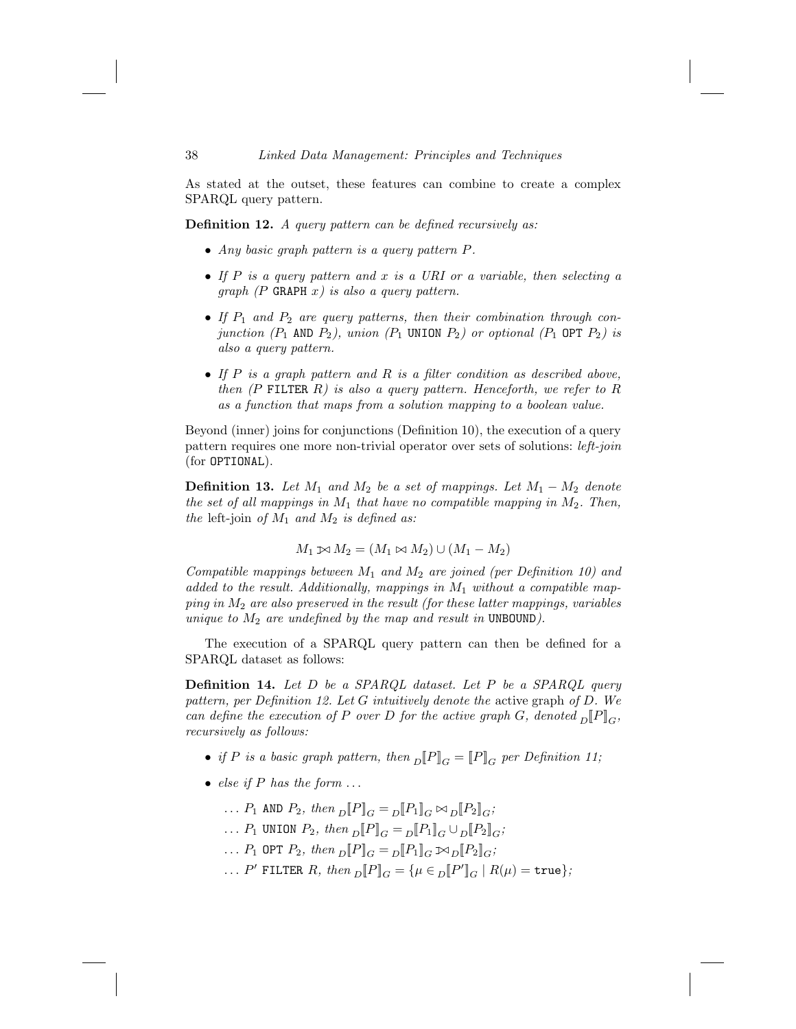As stated at the outset, these features can combine to create a complex SPARQL query pattern.

**Definition 12.** *A query pattern can be defined recursively as:*

- *Any basic graph pattern is a query pattern $P$.*
- *If $P$ is a query pattern and $x$ is a URI or a variable, then selecting a graph ($P$ `GRAPH` $x$) is also a query pattern.*
- *If $P_1$ and $P_2$ are query patterns, then their combination through conjunction ($P_1$ `AND` $P_2$), union ($P_1$ `UNION` $P_2$) or optional ($P_1$ `OPT` $P_2$) is also a query pattern.*
- *If $P$ is a graph pattern and $R$ is a filter condition as described above, then ($P$ `FILTER` $R$) is also a query pattern. Henceforth, we refer to $R$ as a function that maps from a solution mapping to a boolean value.*

Beyond (inner) joins for conjunctions (Definition 10), the execution of a query pattern requires one more non-trivial operator over sets of solutions: *left-join* (for `OPTIONAL`).

**Definition 13.** *Let $M_1$ and $M_2$ be a set of mappings. Let $M_1 - M_2$ denote the set of all mappings in $M_1$ that have no compatible mapping in $M_2$. Then, the* left-join *of $M_1$ and $M_2$ is defined as:*

$$M_1 ⟕ M_2 = (M_1 \bowtie M_2) \cup (M_1 - M_2)$$

*Compatible mappings between $M_1$ and $M_2$ are joined (per Definition 10) and added to the result. Additionally, mappings in $M_1$ without a compatible mapping in $M_2$ are also preserved in the result (for these latter mappings, variables unique to $M_2$ are undefined by the map and result in* `UNBOUND`*).*

The execution of a SPARQL query pattern can then be defined for a SPARQL dataset as follows:

**Definition 14.** *Let $D$ be a SPARQL dataset. Let $P$ be a SPARQL query pattern, per Definition 12. Let $G$ intuitively denote the* active graph *of $D$. We can define the execution of $P$ over $D$ for the active graph $G$, denoted ${}_D[\![P]\!]_G$, recursively as follows:*

- *if $P$ is a basic graph pattern, then ${}_D[\![P]\!]_G = [\![P]\!]_G$ per Definition 11;*
- *else if $P$ has the form ...*
  - *... $P_1$ `AND` $P_2$, then ${}_D[\![P]\!]_G = {}_D[\![P_1]\!]_G \bowtie {}_D[\![P_2]\!]_G$;*
  - *... $P_1$ `UNION` $P_2$, then ${}_D[\![P]\!]_G = {}_D[\![P_1]\!]_G \cup {}_D[\![P_2]\!]_G$;*
  - *... $P_1$ `OPT` $P_2$, then ${}_D[\![P]\!]_G = {}_D[\![P_1]\!]_G ⟕ {}_D[\![P_2]\!]_G$;*
  - *... $P'$ `FILTER` $R$, then ${}_D[\![P]\!]_G = \{\mu \in {}_D[\![P']\!]_G \mid R(\mu) = \texttt{true}\}$;*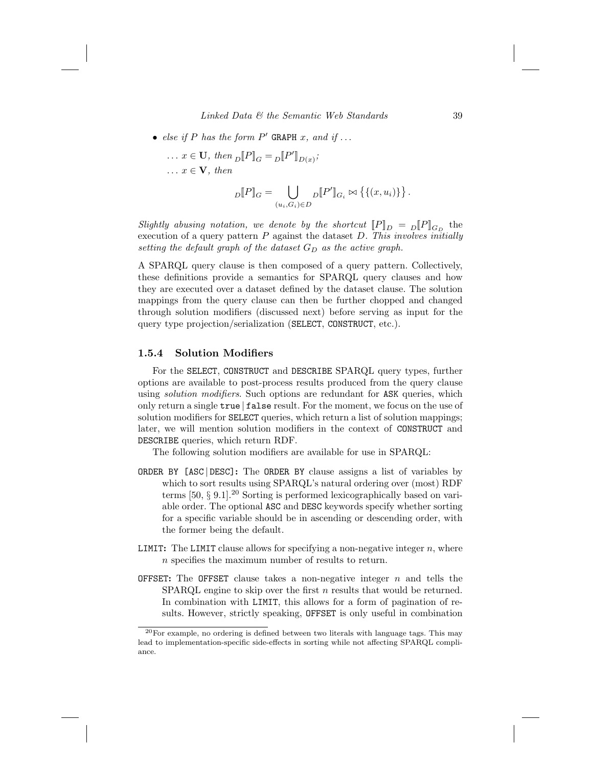- *else if $P$ has the form $P'$ `GRAPH` $x$, and if ...*

  ... $x \in \mathbf{U}$, *then* ${}_D[\![P]\!]_G = {}_D[\![P']\!]_{D(x)}$;

  ... $x \in \mathbf{V}$, *then*

$$
{}_D[\![P]\!]_G = \bigcup_{(u_i, G_i) \in D} {}_D[\![P']\!]_{G_i} \bowtie \left\{\{(x, u_i)\}\right\}.
$$

*Slightly abusing notation, we denote by the shortcut* $[\![P]\!]_D = {}_D[\![P]\!]_{G_D}$ the execution of a query pattern $P$ against the dataset $D$. *This involves initially setting the default graph of the dataset $G_D$ as the active graph.*

A SPARQL query clause is then composed of a query pattern. Collectively, these definitions provide a semantics for SPARQL query clauses and how they are executed over a dataset defined by the dataset clause. The solution mappings from the query clause can then be further chopped and changed through solution modifiers (discussed next) before serving as input for the query type projection/serialization (`SELECT`, `CONSTRUCT`, etc.).

### 1.5.4 Solution Modifiers

For the `SELECT`, `CONSTRUCT` and `DESCRIBE` SPARQL query types, further options are available to post-process results produced from the query clause using *solution modifiers*. Such options are redundant for `ASK` queries, which only return a single `true|false` result. For the moment, we focus on the use of solution modifiers for `SELECT` queries, which return a list of solution mappings; later, we will mention solution modifiers in the context of `CONSTRUCT` and `DESCRIBE` queries, which return RDF.

The following solution modifiers are available for use in SPARQL:

`ORDER BY [ASC|DESC]`: The `ORDER BY` clause assigns a list of variables by which to sort results using SPARQL's natural ordering over (most) RDF terms [50, § 9.1].[20] Sorting is performed lexicographically based on variable order. The optional `ASC` and `DESC` keywords specify whether sorting for a specific variable should be in ascending or descending order, with the former being the default.

`LIMIT`: The `LIMIT` clause allows for specifying a non-negative integer $n$, where $n$ specifies the maximum number of results to return.

`OFFSET`: The `OFFSET` clause takes a non-negative integer $n$ and tells the SPARQL engine to skip over the first $n$ results that would be returned. In combination with `LIMIT`, this allows for a form of pagination of results. However, strictly speaking, `OFFSET` is only useful in combination

[20] For example, no ordering is defined between two literals with language tags. This may lead to implementation-specific side-effects in sorting while not affecting SPARQL compliance.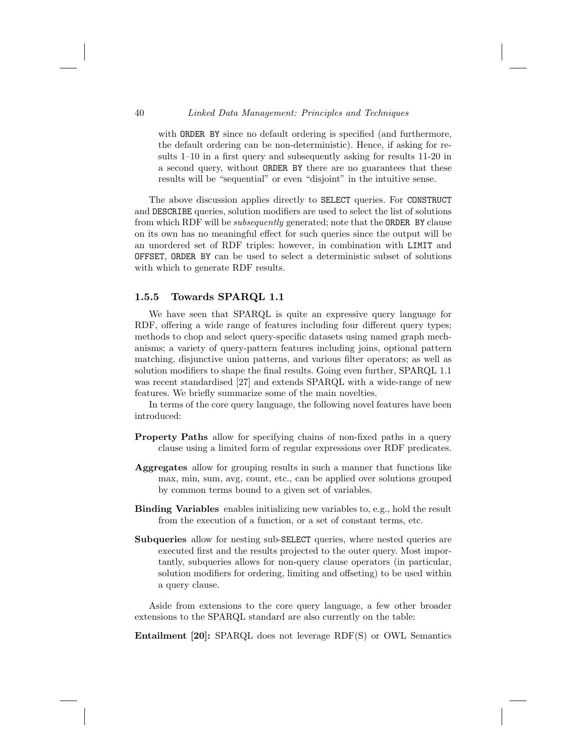with `ORDER BY` since no default ordering is specified (and furthermore, the default ordering can be non-deterministic). Hence, if asking for results 1–10 in a first query and subsequently asking for results 11-20 in a second query, without `ORDER BY` there are no guarantees that these results will be "sequential" or even "disjoint" in the intuitive sense.

The above discussion applies directly to `SELECT` queries. For `CONSTRUCT` and `DESCRIBE` queries, solution modifiers are used to select the list of solutions from which RDF will be *subsequently* generated; note that the `ORDER BY` clause on its own has no meaningful effect for such queries since the output will be an unordered set of RDF triples: however, in combination with `LIMIT` and `OFFSET`, `ORDER BY` can be used to select a deterministic subset of solutions with which to generate RDF results.

### 1.5.5 Towards SPARQL 1.1

We have seen that SPARQL is quite an expressive query language for RDF, offering a wide range of features including four different query types; methods to chop and select query-specific datasets using named graph mechanisms; a variety of query-pattern features including joins, optional pattern matching, disjunctive union patterns, and various filter operators; as well as solution modifiers to shape the final results. Going even further, SPARQL 1.1 was recent standardised [27] and extends SPARQL with a wide-range of new features. We briefly summarize some of the main novelties.

In terms of the core query language, the following novel features have been introduced:

**Property Paths** allow for specifying chains of non-fixed paths in a query clause using a limited form of regular expressions over RDF predicates.

**Aggregates** allow for grouping results in such a manner that functions like max, min, sum, avg, count, etc., can be applied over solutions grouped by common terms bound to a given set of variables.

**Binding Variables** enables initializing new variables to, e.g., hold the result from the execution of a function, or a set of constant terms, etc.

**Subqueries** allow for nesting sub-`SELECT` queries, where nested queries are executed first and the results projected to the outer query. Most importantly, subqueries allows for non-query clause operators (in particular, solution modifiers for ordering, limiting and offseting) to be used within a query clause.

Aside from extensions to the core query language, a few other broader extensions to the SPARQL standard are also currently on the table:

**Entailment [20]:** SPARQL does not leverage RDF(S) or OWL Semantics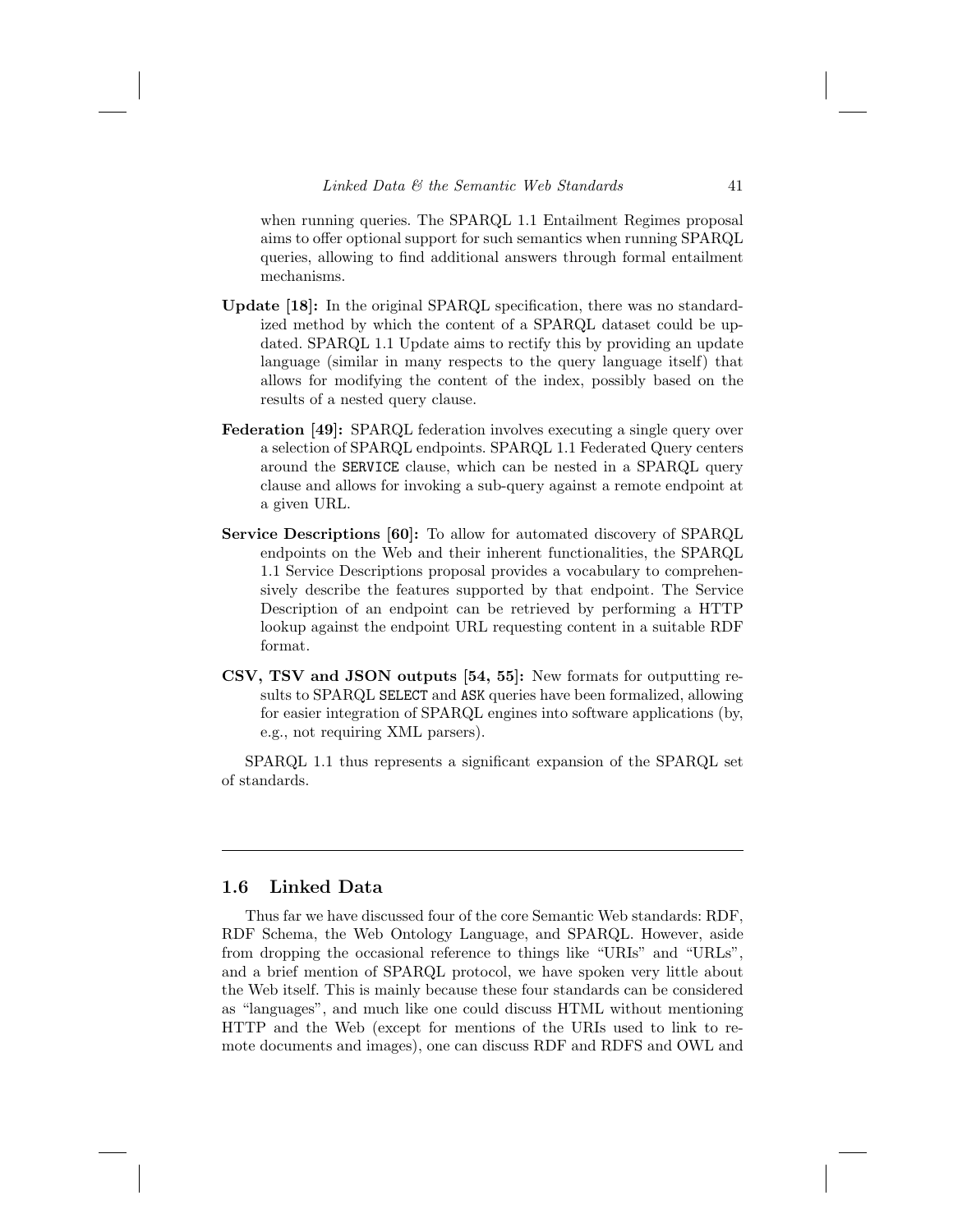when running queries. The SPARQL 1.1 Entailment Regimes proposal aims to offer optional support for such semantics when running SPARQL queries, allowing to find additional answers through formal entailment mechanisms.

**Update [18]:** In the original SPARQL specification, there was no standardized method by which the content of a SPARQL dataset could be updated. SPARQL 1.1 Update aims to rectify this by providing an update language (similar in many respects to the query language itself) that allows for modifying the content of the index, possibly based on the results of a nested query clause.

**Federation [49]:** SPARQL federation involves executing a single query over a selection of SPARQL endpoints. SPARQL 1.1 Federated Query centers around the `SERVICE` clause, which can be nested in a SPARQL query clause and allows for invoking a sub-query against a remote endpoint at a given URL.

**Service Descriptions [60]:** To allow for automated discovery of SPARQL endpoints on the Web and their inherent functionalities, the SPARQL 1.1 Service Descriptions proposal provides a vocabulary to comprehensively describe the features supported by that endpoint. The Service Description of an endpoint can be retrieved by performing a HTTP lookup against the endpoint URL requesting content in a suitable RDF format.

**CSV, TSV and JSON outputs [54, 55]:** New formats for outputting results to SPARQL `SELECT` and `ASK` queries have been formalized, allowing for easier integration of SPARQL engines into software applications (by, e.g., not requiring XML parsers).

SPARQL 1.1 thus represents a significant expansion of the SPARQL set of standards.

## 1.6 Linked Data

Thus far we have discussed four of the core Semantic Web standards: RDF, RDF Schema, the Web Ontology Language, and SPARQL. However, aside from dropping the occasional reference to things like "URIs" and "URLs", and a brief mention of SPARQL protocol, we have spoken very little about the Web itself. This is mainly because these four standards can be considered as "languages", and much like one could discuss HTML without mentioning HTTP and the Web (except for mentions of the URIs used to link to remote documents and images), one can discuss RDF and RDFS and OWL and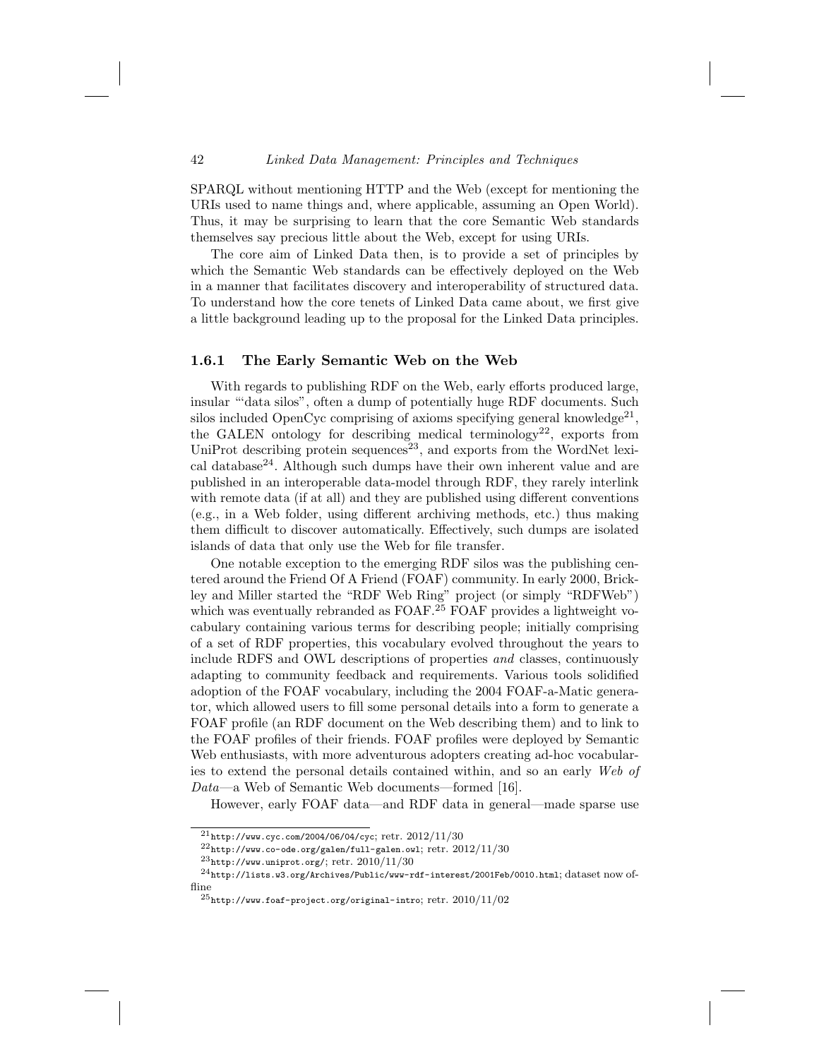SPARQL without mentioning HTTP and the Web (except for mentioning the URIs used to name things and, where applicable, assuming an Open World). Thus, it may be surprising to learn that the core Semantic Web standards themselves say precious little about the Web, except for using URIs.

The core aim of Linked Data then, is to provide a set of principles by which the Semantic Web standards can be effectively deployed on the Web in a manner that facilitates discovery and interoperability of structured data. To understand how the core tenets of Linked Data came about, we first give a little background leading up to the proposal for the Linked Data principles.

### 1.6.1 The Early Semantic Web on the Web

With regards to publishing RDF on the Web, early efforts produced large, insular "'data silos", often a dump of potentially huge RDF documents. Such silos included OpenCyc comprising of axioms specifying general knowledge[21], the GALEN ontology for describing medical terminology[22], exports from UniProt describing protein sequences[23], and exports from the WordNet lexical database[24]. Although such dumps have their own inherent value and are published in an interoperable data-model through RDF, they rarely interlink with remote data (if at all) and they are published using different conventions (e.g., in a Web folder, using different archiving methods, etc.) thus making them difficult to discover automatically. Effectively, such dumps are isolated islands of data that only use the Web for file transfer.

One notable exception to the emerging RDF silos was the publishing centered around the Friend Of A Friend (FOAF) community. In early 2000, Brickley and Miller started the "RDF Web Ring" project (or simply "RDFWeb") which was eventually rebranded as FOAF.[25] FOAF provides a lightweight vocabulary containing various terms for describing people; initially comprising of a set of RDF properties, this vocabulary evolved throughout the years to include RDFS and OWL descriptions of properties *and* classes, continuously adapting to community feedback and requirements. Various tools solidified adoption of the FOAF vocabulary, including the 2004 FOAF-a-Matic generator, which allowed users to fill some personal details into a form to generate a FOAF profile (an RDF document on the Web describing them) and to link to the FOAF profiles of their friends. FOAF profiles were deployed by Semantic Web enthusiasts, with more adventurous adopters creating ad-hoc vocabularies to extend the personal details contained within, and so an early *Web of Data*—a Web of Semantic Web documents—formed [16].

However, early FOAF data—and RDF data in general—made sparse use

---

[21] `http://www.cyc.com/2004/06/04/cyc`; retr. 2012/11/30

[22] `http://www.co-ode.org/galen/full-galen.owl`; retr. 2012/11/30

[23] `http://www.uniprot.org/`; retr. 2010/11/30

[24] `http://lists.w3.org/Archives/Public/www-rdf-interest/2001Feb/0010.html`; dataset now offline

[25] `http://www.foaf-project.org/original-intro`; retr. 2010/11/02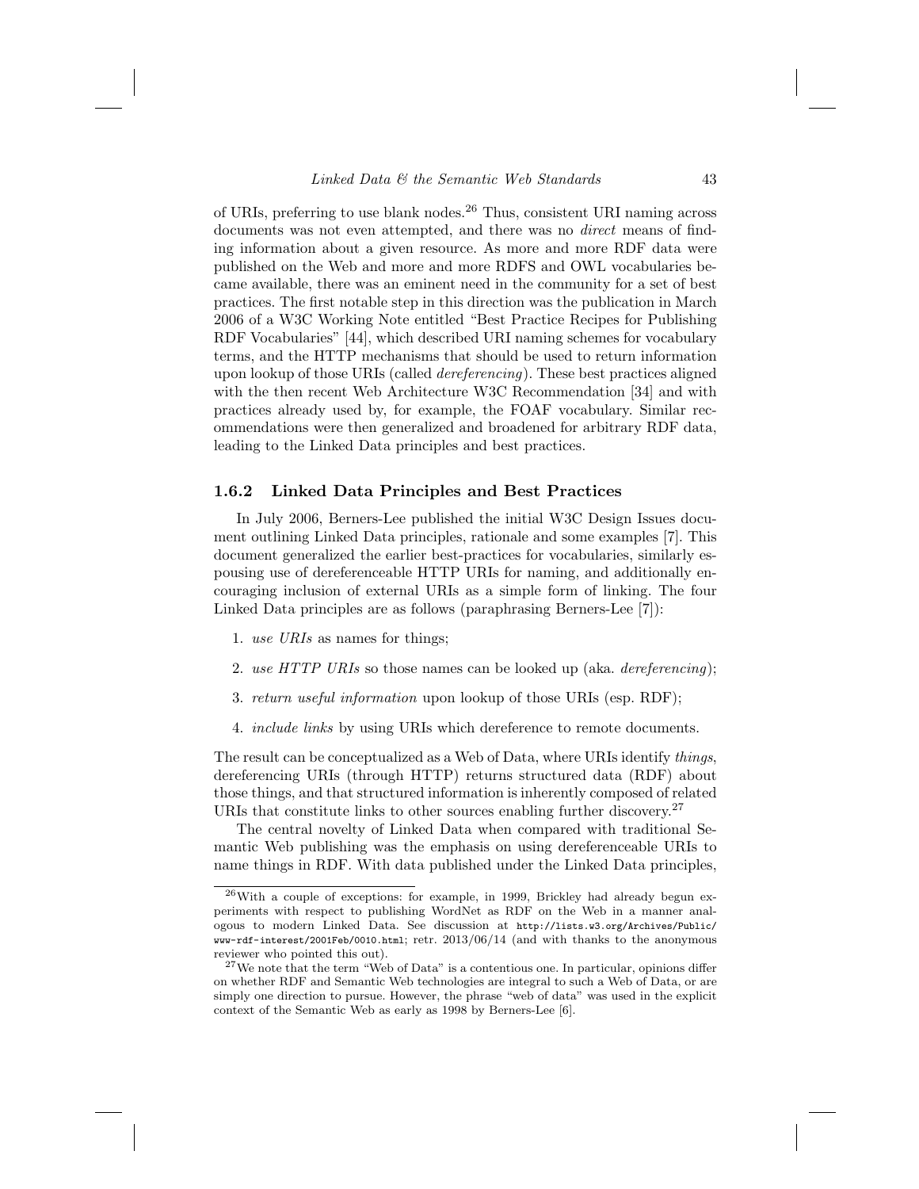of URIs, preferring to use blank nodes.[26] Thus, consistent URI naming across documents was not even attempted, and there was no *direct* means of finding information about a given resource. As more and more RDF data were published on the Web and more and more RDFS and OWL vocabularies became available, there was an eminent need in the community for a set of best practices. The first notable step in this direction was the publication in March 2006 of a W3C Working Note entitled "Best Practice Recipes for Publishing RDF Vocabularies" [44], which described URI naming schemes for vocabulary terms, and the HTTP mechanisms that should be used to return information upon lookup of those URIs (called *dereferencing*). These best practices aligned with the then recent Web Architecture W3C Recommendation [34] and with practices already used by, for example, the FOAF vocabulary. Similar recommendations were then generalized and broadened for arbitrary RDF data, leading to the Linked Data principles and best practices.

### 1.6.2 Linked Data Principles and Best Practices

In July 2006, Berners-Lee published the initial W3C Design Issues document outlining Linked Data principles, rationale and some examples [7]. This document generalized the earlier best-practices for vocabularies, similarly espousing use of dereferenceable HTTP URIs for naming, and additionally encouraging inclusion of external URIs as a simple form of linking. The four Linked Data principles are as follows (paraphrasing Berners-Lee [7]):

1. *use URIs* as names for things;
2. *use HTTP URIs* so those names can be looked up (aka. *dereferencing*);
3. *return useful information* upon lookup of those URIs (esp. RDF);
4. *include links* by using URIs which dereference to remote documents.

The result can be conceptualized as a Web of Data, where URIs identify *things*, dereferencing URIs (through HTTP) returns structured data (RDF) about those things, and that structured information is inherently composed of related URIs that constitute links to other sources enabling further discovery.[27]

The central novelty of Linked Data when compared with traditional Semantic Web publishing was the emphasis on using dereferenceable URIs to name things in RDF. With data published under the Linked Data principles,

---

[26] With a couple of exceptions: for example, in 1999, Brickley had already begun experiments with respect to publishing WordNet as RDF on the Web in a manner analogous to modern Linked Data. See discussion at `http://lists.w3.org/Archives/Public/www-rdf-interest/2001Feb/0010.html`; retr. 2013/06/14 (and with thanks to the anonymous reviewer who pointed this out).

[27] We note that the term "Web of Data" is a contentious one. In particular, opinions differ on whether RDF and Semantic Web technologies are integral to such a Web of Data, or are simply one direction to pursue. However, the phrase "web of data" was used in the explicit context of the Semantic Web as early as 1998 by Berners-Lee [6].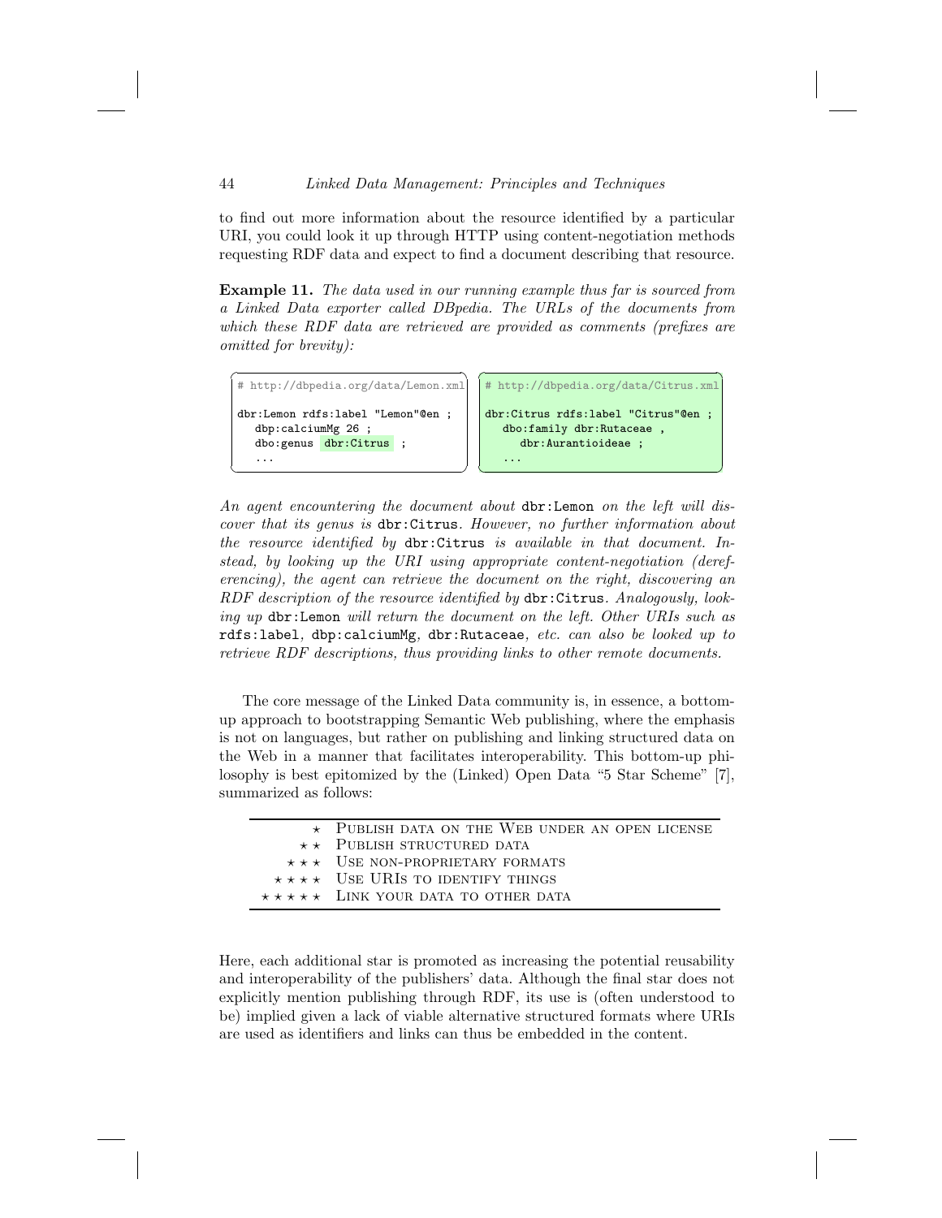to find out more information about the resource identified by a particular URI, you could look it up through HTTP using content-negotiation methods requesting RDF data and expect to find a document describing that resource.

**Example 11.** *The data used in our running example thus far is sourced from a Linked Data exporter called DBpedia. The URLs of the documents from which these RDF data are retrieved are provided as comments (prefixes are omitted for brevity):*

```
# http://dbpedia.org/data/Lemon.xml

dbr:Lemon rdfs:label "Lemon"@en ;
   dbp:calciumMg 26 ;
   dbo:genus dbr:Citrus ;
   ...
```

```
# http://dbpedia.org/data/Citrus.xml

dbr:Citrus rdfs:label "Citrus"@en ;
   dbo:family dbr:Rutaceae ,
      dbr:Aurantioideae ;
   ...
```

*An agent encountering the document about* `dbr:Lemon` *on the left will discover that its genus is* `dbr:Citrus`*. However, no further information about the resource identified by* `dbr:Citrus` *is available in that document. Instead, by looking up the URI using appropriate content-negotiation (dereferencing), the agent can retrieve the document on the right, discovering an RDF description of the resource identified by* `dbr:Citrus`*. Analogously, looking up* `dbr:Lemon` *will return the document on the left. Other URIs such as* `rdfs:label`*,* `dbp:calciumMg`*,* `dbr:Rutaceae`*, etc. can also be looked up to retrieve RDF descriptions, thus providing links to other remote documents.*

The core message of the Linked Data community is, in essence, a bottom-up approach to bootstrapping Semantic Web publishing, where the emphasis is not on languages, but rather on publishing and linking structured data on the Web in a manner that facilitates interoperability. This bottom-up philosophy is best epitomized by the (Linked) Open Data "5 Star Scheme" [7], summarized as follows:

| | |
|---|---|
| ⋆ | Publish data on the Web under an open license |
| ⋆ ⋆ | Publish structured data |
| ⋆ ⋆ ⋆ | Use non-proprietary formats |
| ⋆ ⋆ ⋆ ⋆ | Use URIs to identify things |
| ⋆ ⋆ ⋆ ⋆ ⋆ | Link your data to other data |

Here, each additional star is promoted as increasing the potential reusability and interoperability of the publishers' data. Although the final star does not explicitly mention publishing through RDF, its use is (often understood to be) implied given a lack of viable alternative structured formats where URIs are used as identifiers and links can thus be embedded in the content.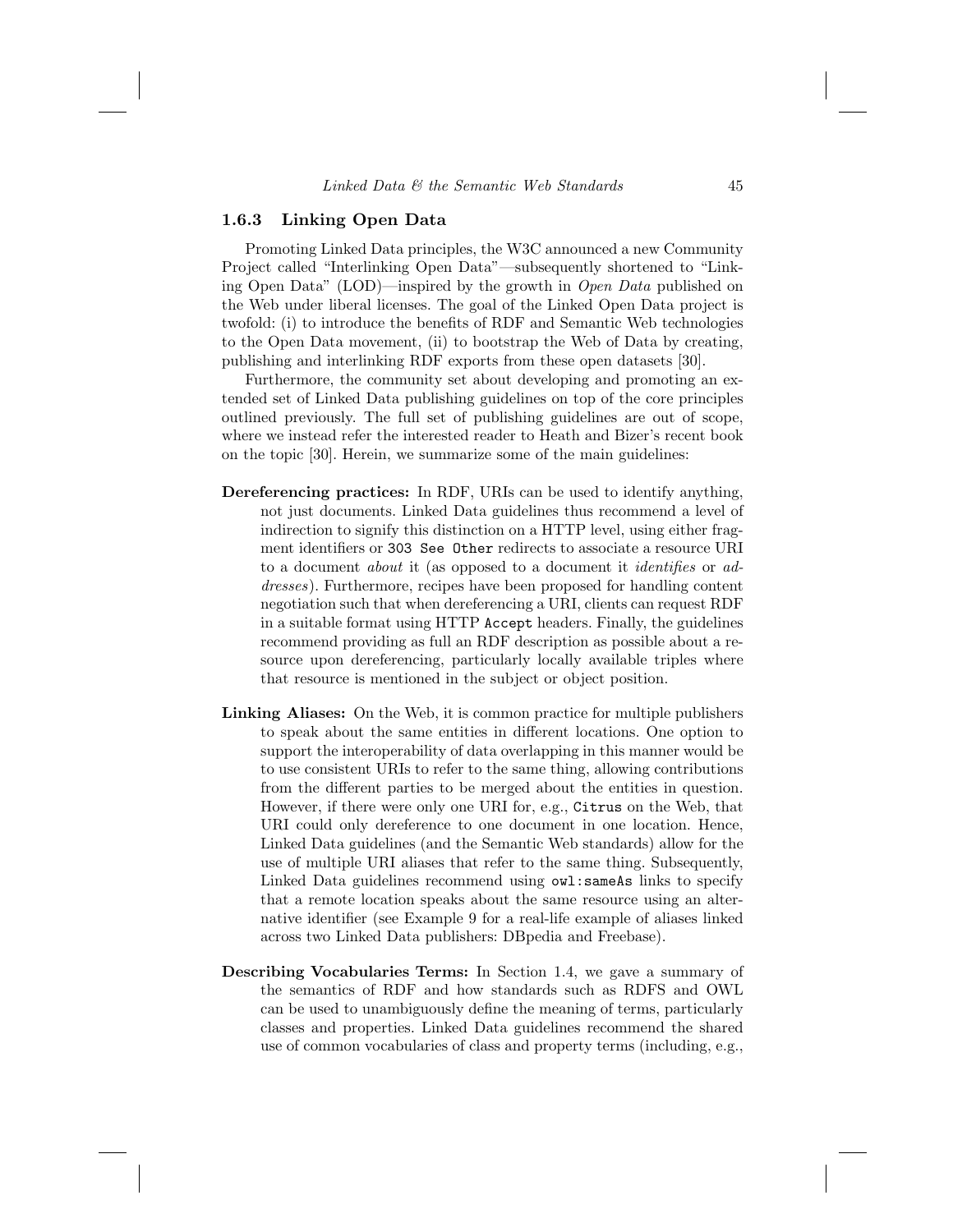### 1.6.3 Linking Open Data

Promoting Linked Data principles, the W3C announced a new Community Project called "Interlinking Open Data"—subsequently shortened to "Linking Open Data" (LOD)—inspired by the growth in *Open Data* published on the Web under liberal licenses. The goal of the Linked Open Data project is twofold: (i) to introduce the benefits of RDF and Semantic Web technologies to the Open Data movement, (ii) to bootstrap the Web of Data by creating, publishing and interlinking RDF exports from these open datasets [30].

Furthermore, the community set about developing and promoting an extended set of Linked Data publishing guidelines on top of the core principles outlined previously. The full set of publishing guidelines are out of scope, where we instead refer the interested reader to Heath and Bizer's recent book on the topic [30]. Herein, we summarize some of the main guidelines:

**Dereferencing practices:** In RDF, URIs can be used to identify anything, not just documents. Linked Data guidelines thus recommend a level of indirection to signify this distinction on a HTTP level, using either fragment identifiers or `303 See Other` redirects to associate a resource URI to a document *about* it (as opposed to a document it *identifies* or *addresses*). Furthermore, recipes have been proposed for handling content negotiation such that when dereferencing a URI, clients can request RDF in a suitable format using HTTP `Accept` headers. Finally, the guidelines recommend providing as full an RDF description as possible about a resource upon dereferencing, particularly locally available triples where that resource is mentioned in the subject or object position.

**Linking Aliases:** On the Web, it is common practice for multiple publishers to speak about the same entities in different locations. One option to support the interoperability of data overlapping in this manner would be to use consistent URIs to refer to the same thing, allowing contributions from the different parties to be merged about the entities in question. However, if there were only one URI for, e.g., `Citrus` on the Web, that URI could only dereference to one document in one location. Hence, Linked Data guidelines (and the Semantic Web standards) allow for the use of multiple URI aliases that refer to the same thing. Subsequently, Linked Data guidelines recommend using `owl:sameAs` links to specify that a remote location speaks about the same resource using an alternative identifier (see Example 9 for a real-life example of aliases linked across two Linked Data publishers: DBpedia and Freebase).

**Describing Vocabularies Terms:** In Section 1.4, we gave a summary of the semantics of RDF and how standards such as RDFS and OWL can be used to unambiguously define the meaning of terms, particularly classes and properties. Linked Data guidelines recommend the shared use of common vocabularies of class and property terms (including, e.g.,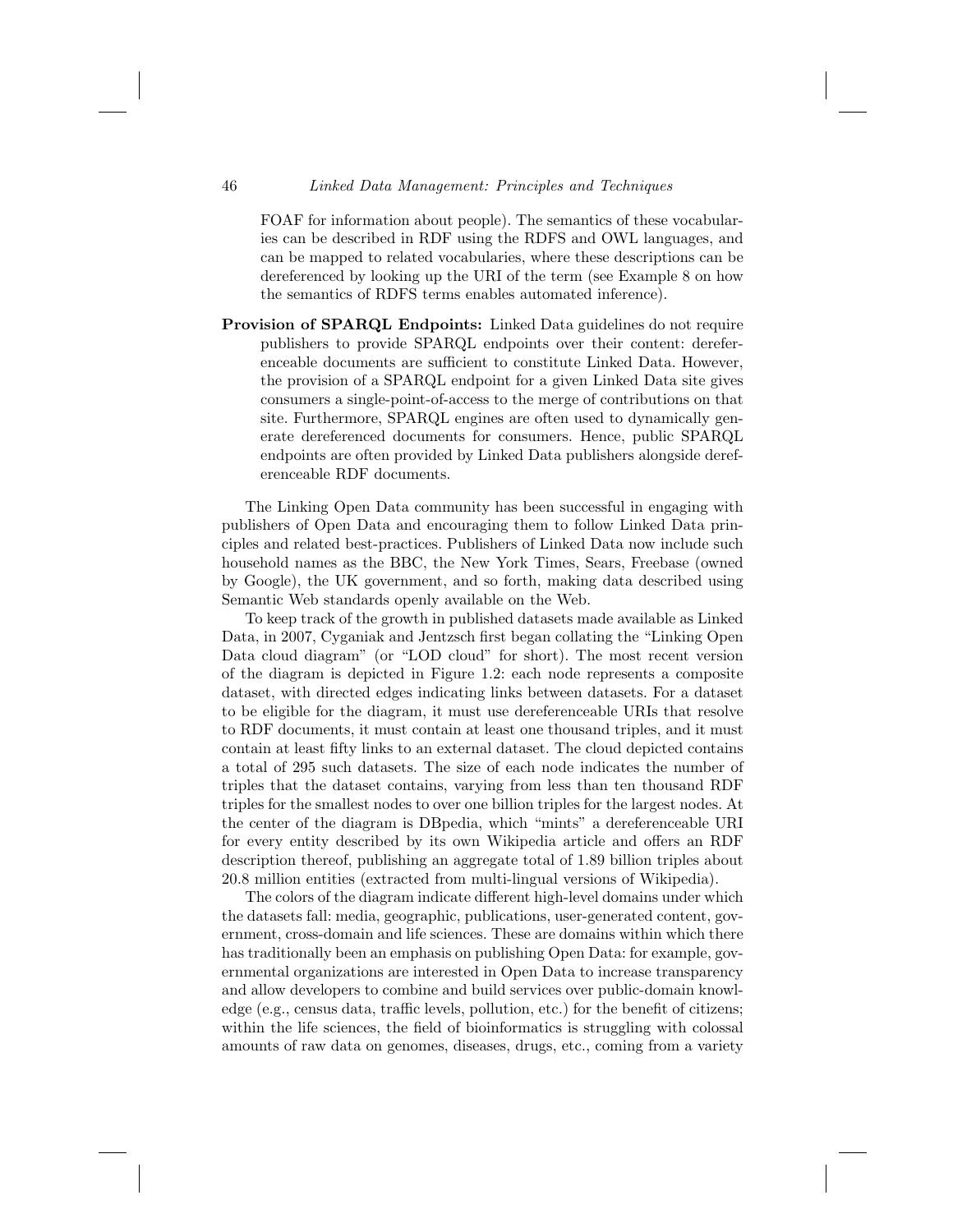FOAF for information about people). The semantics of these vocabularies can be described in RDF using the RDFS and OWL languages, and can be mapped to related vocabularies, where these descriptions can be dereferenced by looking up the URI of the term (see Example 8 on how the semantics of RDFS terms enables automated inference).

**Provision of SPARQL Endpoints:** Linked Data guidelines do not require publishers to provide SPARQL endpoints over their content: dereferenceable documents are sufficient to constitute Linked Data. However, the provision of a SPARQL endpoint for a given Linked Data site gives consumers a single-point-of-access to the merge of contributions on that site. Furthermore, SPARQL engines are often used to dynamically generate dereferenced documents for consumers. Hence, public SPARQL endpoints are often provided by Linked Data publishers alongside dereferenceable RDF documents.

The Linking Open Data community has been successful in engaging with publishers of Open Data and encouraging them to follow Linked Data principles and related best-practices. Publishers of Linked Data now include such household names as the BBC, the New York Times, Sears, Freebase (owned by Google), the UK government, and so forth, making data described using Semantic Web standards openly available on the Web.

To keep track of the growth in published datasets made available as Linked Data, in 2007, Cyganiak and Jentzsch first began collating the "Linking Open Data cloud diagram" (or "LOD cloud" for short). The most recent version of the diagram is depicted in Figure 1.2: each node represents a composite dataset, with directed edges indicating links between datasets. For a dataset to be eligible for the diagram, it must use dereferenceable URIs that resolve to RDF documents, it must contain at least one thousand triples, and it must contain at least fifty links to an external dataset. The cloud depicted contains a total of 295 such datasets. The size of each node indicates the number of triples that the dataset contains, varying from less than ten thousand RDF triples for the smallest nodes to over one billion triples for the largest nodes. At the center of the diagram is DBpedia, which "mints" a dereferenceable URI for every entity described by its own Wikipedia article and offers an RDF description thereof, publishing an aggregate total of 1.89 billion triples about 20.8 million entities (extracted from multi-lingual versions of Wikipedia).

The colors of the diagram indicate different high-level domains under which the datasets fall: media, geographic, publications, user-generated content, government, cross-domain and life sciences. These are domains within which there has traditionally been an emphasis on publishing Open Data: for example, governmental organizations are interested in Open Data to increase transparency and allow developers to combine and build services over public-domain knowledge (e.g., census data, traffic levels, pollution, etc.) for the benefit of citizens; within the life sciences, the field of bioinformatics is struggling with colossal amounts of raw data on genomes, diseases, drugs, etc., coming from a variety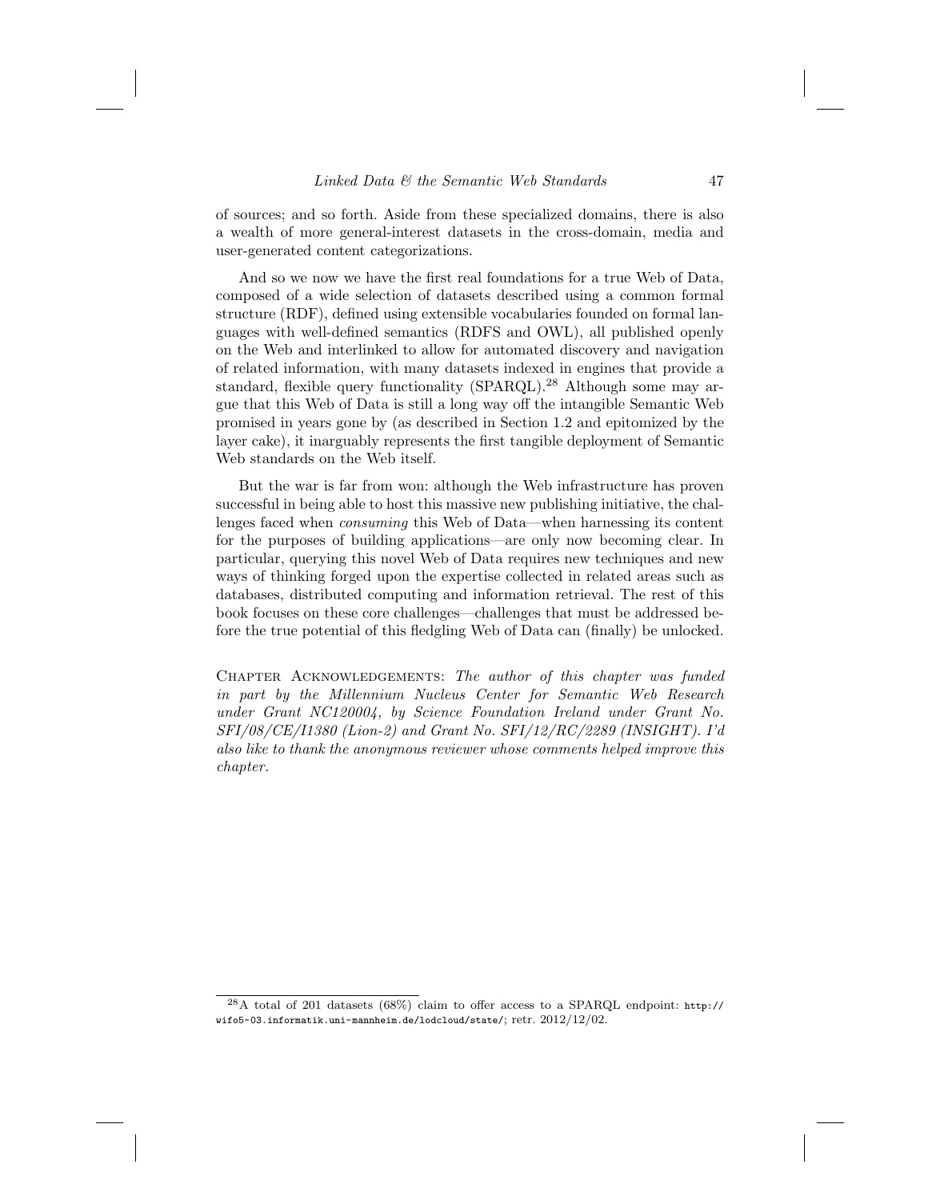of sources; and so forth. Aside from these specialized domains, there is also a wealth of more general-interest datasets in the cross-domain, media and user-generated content categorizations.

And so we now we have the first real foundations for a true Web of Data, composed of a wide selection of datasets described using a common formal structure (RDF), defined using extensible vocabularies founded on formal languages with well-defined semantics (RDFS and OWL), all published openly on the Web and interlinked to allow for automated discovery and navigation of related information, with many datasets indexed in engines that provide a standard, flexible query functionality (SPARQL).[28] Although some may argue that this Web of Data is still a long way off the intangible Semantic Web promised in years gone by (as described in Section 1.2 and epitomized by the layer cake), it inarguably represents the first tangible deployment of Semantic Web standards on the Web itself.

But the war is far from won: although the Web infrastructure has proven successful in being able to host this massive new publishing initiative, the challenges faced when *consuming* this Web of Data—when harnessing its content for the purposes of building applications—are only now becoming clear. In particular, querying this novel Web of Data requires new techniques and new ways of thinking forged upon the expertise collected in related areas such as databases, distributed computing and information retrieval. The rest of this book focuses on these core challenges—challenges that must be addressed before the true potential of this fledgling Web of Data can (finally) be unlocked.

CHAPTER ACKNOWLEDGEMENTS: *The author of this chapter was funded in part by the Millennium Nucleus Center for Semantic Web Research under Grant NC120004, by Science Foundation Ireland under Grant No. SFI/08/CE/I1380 (Lion-2) and Grant No. SFI/12/RC/2289 (INSIGHT). I'd also like to thank the anonymous reviewer whose comments helped improve this chapter.*

---

[28] A total of 201 datasets (68%) claim to offer access to a SPARQL endpoint: `http://wifo5-03.informatik.uni-mannheim.de/lodcloud/state/`; retr. 2012/12/02.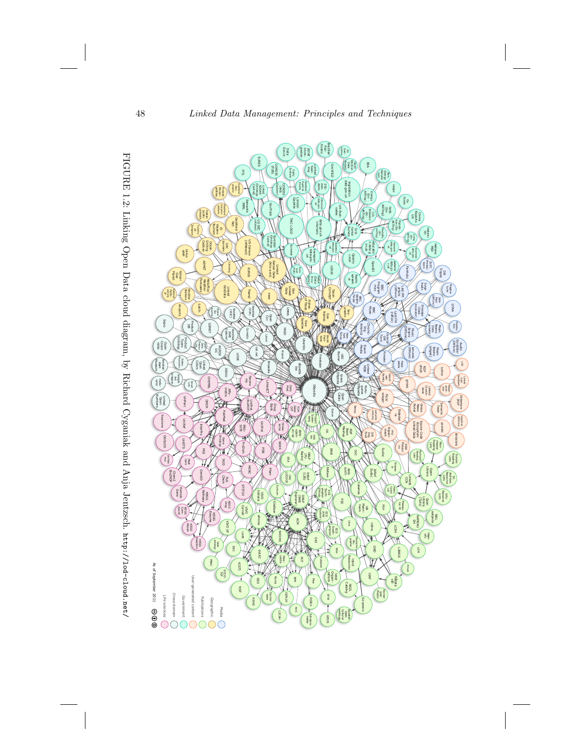FIGURE 1.2: Linking Open Data cloud diagram, by Richard Cyganiak and Anja Jentzsch. `http://lod-cloud.net/`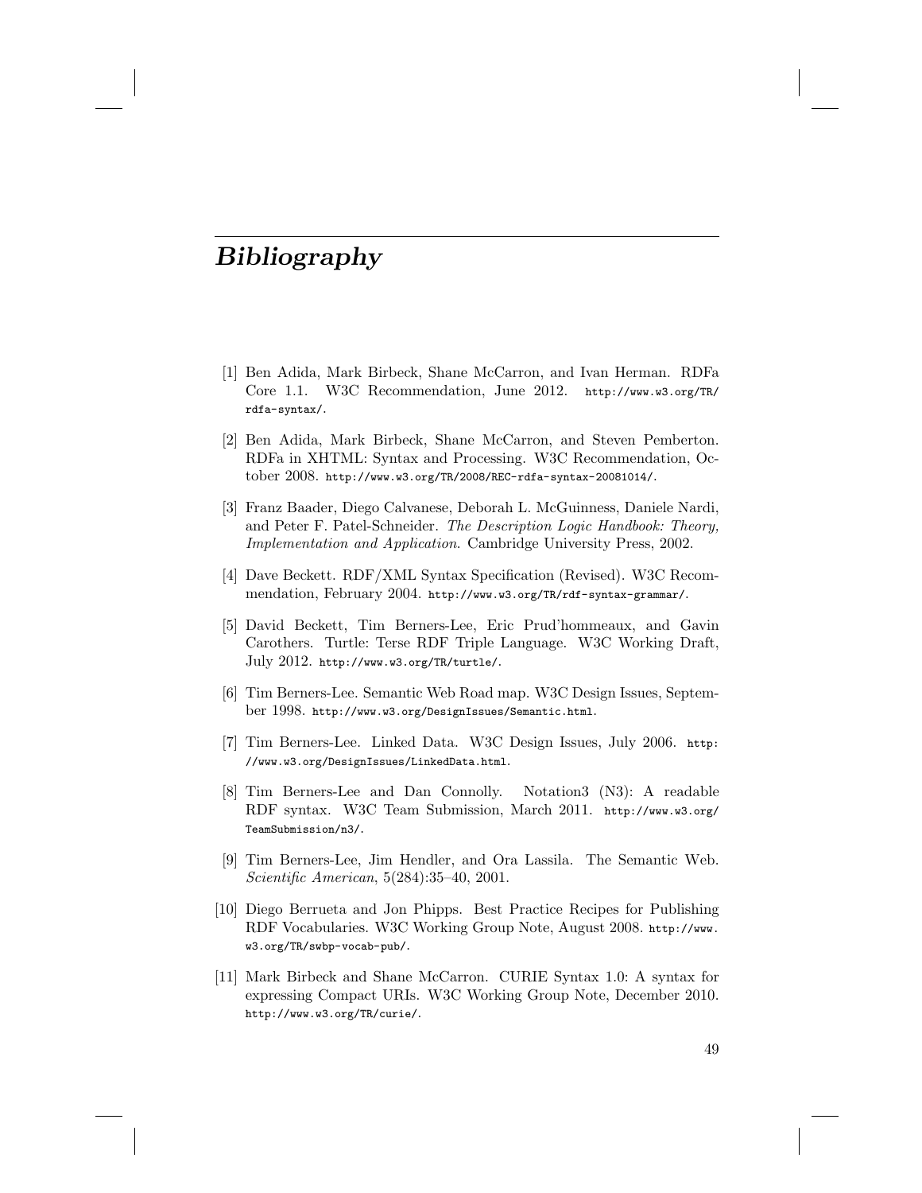# *Bibliography*

[1] Ben Adida, Mark Birbeck, Shane McCarron, and Ivan Herman. RDFa Core 1.1. W3C Recommendation, June 2012. `http://www.w3.org/TR/rdfa-syntax/`.

[2] Ben Adida, Mark Birbeck, Shane McCarron, and Steven Pemberton. RDFa in XHTML: Syntax and Processing. W3C Recommendation, October 2008. `http://www.w3.org/TR/2008/REC-rdfa-syntax-20081014/`.

[3] Franz Baader, Diego Calvanese, Deborah L. McGuinness, Daniele Nardi, and Peter F. Patel-Schneider. *The Description Logic Handbook: Theory, Implementation and Application*. Cambridge University Press, 2002.

[4] Dave Beckett. RDF/XML Syntax Specification (Revised). W3C Recommendation, February 2004. `http://www.w3.org/TR/rdf-syntax-grammar/`.

[5] David Beckett, Tim Berners-Lee, Eric Prud'hommeaux, and Gavin Carothers. Turtle: Terse RDF Triple Language. W3C Working Draft, July 2012. `http://www.w3.org/TR/turtle/`.

[6] Tim Berners-Lee. Semantic Web Road map. W3C Design Issues, September 1998. `http://www.w3.org/DesignIssues/Semantic.html`.

[7] Tim Berners-Lee. Linked Data. W3C Design Issues, July 2006. `http://www.w3.org/DesignIssues/LinkedData.html`.

[8] Tim Berners-Lee and Dan Connolly. Notation3 (N3): A readable RDF syntax. W3C Team Submission, March 2011. `http://www.w3.org/TeamSubmission/n3/`.

[9] Tim Berners-Lee, Jim Hendler, and Ora Lassila. The Semantic Web. *Scientific American*, 5(284):35–40, 2001.

[10] Diego Berrueta and Jon Phipps. Best Practice Recipes for Publishing RDF Vocabularies. W3C Working Group Note, August 2008. `http://www.w3.org/TR/swbp-vocab-pub/`.

[11] Mark Birbeck and Shane McCarron. CURIE Syntax 1.0: A syntax for expressing Compact URIs. W3C Working Group Note, December 2010. `http://www.w3.org/TR/curie/`.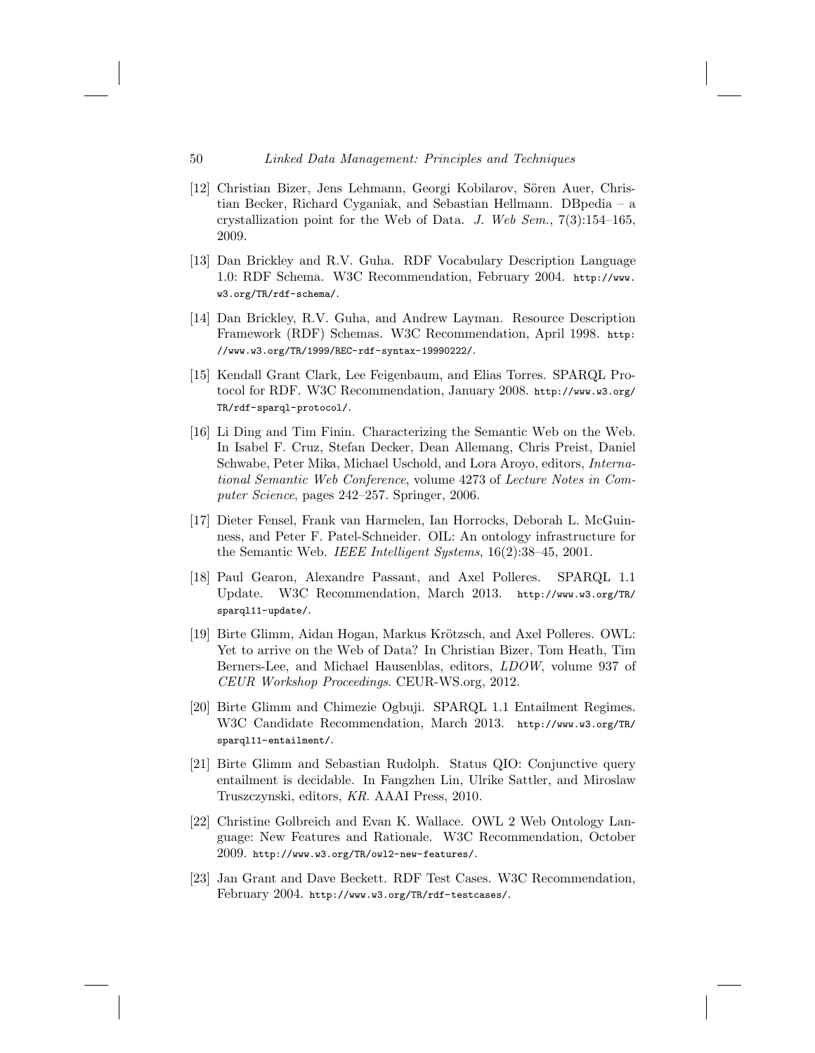[12] Christian Bizer, Jens Lehmann, Georgi Kobilarov, Sören Auer, Christian Becker, Richard Cyganiak, and Sebastian Hellmann. DBpedia – a crystallization point for the Web of Data. *J. Web Sem.*, 7(3):154–165, 2009.

[13] Dan Brickley and R.V. Guha. RDF Vocabulary Description Language 1.0: RDF Schema. W3C Recommendation, February 2004. http://www.w3.org/TR/rdf-schema/.

[14] Dan Brickley, R.V. Guha, and Andrew Layman. Resource Description Framework (RDF) Schemas. W3C Recommendation, April 1998. http://www.w3.org/TR/1999/REC-rdf-syntax-19990222/.

[15] Kendall Grant Clark, Lee Feigenbaum, and Elias Torres. SPARQL Protocol for RDF. W3C Recommendation, January 2008. http://www.w3.org/TR/rdf-sparql-protocol/.

[16] Li Ding and Tim Finin. Characterizing the Semantic Web on the Web. In Isabel F. Cruz, Stefan Decker, Dean Allemang, Chris Preist, Daniel Schwabe, Peter Mika, Michael Uschold, and Lora Aroyo, editors, *International Semantic Web Conference*, volume 4273 of *Lecture Notes in Computer Science*, pages 242–257. Springer, 2006.

[17] Dieter Fensel, Frank van Harmelen, Ian Horrocks, Deborah L. McGuinness, and Peter F. Patel-Schneider. OIL: An ontology infrastructure for the Semantic Web. *IEEE Intelligent Systems*, 16(2):38–45, 2001.

[18] Paul Gearon, Alexandre Passant, and Axel Polleres. SPARQL 1.1 Update. W3C Recommendation, March 2013. http://www.w3.org/TR/sparql11-update/.

[19] Birte Glimm, Aidan Hogan, Markus Krötzsch, and Axel Polleres. OWL: Yet to arrive on the Web of Data? In Christian Bizer, Tom Heath, Tim Berners-Lee, and Michael Hausenblas, editors, *LDOW*, volume 937 of *CEUR Workshop Proceedings*. CEUR-WS.org, 2012.

[20] Birte Glimm and Chimezie Ogbuji. SPARQL 1.1 Entailment Regimes. W3C Candidate Recommendation, March 2013. http://www.w3.org/TR/sparql11-entailment/.

[21] Birte Glimm and Sebastian Rudolph. Status QIO: Conjunctive query entailment is decidable. In Fangzhen Lin, Ulrike Sattler, and Miroslaw Truszczynski, editors, *KR*. AAAI Press, 2010.

[22] Christine Golbreich and Evan K. Wallace. OWL 2 Web Ontology Language: New Features and Rationale. W3C Recommendation, October 2009. http://www.w3.org/TR/owl2-new-features/.

[23] Jan Grant and Dave Beckett. RDF Test Cases. W3C Recommendation, February 2004. http://www.w3.org/TR/rdf-testcases/.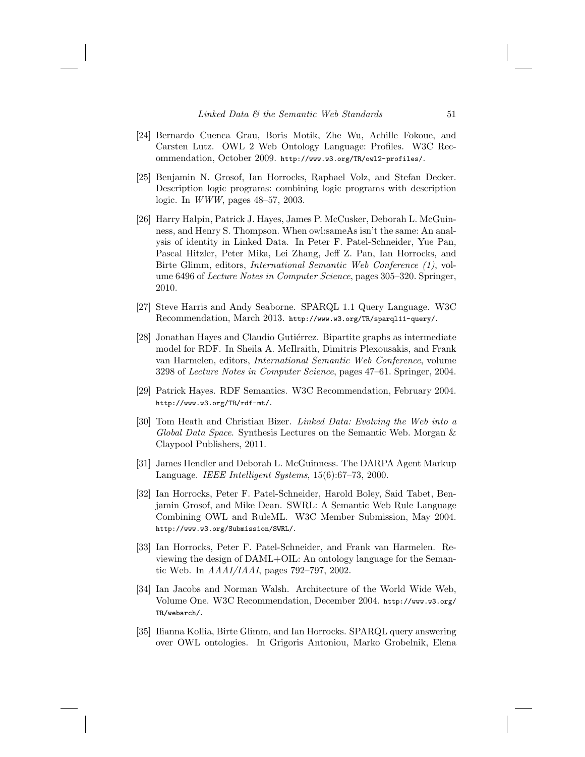[24] Bernardo Cuenca Grau, Boris Motik, Zhe Wu, Achille Fokoue, and Carsten Lutz. OWL 2 Web Ontology Language: Profiles. W3C Recommendation, October 2009. `http://www.w3.org/TR/owl2-profiles/`.

[25] Benjamin N. Grosof, Ian Horrocks, Raphael Volz, and Stefan Decker. Description logic programs: combining logic programs with description logic. In *WWW*, pages 48–57, 2003.

[26] Harry Halpin, Patrick J. Hayes, James P. McCusker, Deborah L. McGuinness, and Henry S. Thompson. When owl:sameAs isn't the same: An analysis of identity in Linked Data. In Peter F. Patel-Schneider, Yue Pan, Pascal Hitzler, Peter Mika, Lei Zhang, Jeff Z. Pan, Ian Horrocks, and Birte Glimm, editors, *International Semantic Web Conference (1)*, volume 6496 of *Lecture Notes in Computer Science*, pages 305–320. Springer, 2010.

[27] Steve Harris and Andy Seaborne. SPARQL 1.1 Query Language. W3C Recommendation, March 2013. `http://www.w3.org/TR/sparql11-query/`.

[28] Jonathan Hayes and Claudio Gutiérrez. Bipartite graphs as intermediate model for RDF. In Sheila A. McIlraith, Dimitris Plexousakis, and Frank van Harmelen, editors, *International Semantic Web Conference*, volume 3298 of *Lecture Notes in Computer Science*, pages 47–61. Springer, 2004.

[29] Patrick Hayes. RDF Semantics. W3C Recommendation, February 2004. `http://www.w3.org/TR/rdf-mt/`.

[30] Tom Heath and Christian Bizer. *Linked Data: Evolving the Web into a Global Data Space*. Synthesis Lectures on the Semantic Web. Morgan & Claypool Publishers, 2011.

[31] James Hendler and Deborah L. McGuinness. The DARPA Agent Markup Language. *IEEE Intelligent Systems*, 15(6):67–73, 2000.

[32] Ian Horrocks, Peter F. Patel-Schneider, Harold Boley, Said Tabet, Benjamin Grosof, and Mike Dean. SWRL: A Semantic Web Rule Language Combining OWL and RuleML. W3C Member Submission, May 2004. `http://www.w3.org/Submission/SWRL/`.

[33] Ian Horrocks, Peter F. Patel-Schneider, and Frank van Harmelen. Reviewing the design of DAML+OIL: An ontology language for the Semantic Web. In *AAAI/IAAI*, pages 792–797, 2002.

[34] Ian Jacobs and Norman Walsh. Architecture of the World Wide Web, Volume One. W3C Recommendation, December 2004. `http://www.w3.org/TR/webarch/`.

[35] Ilianna Kollia, Birte Glimm, and Ian Horrocks. SPARQL query answering over OWL ontologies. In Grigoris Antoniou, Marko Grobelnik, Elena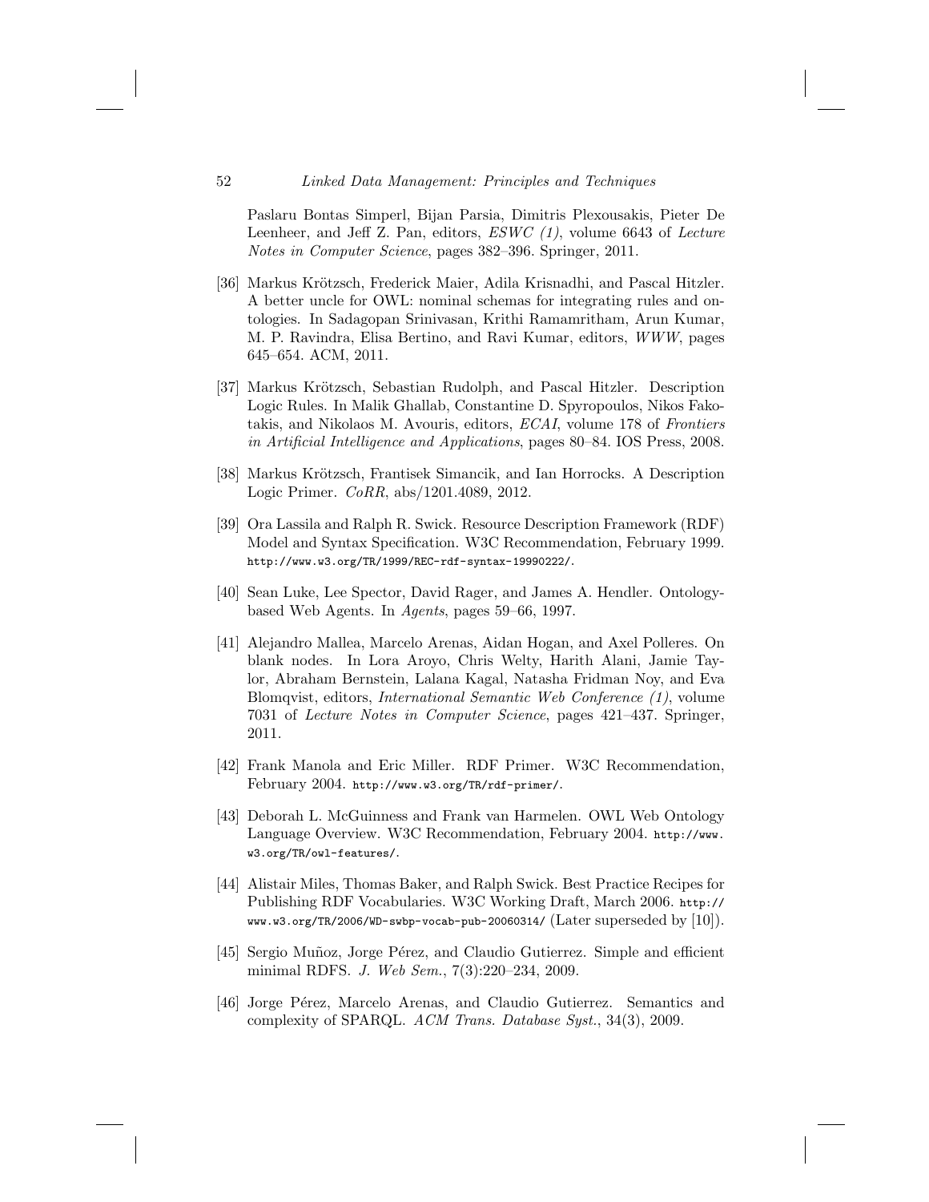Paslaru Bontas Simperl, Bijan Parsia, Dimitris Plexousakis, Pieter De Leenheer, and Jeff Z. Pan, editors, *ESWC (1)*, volume 6643 of *Lecture Notes in Computer Science*, pages 382–396. Springer, 2011.

[36] Markus Krötzsch, Frederick Maier, Adila Krisnadhi, and Pascal Hitzler. A better uncle for OWL: nominal schemas for integrating rules and ontologies. In Sadagopan Srinivasan, Krithi Ramamritham, Arun Kumar, M. P. Ravindra, Elisa Bertino, and Ravi Kumar, editors, *WWW*, pages 645–654. ACM, 2011.

[37] Markus Krötzsch, Sebastian Rudolph, and Pascal Hitzler. Description Logic Rules. In Malik Ghallab, Constantine D. Spyropoulos, Nikos Fakotakis, and Nikolaos M. Avouris, editors, *ECAI*, volume 178 of *Frontiers in Artificial Intelligence and Applications*, pages 80–84. IOS Press, 2008.

[38] Markus Krötzsch, Frantisek Simancik, and Ian Horrocks. A Description Logic Primer. *CoRR*, abs/1201.4089, 2012.

[39] Ora Lassila and Ralph R. Swick. Resource Description Framework (RDF) Model and Syntax Specification. W3C Recommendation, February 1999. `http://www.w3.org/TR/1999/REC-rdf-syntax-19990222/`.

[40] Sean Luke, Lee Spector, David Rager, and James A. Hendler. Ontology-based Web Agents. In *Agents*, pages 59–66, 1997.

[41] Alejandro Mallea, Marcelo Arenas, Aidan Hogan, and Axel Polleres. On blank nodes. In Lora Aroyo, Chris Welty, Harith Alani, Jamie Taylor, Abraham Bernstein, Lalana Kagal, Natasha Fridman Noy, and Eva Blomqvist, editors, *International Semantic Web Conference (1)*, volume 7031 of *Lecture Notes in Computer Science*, pages 421–437. Springer, 2011.

[42] Frank Manola and Eric Miller. RDF Primer. W3C Recommendation, February 2004. `http://www.w3.org/TR/rdf-primer/`.

[43] Deborah L. McGuinness and Frank van Harmelen. OWL Web Ontology Language Overview. W3C Recommendation, February 2004. `http://www.w3.org/TR/owl-features/`.

[44] Alistair Miles, Thomas Baker, and Ralph Swick. Best Practice Recipes for Publishing RDF Vocabularies. W3C Working Draft, March 2006. `http://www.w3.org/TR/2006/WD-swbp-vocab-pub-20060314/` (Later superseded by [10]).

[45] Sergio Muñoz, Jorge Pérez, and Claudio Gutierrez. Simple and efficient minimal RDFS. *J. Web Sem.*, 7(3):220–234, 2009.

[46] Jorge Pérez, Marcelo Arenas, and Claudio Gutierrez. Semantics and complexity of SPARQL. *ACM Trans. Database Syst.*, 34(3), 2009.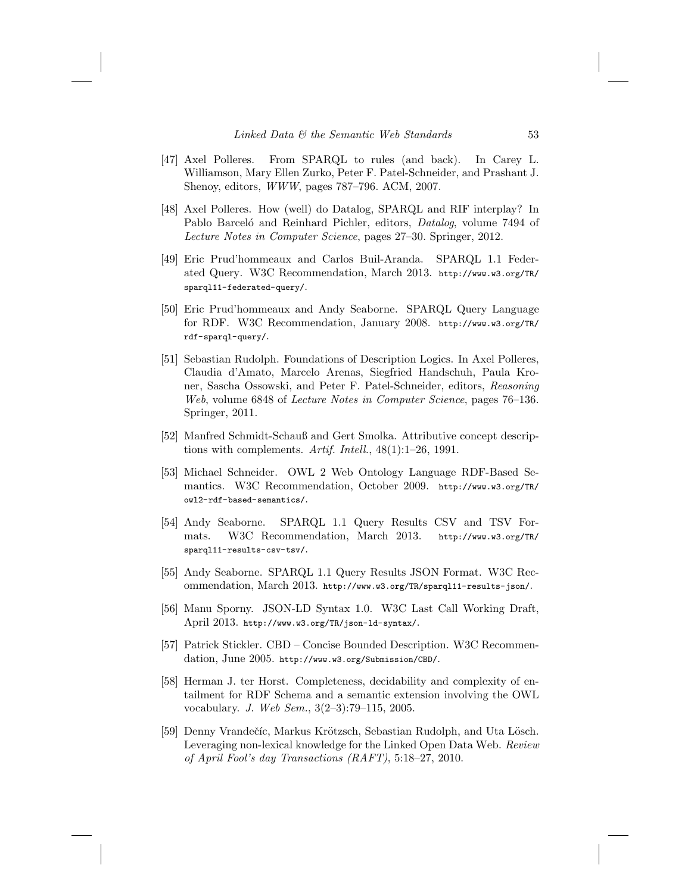[47] Axel Polleres. From SPARQL to rules (and back). In Carey L. Williamson, Mary Ellen Zurko, Peter F. Patel-Schneider, and Prashant J. Shenoy, editors, *WWW*, pages 787–796. ACM, 2007.

[48] Axel Polleres. How (well) do Datalog, SPARQL and RIF interplay? In Pablo Barceló and Reinhard Pichler, editors, *Datalog*, volume 7494 of *Lecture Notes in Computer Science*, pages 27–30. Springer, 2012.

[49] Eric Prud'hommeaux and Carlos Buil-Aranda. SPARQL 1.1 Federated Query. W3C Recommendation, March 2013. `http://www.w3.org/TR/sparql11-federated-query/`.

[50] Eric Prud'hommeaux and Andy Seaborne. SPARQL Query Language for RDF. W3C Recommendation, January 2008. `http://www.w3.org/TR/rdf-sparql-query/`.

[51] Sebastian Rudolph. Foundations of Description Logics. In Axel Polleres, Claudia d'Amato, Marcelo Arenas, Siegfried Handschuh, Paula Kroner, Sascha Ossowski, and Peter F. Patel-Schneider, editors, *Reasoning Web*, volume 6848 of *Lecture Notes in Computer Science*, pages 76–136. Springer, 2011.

[52] Manfred Schmidt-Schauß and Gert Smolka. Attributive concept descriptions with complements. *Artif. Intell.*, 48(1):1–26, 1991.

[53] Michael Schneider. OWL 2 Web Ontology Language RDF-Based Semantics. W3C Recommendation, October 2009. `http://www.w3.org/TR/owl2-rdf-based-semantics/`.

[54] Andy Seaborne. SPARQL 1.1 Query Results CSV and TSV Formats. W3C Recommendation, March 2013. `http://www.w3.org/TR/sparql11-results-csv-tsv/`.

[55] Andy Seaborne. SPARQL 1.1 Query Results JSON Format. W3C Recommendation, March 2013. `http://www.w3.org/TR/sparql11-results-json/`.

[56] Manu Sporny. JSON-LD Syntax 1.0. W3C Last Call Working Draft, April 2013. `http://www.w3.org/TR/json-ld-syntax/`.

[57] Patrick Stickler. CBD – Concise Bounded Description. W3C Recommendation, June 2005. `http://www.w3.org/Submission/CBD/`.

[58] Herman J. ter Horst. Completeness, decidability and complexity of entailment for RDF Schema and a semantic extension involving the OWL vocabulary. *J. Web Sem.*, 3(2–3):79–115, 2005.

[59] Denny Vrandečíc, Markus Krötzsch, Sebastian Rudolph, and Uta Lösch. Leveraging non-lexical knowledge for the Linked Open Data Web. *Review of April Fool's day Transactions (RAFT)*, 5:18–27, 2010.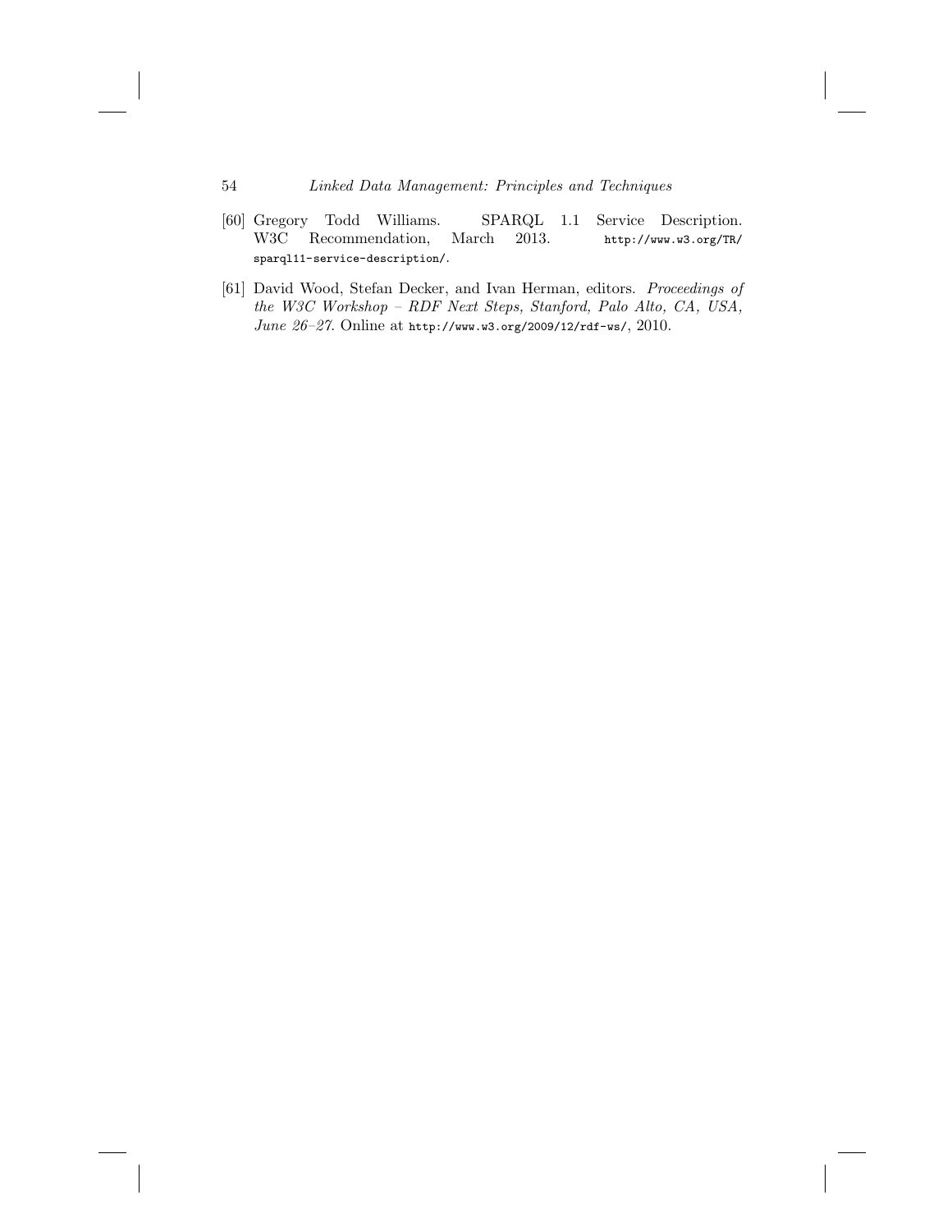[60] Gregory Todd Williams. SPARQL 1.1 Service Description. W3C Recommendation, March 2013. http://www.w3.org/TR/sparql11-service-description/.

[61] David Wood, Stefan Decker, and Ivan Herman, editors. *Proceedings of the W3C Workshop – RDF Next Steps, Stanford, Palo Alto, CA, USA, June 26–27*. Online at http://www.w3.org/2009/12/rdf-ws/, 2010.